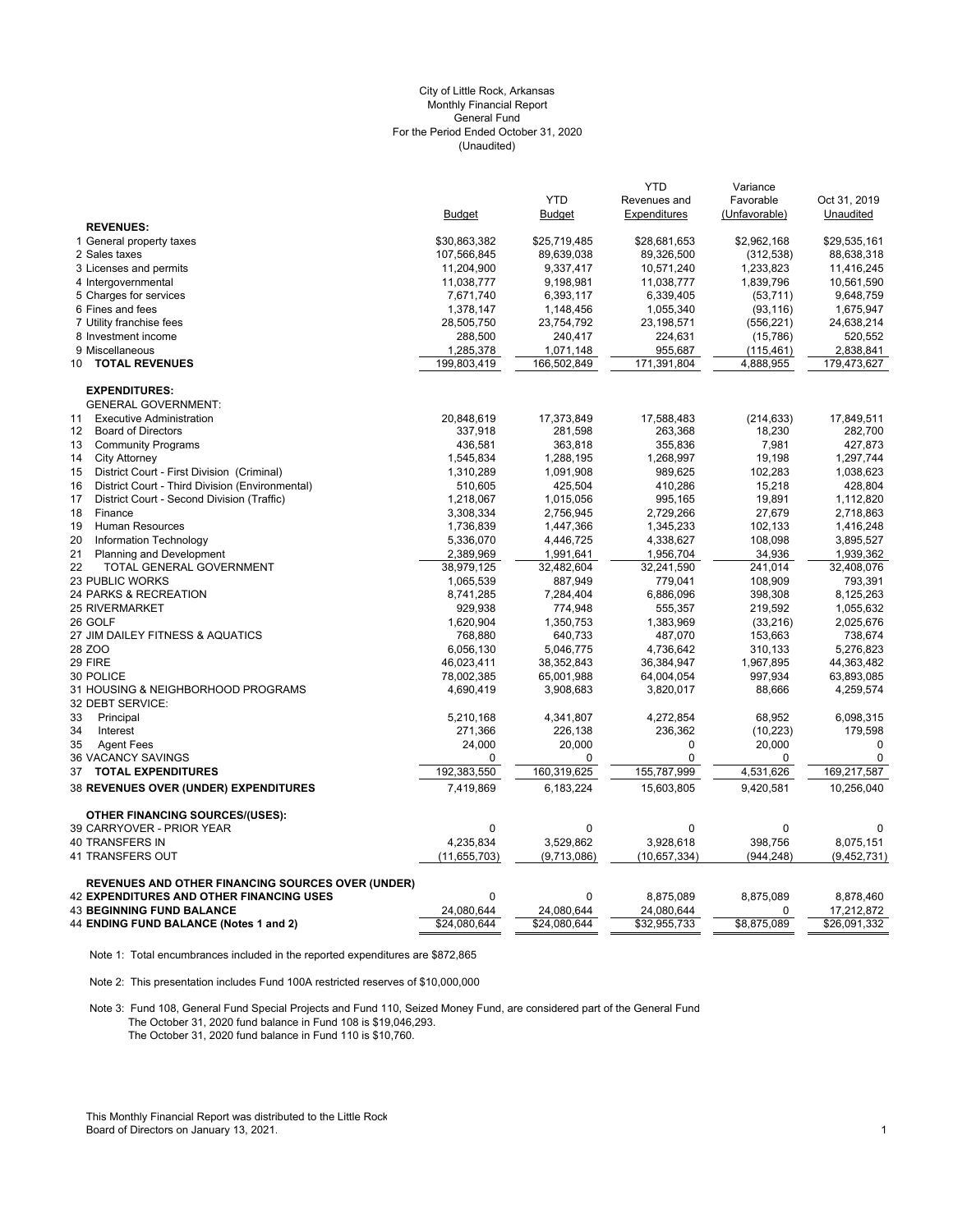City of Little Rock, Arkansas
Monthly Financial Report
General Fund
For the Period Ended October 31, 2020
(Unaudited)

| | Budget | YTD Budget | YTD Revenues and Expenditures | Variance Favorable (Unfavorable) | Oct 31, 2019 Unaudited |
|---|---|---|---|---|---|
| **REVENUES:** | | | | | |
| 1 General property taxes | $30,863,382 | $25,719,485 | $28,681,653 | $2,962,168 | $29,535,161 |
| 2 Sales taxes | 107,566,845 | 89,639,038 | 89,326,500 | (312,538) | 88,638,318 |
| 3 Licenses and permits | 11,204,900 | 9,337,417 | 10,571,240 | 1,233,823 | 11,416,245 |
| 4 Intergovernmental | 11,038,777 | 9,198,981 | 11,038,777 | 1,839,796 | 10,561,590 |
| 5 Charges for services | 7,671,740 | 6,393,117 | 6,339,405 | (53,711) | 9,648,759 |
| 6 Fines and fees | 1,378,147 | 1,148,456 | 1,055,340 | (93,116) | 1,675,947 |
| 7 Utility franchise fees | 28,505,750 | 23,754,792 | 23,198,571 | (556,221) | 24,638,214 |
| 8 Investment income | 288,500 | 240,417 | 224,631 | (15,786) | 520,552 |
| 9 Miscellaneous | 1,285,378 | 1,071,148 | 955,687 | (115,461) | 2,838,841 |
| 10 **TOTAL REVENUES** | 199,803,419 | 166,502,849 | 171,391,804 | 4,888,955 | 179,473,627 |
| **EXPENDITURES:** | | | | | |
| GENERAL GOVERNMENT: | | | | | |
| 11 Executive Administration | 20,848,619 | 17,373,849 | 17,588,483 | (214,633) | 17,849,511 |
| 12 Board of Directors | 337,918 | 281,598 | 263,368 | 18,230 | 282,700 |
| 13 Community Programs | 436,581 | 363,818 | 355,836 | 7,981 | 427,873 |
| 14 City Attorney | 1,545,834 | 1,288,195 | 1,268,997 | 19,198 | 1,297,744 |
| 15 District Court - First Division (Criminal) | 1,310,289 | 1,091,908 | 989,625 | 102,283 | 1,038,623 |
| 16 District Court - Third Division (Environmental) | 510,605 | 425,504 | 410,286 | 15,218 | 428,804 |
| 17 District Court - Second Division (Traffic) | 1,218,067 | 1,015,056 | 995,165 | 19,891 | 1,112,820 |
| 18 Finance | 3,308,334 | 2,756,945 | 2,729,266 | 27,679 | 2,718,863 |
| 19 Human Resources | 1,736,839 | 1,447,366 | 1,345,233 | 102,133 | 1,416,248 |
| 20 Information Technology | 5,336,070 | 4,446,725 | 4,338,627 | 108,098 | 3,895,527 |
| 21 Planning and Development | 2,389,969 | 1,991,641 | 1,956,704 | 34,936 | 1,939,362 |
| 22 TOTAL GENERAL GOVERNMENT | 38,979,125 | 32,482,604 | 32,241,590 | 241,014 | 32,408,076 |
| 23 PUBLIC WORKS | 1,065,539 | 887,949 | 779,041 | 108,909 | 793,391 |
| 24 PARKS & RECREATION | 8,741,285 | 7,284,404 | 6,886,096 | 398,308 | 8,125,263 |
| 25 RIVERMARKET | 929,938 | 774,948 | 555,357 | 219,592 | 1,055,632 |
| 26 GOLF | 1,620,904 | 1,350,753 | 1,383,969 | (33,216) | 2,025,676 |
| 27 JIM DAILEY FITNESS & AQUATICS | 768,880 | 640,733 | 487,070 | 153,663 | 738,674 |
| 28 ZOO | 6,056,130 | 5,046,775 | 4,736,642 | 310,133 | 5,276,823 |
| 29 FIRE | 46,023,411 | 38,352,843 | 36,384,947 | 1,967,895 | 44,363,482 |
| 30 POLICE | 78,002,385 | 65,001,988 | 64,004,054 | 997,934 | 63,893,085 |
| 31 HOUSING & NEIGHBORHOOD PROGRAMS | 4,690,419 | 3,908,683 | 3,820,017 | 88,666 | 4,259,574 |
| 32 DEBT SERVICE: | | | | | |
| 33 Principal | 5,210,168 | 4,341,807 | 4,272,854 | 68,952 | 6,098,315 |
| 34 Interest | 271,366 | 226,138 | 236,362 | (10,223) | 179,598 |
| 35 Agent Fees | 24,000 | 20,000 | 0 | 20,000 | 0 |
| 36 VACANCY SAVINGS | 0 | 0 | 0 | 0 | 0 |
| 37 **TOTAL EXPENDITURES** | 192,383,550 | 160,319,625 | 155,787,999 | 4,531,626 | 169,217,587 |
| 38 **REVENUES OVER (UNDER) EXPENDITURES** | 7,419,869 | 6,183,224 | 15,603,805 | 9,420,581 | 10,256,040 |
| **OTHER FINANCING SOURCES/(USES):** | | | | | |
| 39 CARRYOVER - PRIOR YEAR | 0 | 0 | 0 | 0 | 0 |
| 40 TRANSFERS IN | 4,235,834 | 3,529,862 | 3,928,618 | 398,756 | 8,075,151 |
| 41 TRANSFERS OUT | (11,655,703) | (9,713,086) | (10,657,334) | (944,248) | (9,452,731) |
| **REVENUES AND OTHER FINANCING SOURCES OVER (UNDER)** | | | | | |
| 42 **EXPENDITURES AND OTHER FINANCING USES** | 0 | 0 | 8,875,089 | 8,875,089 | 8,878,460 |
| 43 **BEGINNING FUND BALANCE** | 24,080,644 | 24,080,644 | 24,080,644 | 0 | 17,212,872 |
| 44 **ENDING FUND BALANCE (Notes 1 and 2)** | $24,080,644 | $24,080,644 | $32,955,733 | $8,875,089 | $26,091,332 |

Note 1: Total encumbrances included in the reported expenditures are $872,865

Note 2: This presentation includes Fund 100A restricted reserves of $10,000,000

Note 3: Fund 108, General Fund Special Projects and Fund 110, Seized Money Fund, are considered part of the General Fund
The October 31, 2020 fund balance in Fund 108 is $19,046,293.
The October 31, 2020 fund balance in Fund 110 is $10,760.

This Monthly Financial Report was distributed to the Little Rock Board of Directors on January 13, 2021.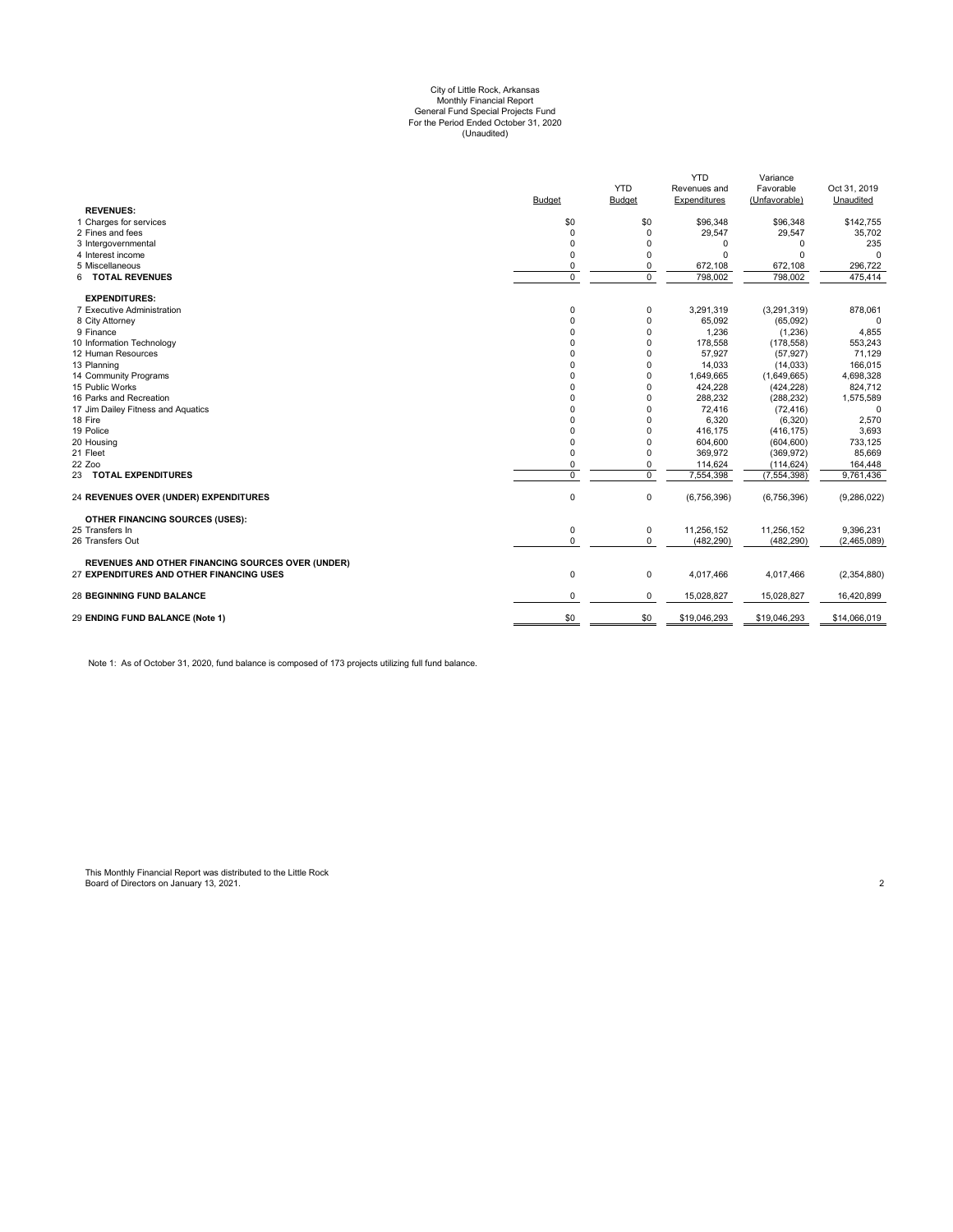City of Little Rock, Arkansas
Monthly Financial Report
General Fund Special Projects Fund
For the Period Ended October 31, 2020
(Unaudited)

| | Budget | YTD Budget | YTD Revenues and Expenditures | Variance Favorable (Unfavorable) | Oct 31, 2019 Unaudited |
|---|---|---|---|---|---|
| **REVENUES:** | | | | | |
| 1 Charges for services | $0 | $0 | $96,348 | $96,348 | $142,755 |
| 2 Fines and fees | 0 | 0 | 29,547 | 29,547 | 35,702 |
| 3 Intergovernmental | 0 | 0 | 0 | 0 | 235 |
| 4 Interest income | 0 | 0 | 0 | 0 | 0 |
| 5 Miscellaneous | 0 | 0 | 672,108 | 672,108 | 296,722 |
| 6 **TOTAL REVENUES** | 0 | 0 | 798,002 | 798,002 | 475,414 |
| **EXPENDITURES:** | | | | | |
| 7 Executive Administration | 0 | 0 | 3,291,319 | (3,291,319) | 878,061 |
| 8 City Attorney | 0 | 0 | 65,092 | (65,092) | 0 |
| 9 Finance | 0 | 0 | 1,236 | (1,236) | 4,855 |
| 10 Information Technology | 0 | 0 | 178,558 | (178,558) | 553,243 |
| 12 Human Resources | 0 | 0 | 57,927 | (57,927) | 71,129 |
| 13 Planning | 0 | 0 | 14,033 | (14,033) | 166,015 |
| 14 Community Programs | 0 | 0 | 1,649,665 | (1,649,665) | 4,698,328 |
| 15 Public Works | 0 | 0 | 424,228 | (424,228) | 824,712 |
| 16 Parks and Recreation | 0 | 0 | 288,232 | (288,232) | 1,575,589 |
| 17 Jim Dailey Fitness and Aquatics | 0 | 0 | 72,416 | (72,416) | 0 |
| 18 Fire | 0 | 0 | 6,320 | (6,320) | 2,570 |
| 19 Police | 0 | 0 | 416,175 | (416,175) | 3,693 |
| 20 Housing | 0 | 0 | 604,600 | (604,600) | 733,125 |
| 21 Fleet | 0 | 0 | 369,972 | (369,972) | 85,669 |
| 22 Zoo | 0 | 0 | 114,624 | (114,624) | 164,448 |
| 23 **TOTAL EXPENDITURES** | 0 | 0 | 7,554,398 | (7,554,398) | 9,761,436 |
| 24 **REVENUES OVER (UNDER) EXPENDITURES** | 0 | 0 | (6,756,396) | (6,756,396) | (9,286,022) |
| **OTHER FINANCING SOURCES (USES):** | | | | | |
| 25 Transfers In | 0 | 0 | 11,256,152 | 11,256,152 | 9,396,231 |
| 26 Transfers Out | 0 | 0 | (482,290) | (482,290) | (2,465,089) |
| **REVENUES AND OTHER FINANCING SOURCES OVER (UNDER)** | | | | | |
| 27 **EXPENDITURES AND OTHER FINANCING USES** | 0 | 0 | 4,017,466 | 4,017,466 | (2,354,880) |
| 28 **BEGINNING FUND BALANCE** | 0 | 0 | 15,028,827 | 15,028,827 | 16,420,899 |
| 29 **ENDING FUND BALANCE (Note 1)** | $0 | $0 | $19,046,293 | $19,046,293 | $14,066,019 |

Note 1: As of October 31, 2020, fund balance is composed of 173 projects utilizing full fund balance.

This Monthly Financial Report was distributed to the Little Rock Board of Directors on January 13, 2021.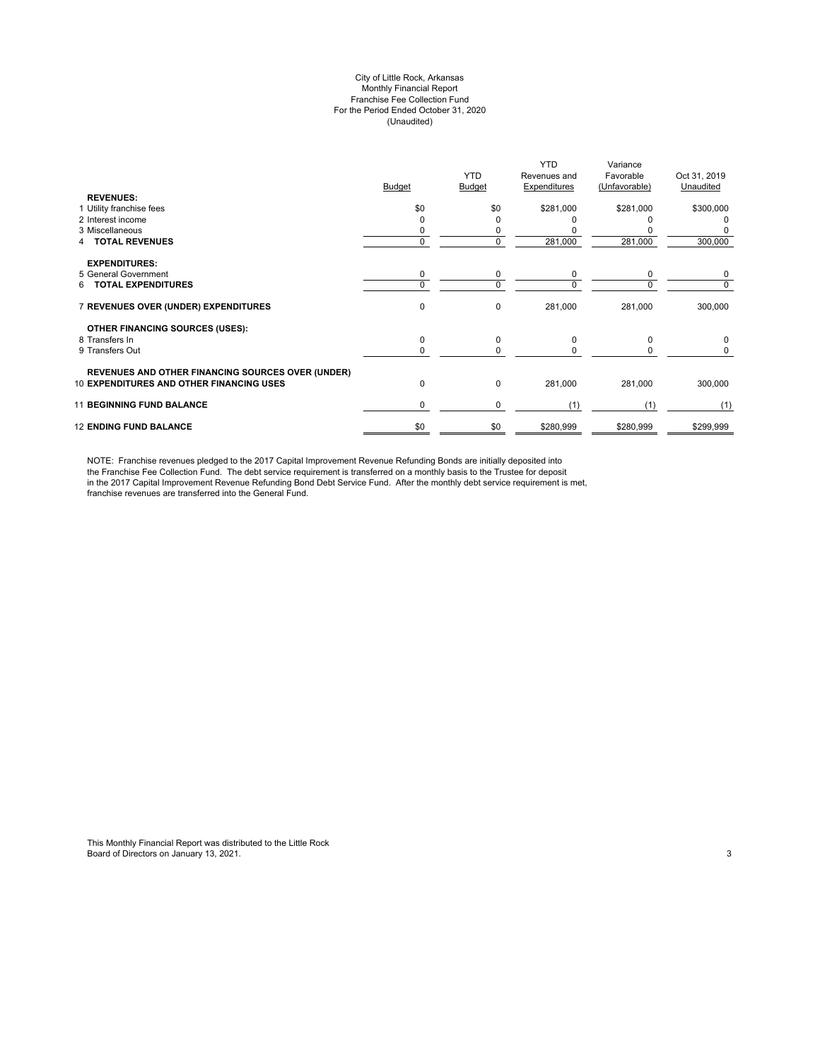City of Little Rock, Arkansas
Monthly Financial Report
Franchise Fee Collection Fund
For the Period Ended October 31, 2020
(Unaudited)

| | Budget | YTD Budget | YTD Revenues and Expenditures | Variance Favorable (Unfavorable) | Oct 31, 2019 Unaudited |
|---|---|---|---|---|---|
| **REVENUES:** | | | | | |
| 1 Utility franchise fees | $0 | $0 | $281,000 | $281,000 | $300,000 |
| 2 Interest income | 0 | 0 | 0 | 0 | 0 |
| 3 Miscellaneous | 0 | 0 | 0 | 0 | 0 |
| 4 **TOTAL REVENUES** | 0 | 0 | 281,000 | 281,000 | 300,000 |
| **EXPENDITURES:** | | | | | |
| 5 General Government | 0 | 0 | 0 | 0 | 0 |
| 6 **TOTAL EXPENDITURES** | 0 | 0 | 0 | 0 | 0 |
| 7 **REVENUES OVER (UNDER) EXPENDITURES** | 0 | 0 | 281,000 | 281,000 | 300,000 |
| **OTHER FINANCING SOURCES (USES):** | | | | | |
| 8 Transfers In | 0 | 0 | 0 | 0 | 0 |
| 9 Transfers Out | 0 | 0 | 0 | 0 | 0 |
| **REVENUES AND OTHER FINANCING SOURCES OVER (UNDER)** 10 **EXPENDITURES AND OTHER FINANCING USES** | 0 | 0 | 281,000 | 281,000 | 300,000 |
| 11 **BEGINNING FUND BALANCE** | 0 | 0 | (1) | (1) | (1) |
| 12 **ENDING FUND BALANCE** | $0 | $0 | $280,999 | $280,999 | $299,999 |

NOTE: Franchise revenues pledged to the 2017 Capital Improvement Revenue Refunding Bonds are initially deposited into the Franchise Fee Collection Fund. The debt service requirement is transferred on a monthly basis to the Trustee for deposit in the 2017 Capital Improvement Revenue Refunding Bond Debt Service Fund. After the monthly debt service requirement is met, franchise revenues are transferred into the General Fund.

This Monthly Financial Report was distributed to the Little Rock Board of Directors on January 13, 2021.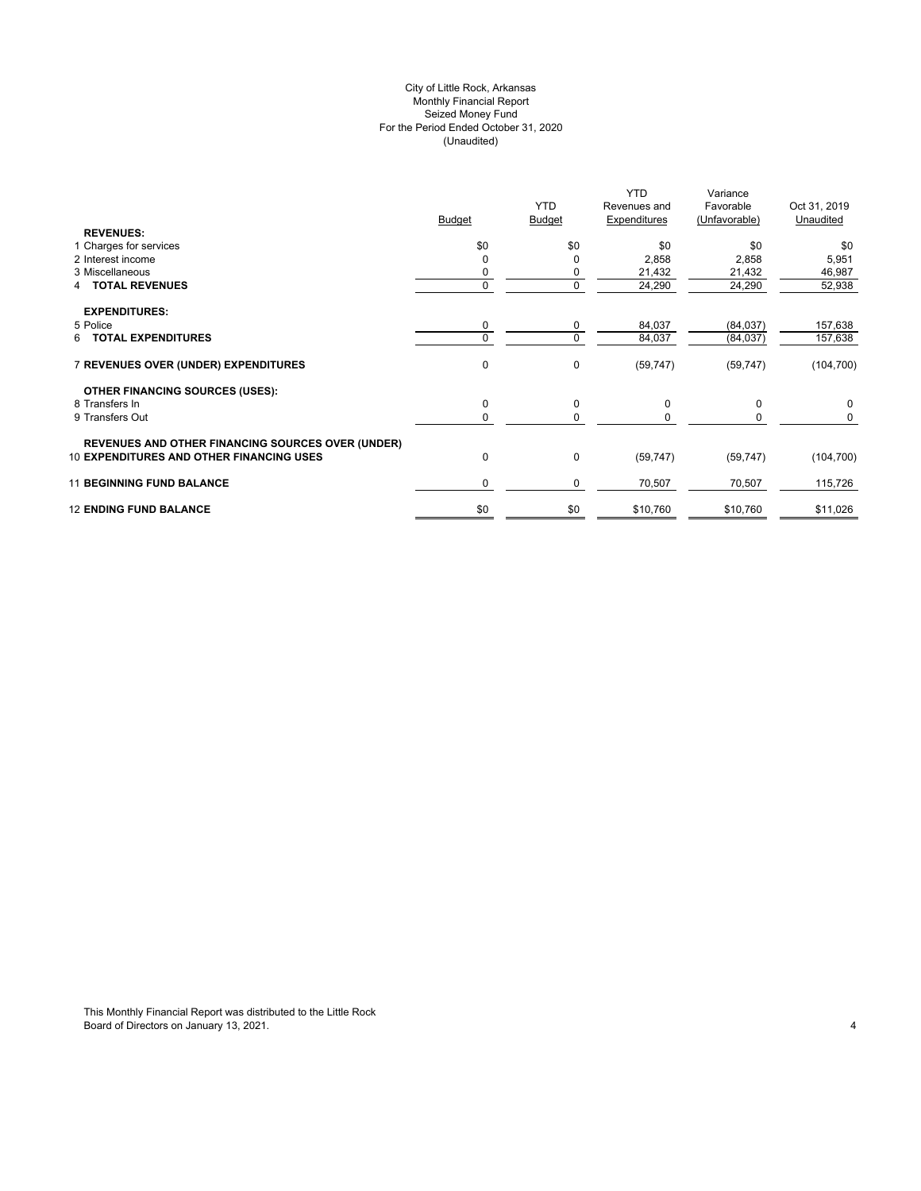City of Little Rock, Arkansas
Monthly Financial Report
Seized Money Fund
For the Period Ended October 31, 2020
(Unaudited)

| | Budget | YTD Budget | YTD Revenues and Expenditures | Variance Favorable (Unfavorable) | Oct 31, 2019 Unaudited |
|---|---|---|---|---|---|
| **REVENUES:** | | | | | |
| 1 Charges for services | $0 | $0 | $0 | $0 | $0 |
| 2 Interest income | 0 | 0 | 2,858 | 2,858 | 5,951 |
| 3 Miscellaneous | 0 | 0 | 21,432 | 21,432 | 46,987 |
| 4 **TOTAL REVENUES** | 0 | 0 | 24,290 | 24,290 | 52,938 |
| **EXPENDITURES:** | | | | | |
| 5 Police | 0 | 0 | 84,037 | (84,037) | 157,638 |
| 6 **TOTAL EXPENDITURES** | 0 | 0 | 84,037 | (84,037) | 157,638 |
| 7 **REVENUES OVER (UNDER) EXPENDITURES** | 0 | 0 | (59,747) | (59,747) | (104,700) |
| **OTHER FINANCING SOURCES (USES):** | | | | | |
| 8 Transfers In | 0 | 0 | 0 | 0 | 0 |
| 9 Transfers Out | 0 | 0 | 0 | 0 | 0 |
| 10 **REVENUES AND OTHER FINANCING SOURCES OVER (UNDER) EXPENDITURES AND OTHER FINANCING USES** | 0 | 0 | (59,747) | (59,747) | (104,700) |
| 11 **BEGINNING FUND BALANCE** | 0 | 0 | 70,507 | 70,507 | 115,726 |
| 12 **ENDING FUND BALANCE** | $0 | $0 | $10,760 | $10,760 | $11,026 |

This Monthly Financial Report was distributed to the Little Rock Board of Directors on January 13, 2021.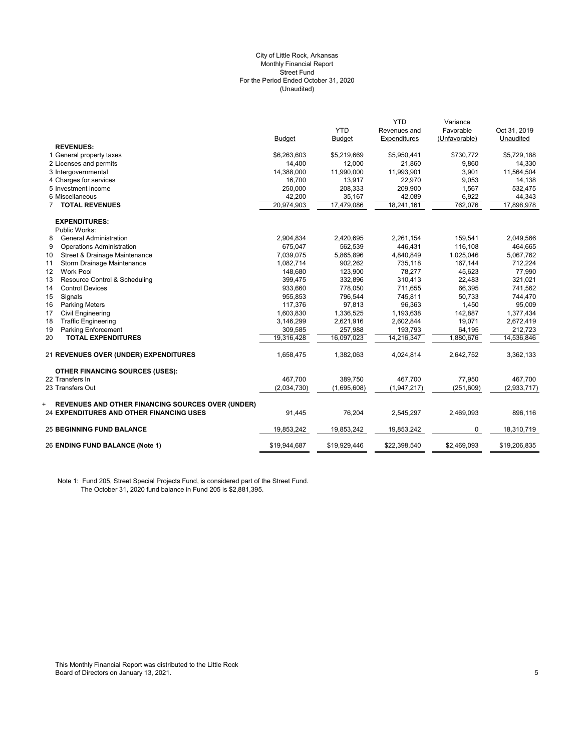City of Little Rock, Arkansas
Monthly Financial Report
Street Fund
For the Period Ended October 31, 2020
(Unaudited)

| | Budget | YTD Budget | YTD Revenues and Expenditures | Variance Favorable (Unfavorable) | Oct 31, 2019 Unaudited |
|---|---|---|---|---|---|
| **REVENUES:** | | | | | |
| 1 General property taxes | $6,263,603 | $5,219,669 | $5,950,441 | $730,772 | $5,729,188 |
| 2 Licenses and permits | 14,400 | 12,000 | 21,860 | 9,860 | 14,330 |
| 3 Intergovernmental | 14,388,000 | 11,990,000 | 11,993,901 | 3,901 | 11,564,504 |
| 4 Charges for services | 16,700 | 13,917 | 22,970 | 9,053 | 14,138 |
| 5 Investment income | 250,000 | 208,333 | 209,900 | 1,567 | 532,475 |
| 6 Miscellaneous | 42,200 | 35,167 | 42,089 | 6,922 | 44,343 |
| 7 **TOTAL REVENUES** | 20,974,903 | 17,479,086 | 18,241,161 | 762,076 | 17,898,978 |
| **EXPENDITURES:** | | | | | |
| Public Works: | | | | | |
| 8 General Administration | 2,904,834 | 2,420,695 | 2,261,154 | 159,541 | 2,049,566 |
| 9 Operations Administration | 675,047 | 562,539 | 446,431 | 116,108 | 464,665 |
| 10 Street & Drainage Maintenance | 7,039,075 | 5,865,896 | 4,840,849 | 1,025,046 | 5,067,762 |
| 11 Storm Drainage Maintenance | 1,082,714 | 902,262 | 735,118 | 167,144 | 712,224 |
| 12 Work Pool | 148,680 | 123,900 | 78,277 | 45,623 | 77,990 |
| 13 Resource Control & Scheduling | 399,475 | 332,896 | 310,413 | 22,483 | 321,021 |
| 14 Control Devices | 933,660 | 778,050 | 711,655 | 66,395 | 741,562 |
| 15 Signals | 955,853 | 796,544 | 745,811 | 50,733 | 744,470 |
| 16 Parking Meters | 117,376 | 97,813 | 96,363 | 1,450 | 95,009 |
| 17 Civil Engineering | 1,603,830 | 1,336,525 | 1,193,638 | 142,887 | 1,377,434 |
| 18 Traffic Engineering | 3,146,299 | 2,621,916 | 2,602,844 | 19,071 | 2,672,419 |
| 19 Parking Enforcement | 309,585 | 257,988 | 193,793 | 64,195 | 212,723 |
| 20 **TOTAL EXPENDITURES** | 19,316,428 | 16,097,023 | 14,216,347 | 1,880,676 | 14,536,846 |
| 21 **REVENUES OVER (UNDER) EXPENDITURES** | 1,658,475 | 1,382,063 | 4,024,814 | 2,642,752 | 3,362,133 |
| **OTHER FINANCING SOURCES (USES):** | | | | | |
| 22 Transfers In | 467,700 | 389,750 | 467,700 | 77,950 | 467,700 |
| 23 Transfers Out | (2,034,730) | (1,695,608) | (1,947,217) | (251,609) | (2,933,717) |
| + **REVENUES AND OTHER FINANCING SOURCES OVER (UNDER)** 24 **EXPENDITURES AND OTHER FINANCING USES** | 91,445 | 76,204 | 2,545,297 | 2,469,093 | 896,116 |
| 25 **BEGINNING FUND BALANCE** | 19,853,242 | 19,853,242 | 19,853,242 | 0 | 18,310,719 |
| 26 **ENDING FUND BALANCE (Note 1)** | $19,944,687 | $19,929,446 | $22,398,540 | $2,469,093 | $19,206,835 |

Note 1: Fund 205, Street Special Projects Fund, is considered part of the Street Fund.
The October 31, 2020 fund balance in Fund 205 is $2,881,395.

This Monthly Financial Report was distributed to the Little Rock Board of Directors on January 13, 2021.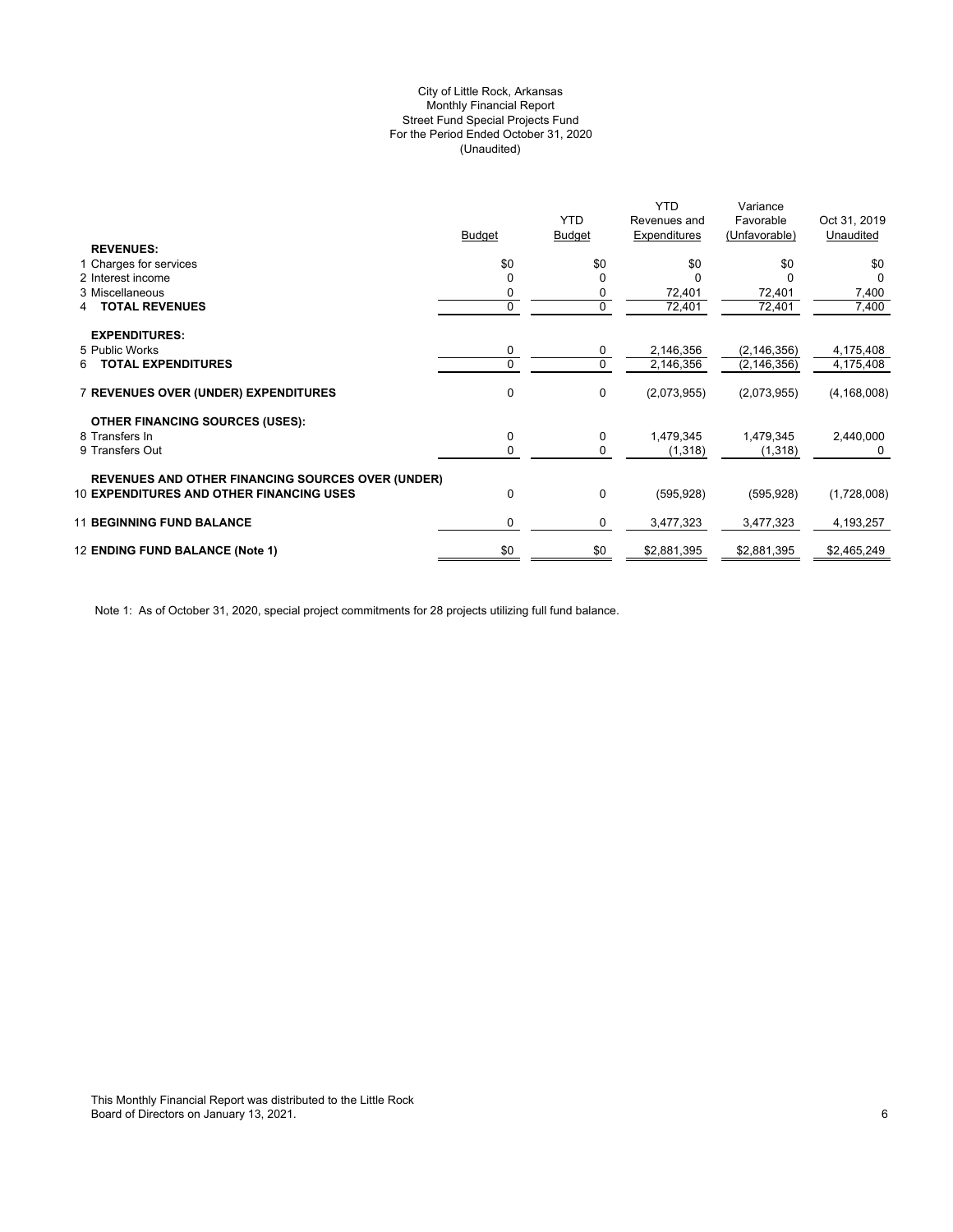City of Little Rock, Arkansas
Monthly Financial Report
Street Fund Special Projects Fund
For the Period Ended October 31, 2020
(Unaudited)

| | Budget | YTD Budget | YTD Revenues and Expenditures | Variance Favorable (Unfavorable) | Oct 31, 2019 Unaudited |
|---|---|---|---|---|---|
| **REVENUES:** | | | | | |
| 1 Charges for services | $0 | $0 | $0 | $0 | $0 |
| 2 Interest income | 0 | 0 | 0 | 0 | 0 |
| 3 Miscellaneous | 0 | 0 | 72,401 | 72,401 | 7,400 |
| 4 **TOTAL REVENUES** | 0 | 0 | 72,401 | 72,401 | 7,400 |
| **EXPENDITURES:** | | | | | |
| 5 Public Works | 0 | 0 | 2,146,356 | (2,146,356) | 4,175,408 |
| 6 **TOTAL EXPENDITURES** | 0 | 0 | 2,146,356 | (2,146,356) | 4,175,408 |
| 7 **REVENUES OVER (UNDER) EXPENDITURES** | 0 | 0 | (2,073,955) | (2,073,955) | (4,168,008) |
| **OTHER FINANCING SOURCES (USES):** | | | | | |
| 8 Transfers In | 0 | 0 | 1,479,345 | 1,479,345 | 2,440,000 |
| 9 Transfers Out | 0 | 0 | (1,318) | (1,318) | 0 |
| **REVENUES AND OTHER FINANCING SOURCES OVER (UNDER)** 10 **EXPENDITURES AND OTHER FINANCING USES** | 0 | 0 | (595,928) | (595,928) | (1,728,008) |
| 11 **BEGINNING FUND BALANCE** | 0 | 0 | 3,477,323 | 3,477,323 | 4,193,257 |
| 12 **ENDING FUND BALANCE (Note 1)** | $0 | $0 | $2,881,395 | $2,881,395 | $2,465,249 |

Note 1: As of October 31, 2020, special project commitments for 28 projects utilizing full fund balance.

This Monthly Financial Report was distributed to the Little Rock Board of Directors on January 13, 2021.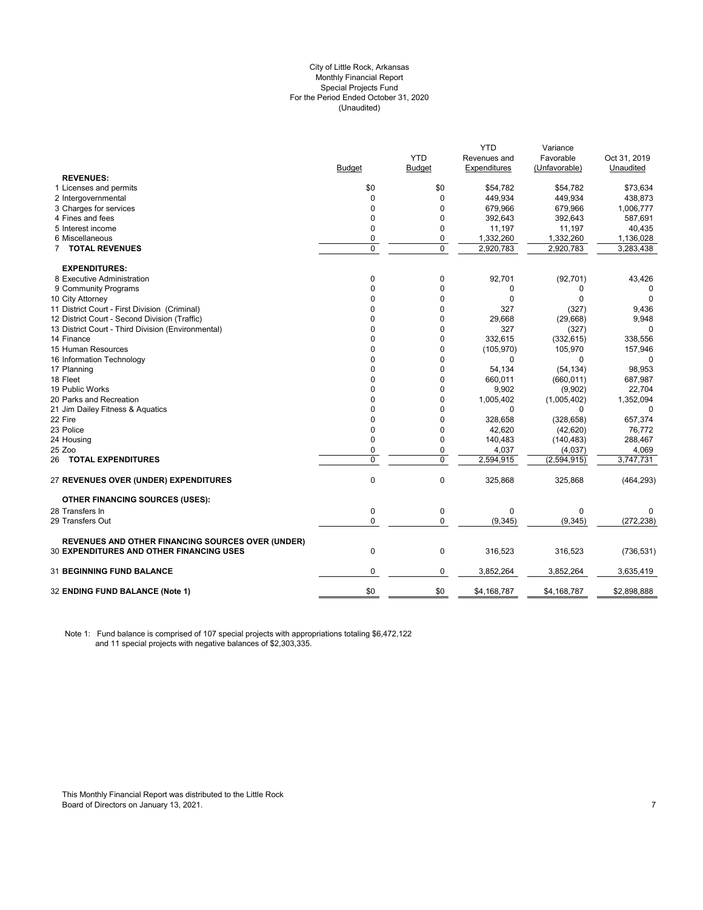City of Little Rock, Arkansas
Monthly Financial Report
Special Projects Fund
For the Period Ended October 31, 2020
(Unaudited)

| | Budget | YTD Budget | YTD Revenues and Expenditures | Variance Favorable (Unfavorable) | Oct 31, 2019 Unaudited |
|---|---|---|---|---|---|
| **REVENUES:** | | | | | |
| 1 Licenses and permits | $0 | $0 | $54,782 | $54,782 | $73,634 |
| 2 Intergovernmental | 0 | 0 | 449,934 | 449,934 | 438,873 |
| 3 Charges for services | 0 | 0 | 679,966 | 679,966 | 1,006,777 |
| 4 Fines and fees | 0 | 0 | 392,643 | 392,643 | 587,691 |
| 5 Interest income | 0 | 0 | 11,197 | 11,197 | 40,435 |
| 6 Miscellaneous | 0 | 0 | 1,332,260 | 1,332,260 | 1,136,028 |
| 7 **TOTAL REVENUES** | 0 | 0 | 2,920,783 | 2,920,783 | 3,283,438 |
| **EXPENDITURES:** | | | | | |
| 8 Executive Administration | 0 | 0 | 92,701 | (92,701) | 43,426 |
| 9 Community Programs | 0 | 0 | 0 | 0 | 0 |
| 10 City Attorney | 0 | 0 | 0 | 0 | 0 |
| 11 District Court - First Division (Criminal) | 0 | 0 | 327 | (327) | 9,436 |
| 12 District Court - Second Division (Traffic) | 0 | 0 | 29,668 | (29,668) | 9,948 |
| 13 District Court - Third Division (Environmental) | 0 | 0 | 327 | (327) | 0 |
| 14 Finance | 0 | 0 | 332,615 | (332,615) | 338,556 |
| 15 Human Resources | 0 | 0 | (105,970) | 105,970 | 157,946 |
| 16 Information Technology | 0 | 0 | 0 | 0 | 0 |
| 17 Planning | 0 | 0 | 54,134 | (54,134) | 98,953 |
| 18 Fleet | 0 | 0 | 660,011 | (660,011) | 687,987 |
| 19 Public Works | 0 | 0 | 9,902 | (9,902) | 22,704 |
| 20 Parks and Recreation | 0 | 0 | 1,005,402 | (1,005,402) | 1,352,094 |
| 21 Jim Dailey Fitness & Aquatics | 0 | 0 | 0 | 0 | 0 |
| 22 Fire | 0 | 0 | 328,658 | (328,658) | 657,374 |
| 23 Police | 0 | 0 | 42,620 | (42,620) | 76,772 |
| 24 Housing | 0 | 0 | 140,483 | (140,483) | 288,467 |
| 25 Zoo | 0 | 0 | 4,037 | (4,037) | 4,069 |
| 26 **TOTAL EXPENDITURES** | 0 | 0 | 2,594,915 | (2,594,915) | 3,747,731 |
| 27 **REVENUES OVER (UNDER) EXPENDITURES** | 0 | 0 | 325,868 | 325,868 | (464,293) |
| **OTHER FINANCING SOURCES (USES):** | | | | | |
| 28 Transfers In | 0 | 0 | 0 | 0 | 0 |
| 29 Transfers Out | 0 | 0 | (9,345) | (9,345) | (272,238) |
| **REVENUES AND OTHER FINANCING SOURCES OVER (UNDER)** 30 **EXPENDITURES AND OTHER FINANCING USES** | 0 | 0 | 316,523 | 316,523 | (736,531) |
| 31 **BEGINNING FUND BALANCE** | 0 | 0 | 3,852,264 | 3,852,264 | 3,635,419 |
| 32 **ENDING FUND BALANCE (Note 1)** | $0 | $0 | $4,168,787 | $4,168,787 | $2,898,888 |

Note 1: Fund balance is comprised of 107 special projects with appropriations totaling $6,472,122 and 11 special projects with negative balances of $2,303,335.

This Monthly Financial Report was distributed to the Little Rock Board of Directors on January 13, 2021.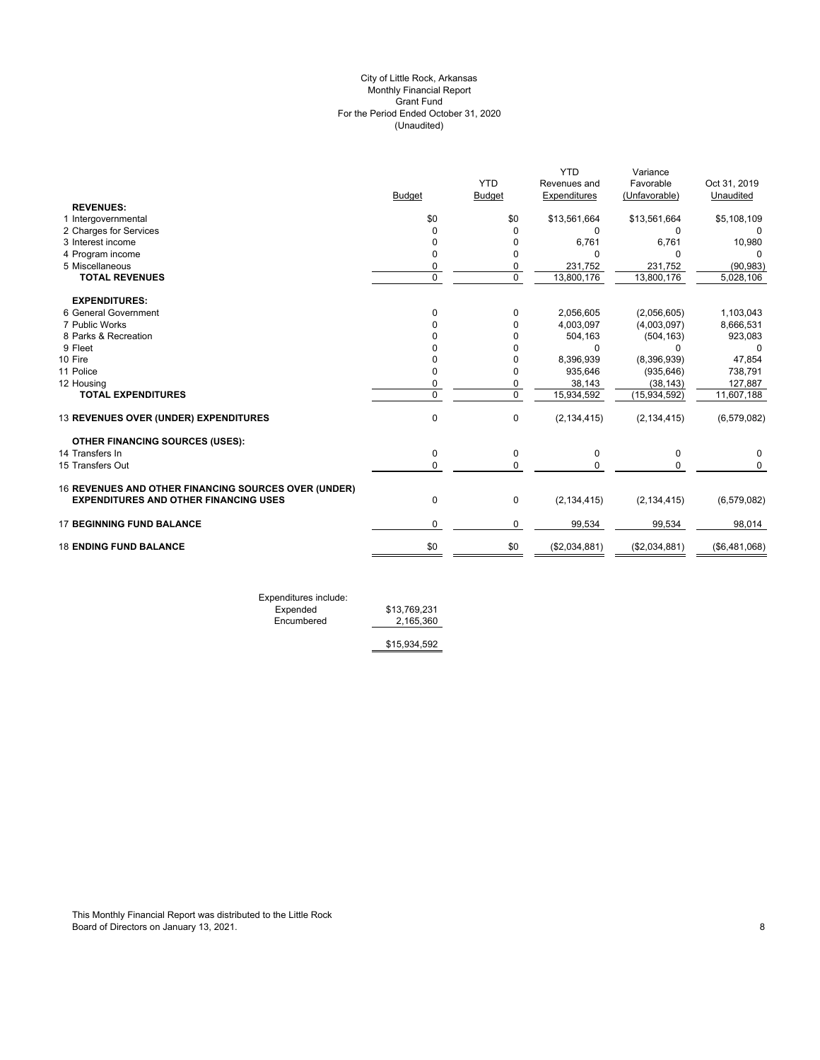# City of Little Rock, Arkansas
## Monthly Financial Report
## Grant Fund
## For the Period Ended October 31, 2020
## (Unaudited)

| | Budget | YTD Budget | YTD Revenues and Expenditures | Variance Favorable (Unfavorable) | Oct 31, 2019 Unaudited |
|---|---|---|---|---|---|
| **REVENUES:** | | | | | |
| 1 Intergovernmental | $0 | $0 | $13,561,664 | $13,561,664 | $5,108,109 |
| 2 Charges for Services | 0 | 0 | 0 | 0 | 0 |
| 3 Interest income | 0 | 0 | 6,761 | 6,761 | 10,980 |
| 4 Program income | 0 | 0 | 0 | 0 | 0 |
| 5 Miscellaneous | 0 | 0 | 231,752 | 231,752 | (90,983) |
| **TOTAL REVENUES** | 0 | 0 | 13,800,176 | 13,800,176 | 5,028,106 |
| **EXPENDITURES:** | | | | | |
| 6 General Government | 0 | 0 | 2,056,605 | (2,056,605) | 1,103,043 |
| 7 Public Works | 0 | 0 | 4,003,097 | (4,003,097) | 8,666,531 |
| 8 Parks & Recreation | 0 | 0 | 504,163 | (504,163) | 923,083 |
| 9 Fleet | 0 | 0 | 0 | 0 | 0 |
| 10 Fire | 0 | 0 | 8,396,939 | (8,396,939) | 47,854 |
| 11 Police | 0 | 0 | 935,646 | (935,646) | 738,791 |
| 12 Housing | 0 | 0 | 38,143 | (38,143) | 127,887 |
| **TOTAL EXPENDITURES** | 0 | 0 | 15,934,592 | (15,934,592) | 11,607,188 |
| 13 **REVENUES OVER (UNDER) EXPENDITURES** | 0 | 0 | (2,134,415) | (2,134,415) | (6,579,082) |
| **OTHER FINANCING SOURCES (USES):** | | | | | |
| 14 Transfers In | 0 | 0 | 0 | 0 | 0 |
| 15 Transfers Out | 0 | 0 | 0 | 0 | 0 |
| 16 **REVENUES AND OTHER FINANCING SOURCES OVER (UNDER) EXPENDITURES AND OTHER FINANCING USES** | 0 | 0 | (2,134,415) | (2,134,415) | (6,579,082) |
| 17 **BEGINNING FUND BALANCE** | 0 | 0 | 99,534 | 99,534 | 98,014 |
| 18 **ENDING FUND BALANCE** | $0 | $0 | ($2,034,881) | ($2,034,881) | ($6,481,068) |

| Expenditures include: | |
|---|---|
| Expended | $13,769,231 |
| Encumbered | 2,165,360 |
| | $15,934,592 |

This Monthly Financial Report was distributed to the Little Rock Board of Directors on January 13, 2021.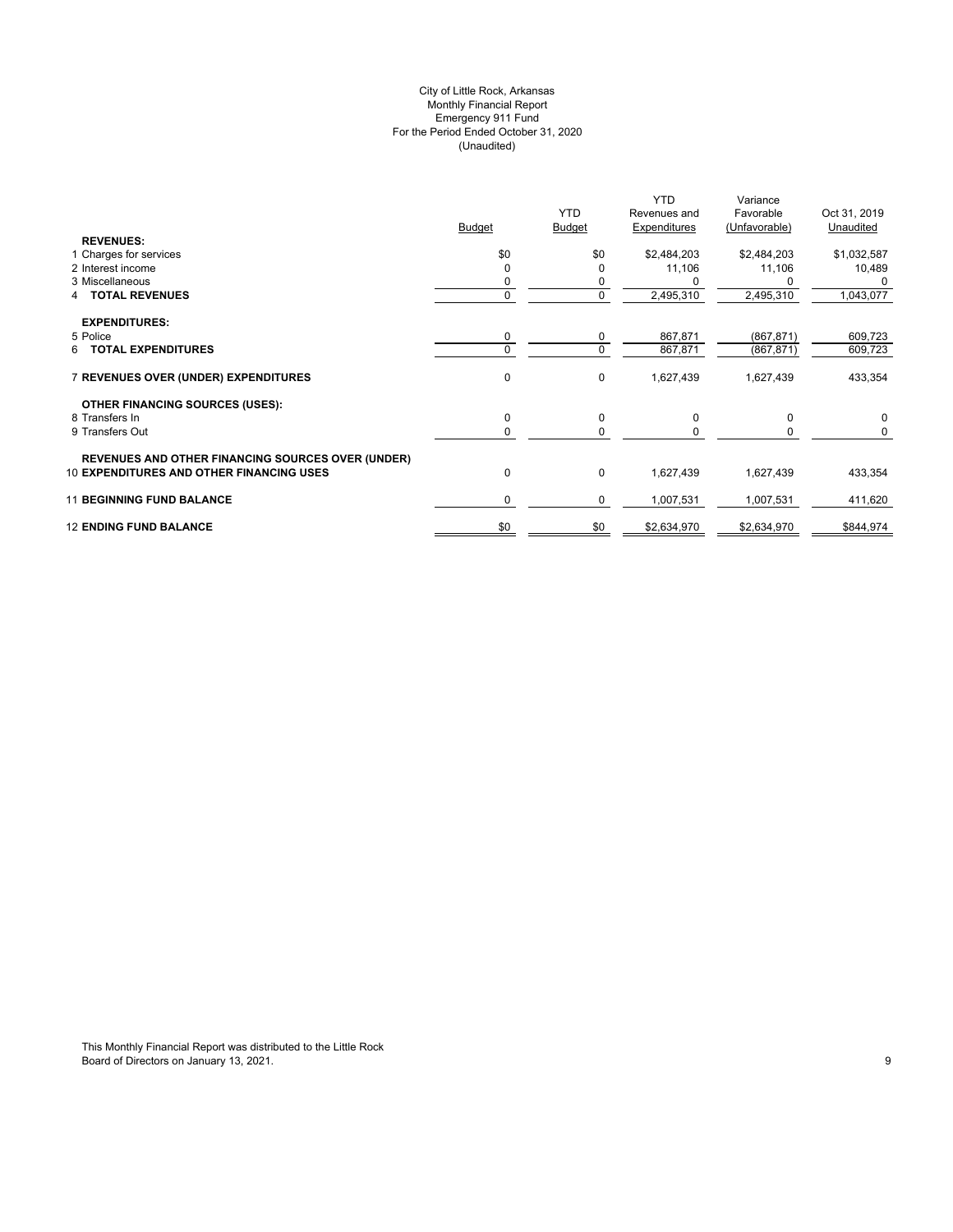City of Little Rock, Arkansas
Monthly Financial Report
Emergency 911 Fund
For the Period Ended October 31, 2020
(Unaudited)

| | Budget | YTD Budget | YTD Revenues and Expenditures | Variance Favorable (Unfavorable) | Oct 31, 2019 Unaudited |
|---|---|---|---|---|---|
| **REVENUES:** | | | | | |
| 1 Charges for services | $0 | $0 | $2,484,203 | $2,484,203 | $1,032,587 |
| 2 Interest income | 0 | 0 | 11,106 | 11,106 | 10,489 |
| 3 Miscellaneous | 0 | 0 | 0 | 0 | 0 |
| 4 **TOTAL REVENUES** | 0 | 0 | 2,495,310 | 2,495,310 | 1,043,077 |
| **EXPENDITURES:** | | | | | |
| 5 Police | 0 | 0 | 867,871 | (867,871) | 609,723 |
| 6 **TOTAL EXPENDITURES** | 0 | 0 | 867,871 | (867,871) | 609,723 |
| 7 **REVENUES OVER (UNDER) EXPENDITURES** | 0 | 0 | 1,627,439 | 1,627,439 | 433,354 |
| **OTHER FINANCING SOURCES (USES):** | | | | | |
| 8 Transfers In | 0 | 0 | 0 | 0 | 0 |
| 9 Transfers Out | 0 | 0 | 0 | 0 | 0 |
| **REVENUES AND OTHER FINANCING SOURCES OVER (UNDER)** | | | | | |
| 10 **EXPENDITURES AND OTHER FINANCING USES** | 0 | 0 | 1,627,439 | 1,627,439 | 433,354 |
| 11 **BEGINNING FUND BALANCE** | 0 | 0 | 1,007,531 | 1,007,531 | 411,620 |
| 12 **ENDING FUND BALANCE** | $0 | $0 | $2,634,970 | $2,634,970 | $844,974 |

This Monthly Financial Report was distributed to the Little Rock Board of Directors on January 13, 2021.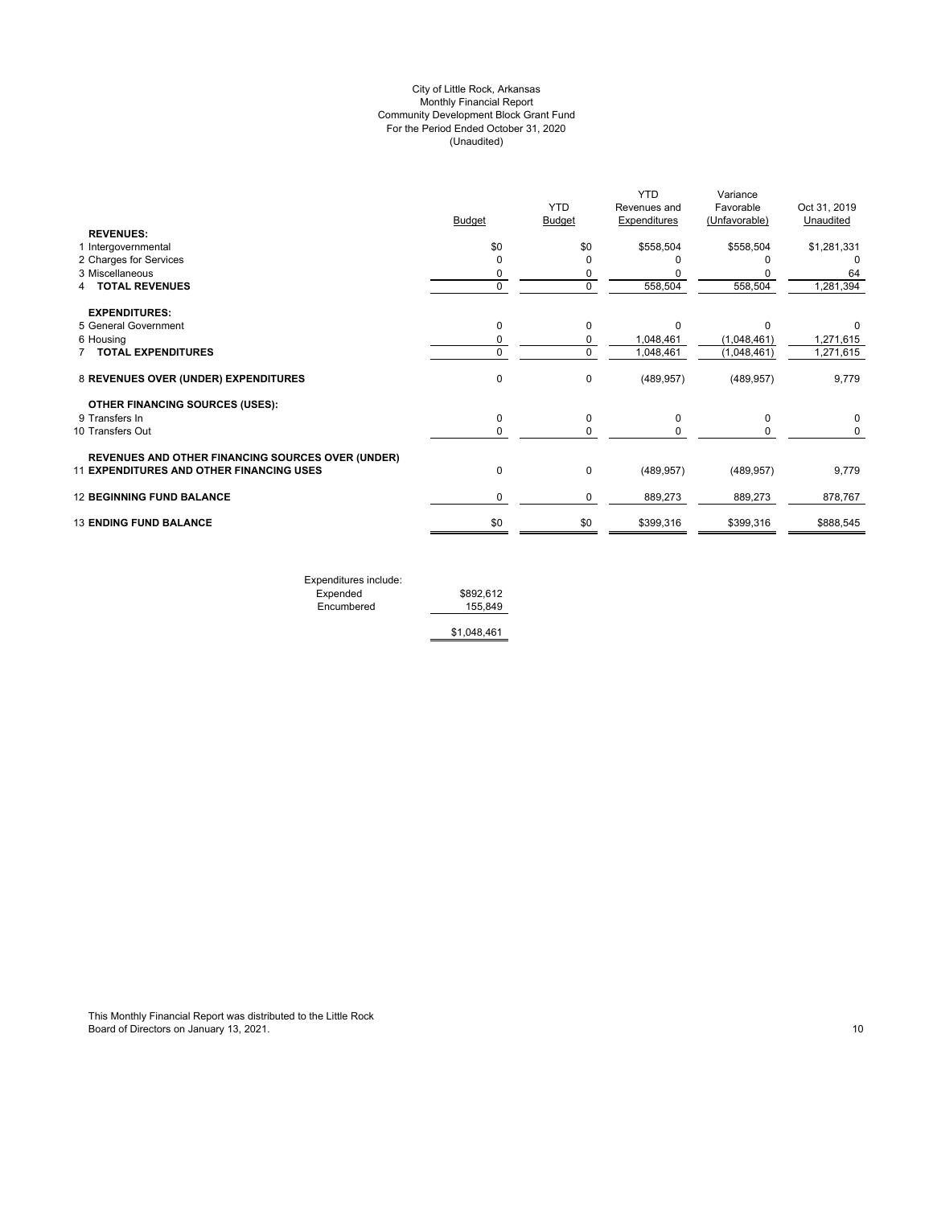# City of Little Rock, Arkansas
## Monthly Financial Report
## Community Development Block Grant Fund
## For the Period Ended October 31, 2020
## (Unaudited)

| | Budget | YTD Budget | YTD Revenues and Expenditures | Variance Favorable (Unfavorable) | Oct 31, 2019 Unaudited |
|---|---|---|---|---|---|
| **REVENUES:** | | | | | |
| 1 Intergovernmental | $0 | $0 | $558,504 | $558,504 | $1,281,331 |
| 2 Charges for Services | 0 | 0 | 0 | 0 | 0 |
| 3 Miscellaneous | 0 | 0 | 0 | 0 | 64 |
| 4 **TOTAL REVENUES** | 0 | 0 | 558,504 | 558,504 | 1,281,394 |
| **EXPENDITURES:** | | | | | |
| 5 General Government | 0 | 0 | 0 | 0 | 0 |
| 6 Housing | 0 | 0 | 1,048,461 | (1,048,461) | 1,271,615 |
| 7 **TOTAL EXPENDITURES** | 0 | 0 | 1,048,461 | (1,048,461) | 1,271,615 |
| 8 **REVENUES OVER (UNDER) EXPENDITURES** | 0 | 0 | (489,957) | (489,957) | 9,779 |
| **OTHER FINANCING SOURCES (USES):** | | | | | |
| 9 Transfers In | 0 | 0 | 0 | 0 | 0 |
| 10 Transfers Out | 0 | 0 | 0 | 0 | 0 |
| 11 **REVENUES AND OTHER FINANCING SOURCES OVER (UNDER) EXPENDITURES AND OTHER FINANCING USES** | 0 | 0 | (489,957) | (489,957) | 9,779 |
| 12 **BEGINNING FUND BALANCE** | 0 | 0 | 889,273 | 889,273 | 878,767 |
| 13 **ENDING FUND BALANCE** | $0 | $0 | $399,316 | $399,316 | $888,545 |

| Expenditures include: | |
|---|---|
| Expended | $892,612 |
| Encumbered | 155,849 |
| | $1,048,461 |

This Monthly Financial Report was distributed to the Little Rock Board of Directors on January 13, 2021.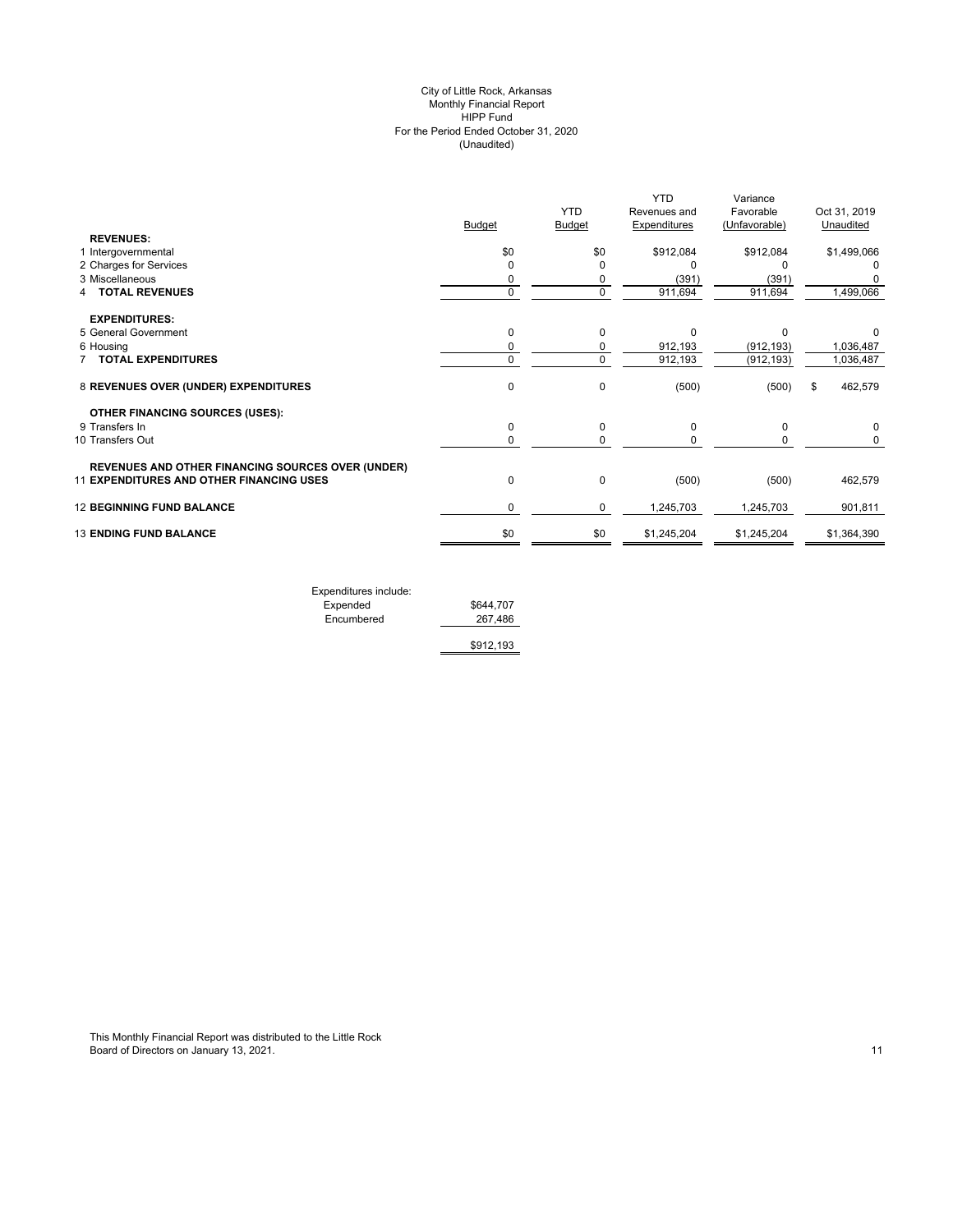City of Little Rock, Arkansas
Monthly Financial Report
HIPP Fund
For the Period Ended October 31, 2020
(Unaudited)

| | Budget | YTD Budget | YTD Revenues and Expenditures | Variance Favorable (Unfavorable) | Oct 31, 2019 Unaudited |
|---|---|---|---|---|---|
| **REVENUES:** | | | | | |
| 1 Intergovernmental | $0 | $0 | $912,084 | $912,084 | $1,499,066 |
| 2 Charges for Services | 0 | 0 | 0 | 0 | 0 |
| 3 Miscellaneous | 0 | 0 | (391) | (391) | 0 |
| 4 **TOTAL REVENUES** | 0 | 0 | 911,694 | 911,694 | 1,499,066 |
| **EXPENDITURES:** | | | | | |
| 5 General Government | 0 | 0 | 0 | 0 | 0 |
| 6 Housing | 0 | 0 | 912,193 | (912,193) | 1,036,487 |
| 7 **TOTAL EXPENDITURES** | 0 | 0 | 912,193 | (912,193) | 1,036,487 |
| 8 **REVENUES OVER (UNDER) EXPENDITURES** | 0 | 0 | (500) | (500) | $ 462,579 |
| **OTHER FINANCING SOURCES (USES):** | | | | | |
| 9 Transfers In | 0 | 0 | 0 | 0 | 0 |
| 10 Transfers Out | 0 | 0 | 0 | 0 | 0 |
| **REVENUES AND OTHER FINANCING SOURCES OVER (UNDER)** 11 **EXPENDITURES AND OTHER FINANCING USES** | 0 | 0 | (500) | (500) | 462,579 |
| 12 **BEGINNING FUND BALANCE** | 0 | 0 | 1,245,703 | 1,245,703 | 901,811 |
| 13 **ENDING FUND BALANCE** | $0 | $0 | $1,245,204 | $1,245,204 | $1,364,390 |

| Expenditures include: | |
|---|---|
| Expended | $644,707 |
| Encumbered | 267,486 |
| | $912,193 |

This Monthly Financial Report was distributed to the Little Rock Board of Directors on January 13, 2021.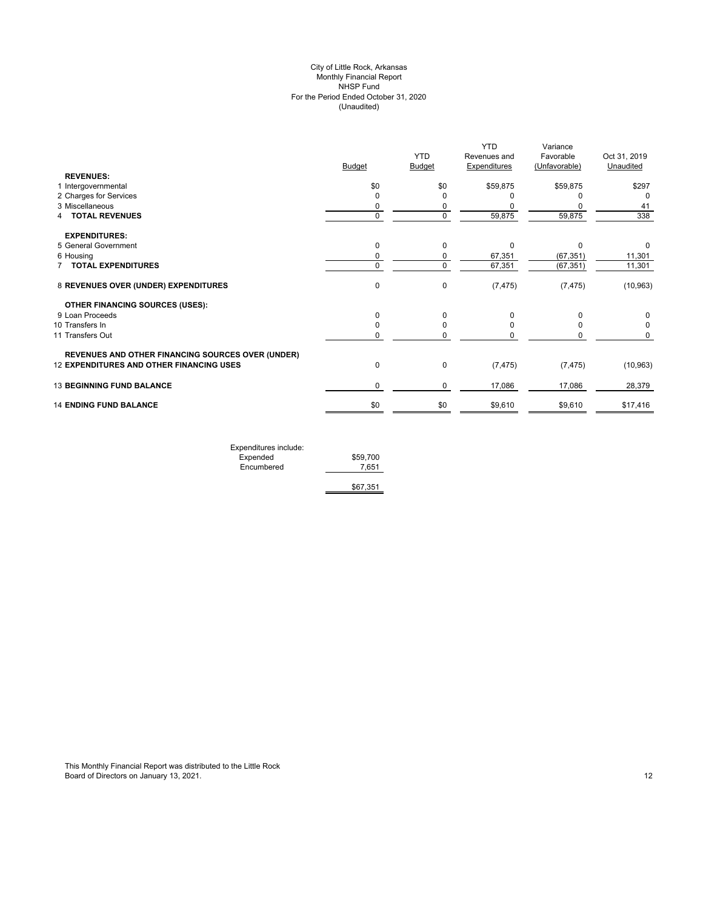City of Little Rock, Arkansas
Monthly Financial Report
NHSP Fund
For the Period Ended October 31, 2020
(Unaudited)

| | Budget | YTD Budget | YTD Revenues and Expenditures | Variance Favorable (Unfavorable) | Oct 31, 2019 Unaudited |
|---|---|---|---|---|---|
| **REVENUES:** | | | | | |
| 1 Intergovernmental | $0 | $0 | $59,875 | $59,875 | $297 |
| 2 Charges for Services | 0 | 0 | 0 | 0 | 0 |
| 3 Miscellaneous | 0 | 0 | 0 | 0 | 41 |
| 4 **TOTAL REVENUES** | 0 | 0 | 59,875 | 59,875 | 338 |
| **EXPENDITURES:** | | | | | |
| 5 General Government | 0 | 0 | 0 | 0 | 0 |
| 6 Housing | 0 | 0 | 67,351 | (67,351) | 11,301 |
| 7 **TOTAL EXPENDITURES** | 0 | 0 | 67,351 | (67,351) | 11,301 |
| 8 **REVENUES OVER (UNDER) EXPENDITURES** | 0 | 0 | (7,475) | (7,475) | (10,963) |
| **OTHER FINANCING SOURCES (USES):** | | | | | |
| 9 Loan Proceeds | 0 | 0 | 0 | 0 | 0 |
| 10 Transfers In | 0 | 0 | 0 | 0 | 0 |
| 11 Transfers Out | 0 | 0 | 0 | 0 | 0 |
| **REVENUES AND OTHER FINANCING SOURCES OVER (UNDER)** | | | | | |
| 12 **EXPENDITURES AND OTHER FINANCING USES** | 0 | 0 | (7,475) | (7,475) | (10,963) |
| 13 **BEGINNING FUND BALANCE** | 0 | 0 | 17,086 | 17,086 | 28,379 |
| 14 **ENDING FUND BALANCE** | $0 | $0 | $9,610 | $9,610 | $17,416 |

| Expenditures include: | |
|---|---|
| Expended | $59,700 |
| Encumbered | 7,651 |
| | $67,351 |

This Monthly Financial Report was distributed to the Little Rock Board of Directors on January 13, 2021.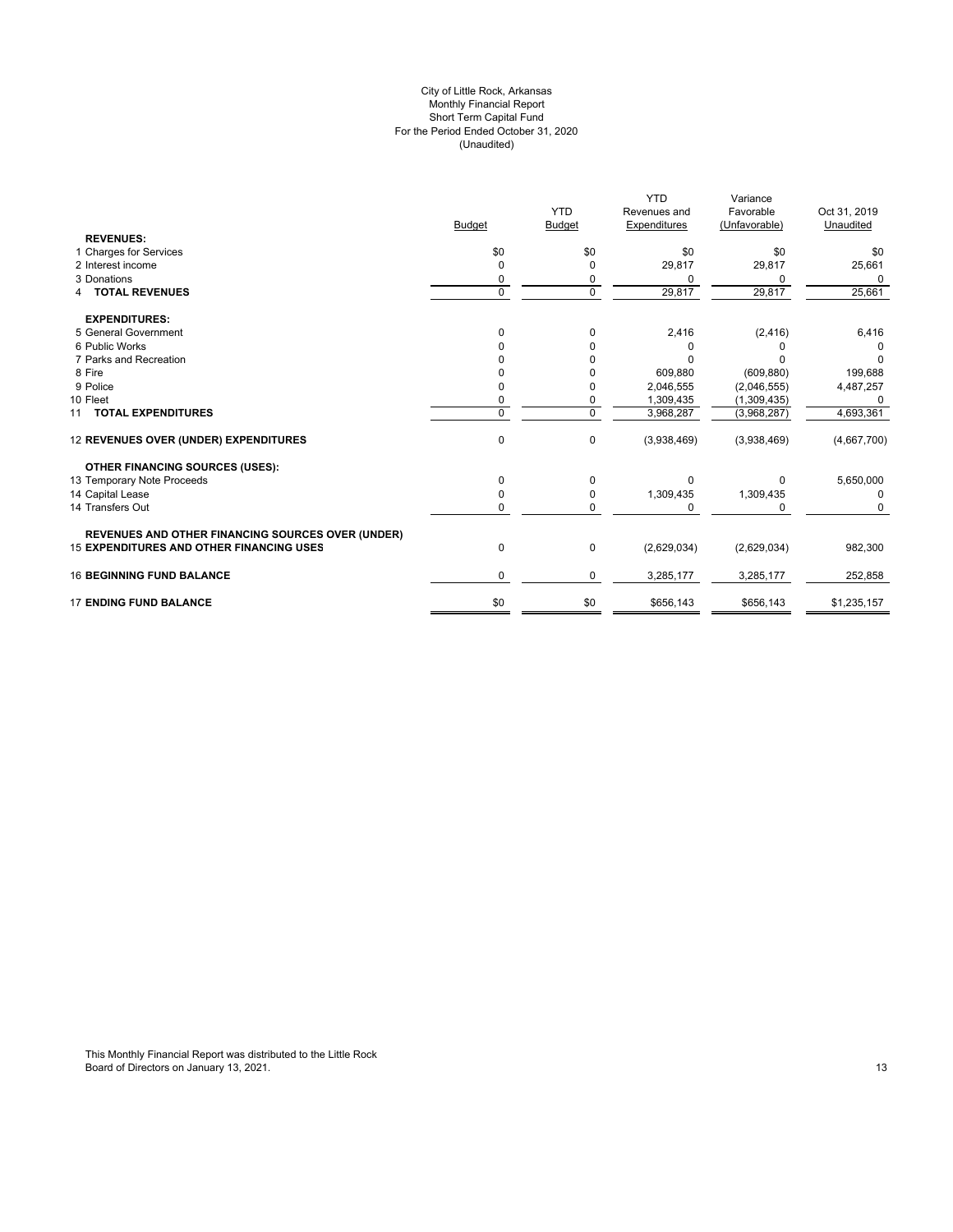# City of Little Rock, Arkansas
## Monthly Financial Report
## Short Term Capital Fund
## For the Period Ended October 31, 2020
## (Unaudited)

| | Budget | YTD Budget | YTD Revenues and Expenditures | Variance Favorable (Unfavorable) | Oct 31, 2019 Unaudited |
|---|---|---|---|---|---|
| **REVENUES:** | | | | | |
| 1 Charges for Services | $0 | $0 | $0 | $0 | $0 |
| 2 Interest income | 0 | 0 | 29,817 | 29,817 | 25,661 |
| 3 Donations | 0 | 0 | 0 | 0 | 0 |
| 4 **TOTAL REVENUES** | 0 | 0 | 29,817 | 29,817 | 25,661 |
| **EXPENDITURES:** | | | | | |
| 5 General Government | 0 | 0 | 2,416 | (2,416) | 6,416 |
| 6 Public Works | 0 | 0 | 0 | 0 | 0 |
| 7 Parks and Recreation | 0 | 0 | 0 | 0 | 0 |
| 8 Fire | 0 | 0 | 609,880 | (609,880) | 199,688 |
| 9 Police | 0 | 0 | 2,046,555 | (2,046,555) | 4,487,257 |
| 10 Fleet | 0 | 0 | 1,309,435 | (1,309,435) | 0 |
| 11 **TOTAL EXPENDITURES** | 0 | 0 | 3,968,287 | (3,968,287) | 4,693,361 |
| 12 **REVENUES OVER (UNDER) EXPENDITURES** | 0 | 0 | (3,938,469) | (3,938,469) | (4,667,700) |
| **OTHER FINANCING SOURCES (USES):** | | | | | |
| 13 Temporary Note Proceeds | 0 | 0 | 0 | 0 | 5,650,000 |
| 14 Capital Lease | 0 | 0 | 1,309,435 | 1,309,435 | 0 |
| 14 Transfers Out | 0 | 0 | 0 | 0 | 0 |
| **REVENUES AND OTHER FINANCING SOURCES OVER (UNDER)** | | | | | |
| 15 **EXPENDITURES AND OTHER FINANCING USES** | 0 | 0 | (2,629,034) | (2,629,034) | 982,300 |
| 16 **BEGINNING FUND BALANCE** | 0 | 0 | 3,285,177 | 3,285,177 | 252,858 |
| 17 **ENDING FUND BALANCE** | $0 | $0 | $656,143 | $656,143 | $1,235,157 |

This Monthly Financial Report was distributed to the Little Rock Board of Directors on January 13, 2021.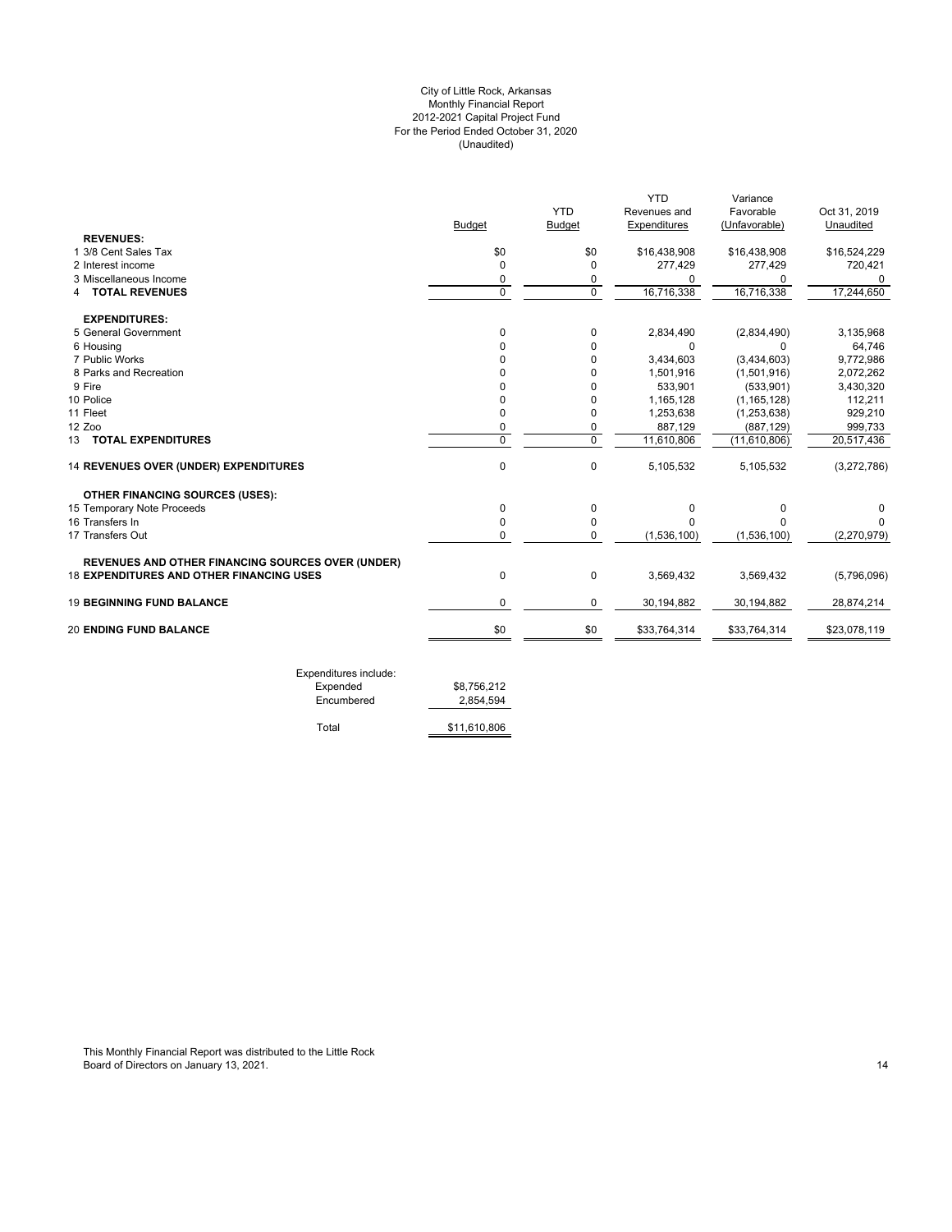City of Little Rock, Arkansas
Monthly Financial Report
2012-2021 Capital Project Fund
For the Period Ended October 31, 2020
(Unaudited)

| | Budget | YTD Budget | YTD Revenues and Expenditures | Variance Favorable (Unfavorable) | Oct 31, 2019 Unaudited |
|---|---|---|---|---|---|
| **REVENUES:** | | | | | |
| 1 3/8 Cent Sales Tax | $0 | $0 | $16,438,908 | $16,438,908 | $16,524,229 |
| 2 Interest income | 0 | 0 | 277,429 | 277,429 | 720,421 |
| 3 Miscellaneous Income | 0 | 0 | 0 | 0 | 0 |
| 4 **TOTAL REVENUES** | 0 | 0 | 16,716,338 | 16,716,338 | 17,244,650 |
| **EXPENDITURES:** | | | | | |
| 5 General Government | 0 | 0 | 2,834,490 | (2,834,490) | 3,135,968 |
| 6 Housing | 0 | 0 | 0 | 0 | 64,746 |
| 7 Public Works | 0 | 0 | 3,434,603 | (3,434,603) | 9,772,986 |
| 8 Parks and Recreation | 0 | 0 | 1,501,916 | (1,501,916) | 2,072,262 |
| 9 Fire | 0 | 0 | 533,901 | (533,901) | 3,430,320 |
| 10 Police | 0 | 0 | 1,165,128 | (1,165,128) | 112,211 |
| 11 Fleet | 0 | 0 | 1,253,638 | (1,253,638) | 929,210 |
| 12 Zoo | 0 | 0 | 887,129 | (887,129) | 999,733 |
| 13 **TOTAL EXPENDITURES** | 0 | 0 | 11,610,806 | (11,610,806) | 20,517,436 |
| 14 **REVENUES OVER (UNDER) EXPENDITURES** | 0 | 0 | 5,105,532 | 5,105,532 | (3,272,786) |
| **OTHER FINANCING SOURCES (USES):** | | | | | |
| 15 Temporary Note Proceeds | 0 | 0 | 0 | 0 | 0 |
| 16 Transfers In | 0 | 0 | 0 | 0 | 0 |
| 17 Transfers Out | 0 | 0 | (1,536,100) | (1,536,100) | (2,270,979) |
| **REVENUES AND OTHER FINANCING SOURCES OVER (UNDER)** 18 **EXPENDITURES AND OTHER FINANCING USES** | 0 | 0 | 3,569,432 | 3,569,432 | (5,796,096) |
| 19 **BEGINNING FUND BALANCE** | 0 | 0 | 30,194,882 | 30,194,882 | 28,874,214 |
| 20 **ENDING FUND BALANCE** | $0 | $0 | $33,764,314 | $33,764,314 | $23,078,119 |

| Expenditures include: | |
|---|---|
| Expended | $8,756,212 |
| Encumbered | 2,854,594 |
| Total | $11,610,806 |

This Monthly Financial Report was distributed to the Little Rock Board of Directors on January 13, 2021.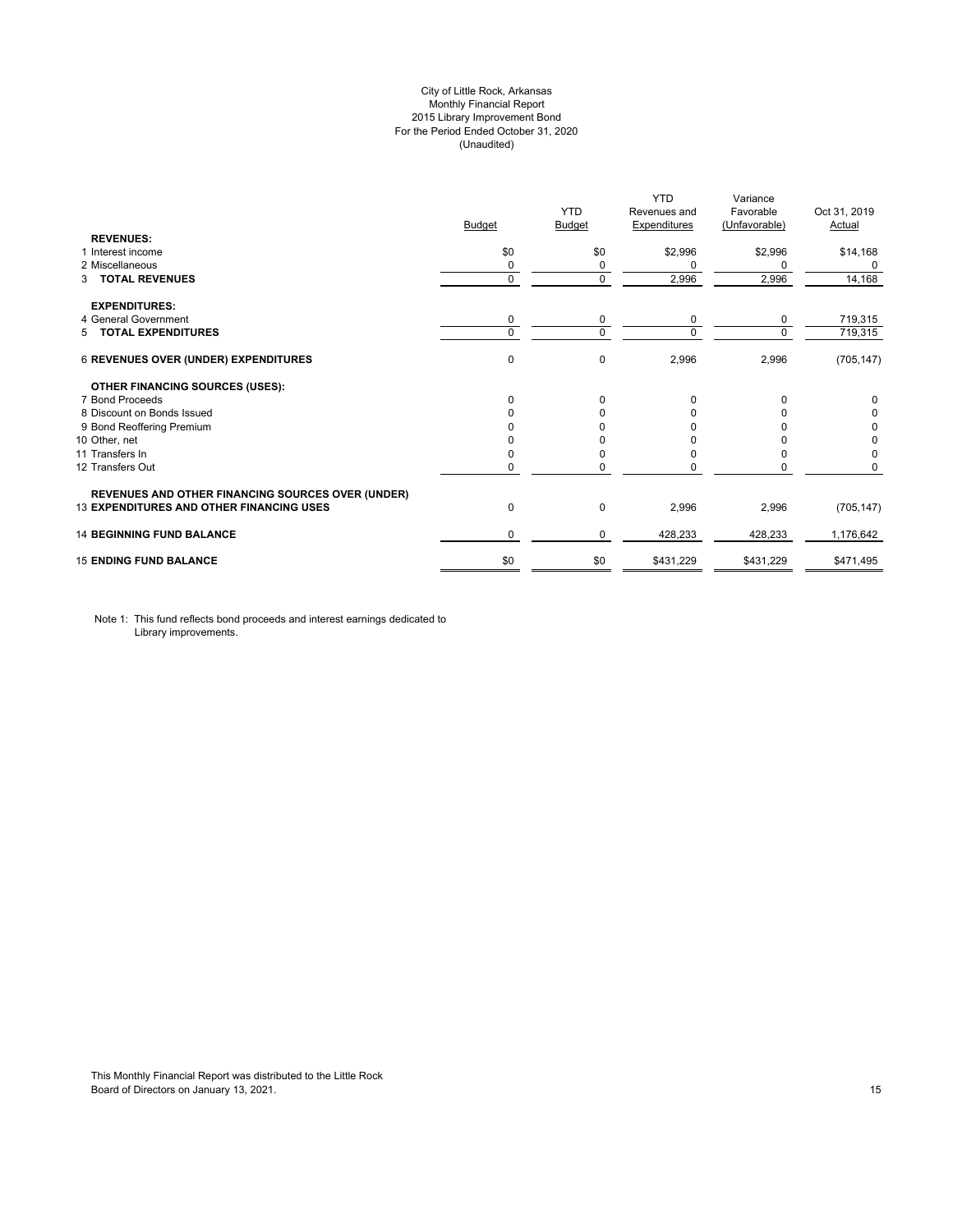City of Little Rock, Arkansas
Monthly Financial Report
2015 Library Improvement Bond
For the Period Ended October 31, 2020
(Unaudited)

| | Budget | YTD Budget | YTD Revenues and Expenditures | Variance Favorable (Unfavorable) | Oct 31, 2019 Actual |
|---|---|---|---|---|---|
| **REVENUES:** | | | | | |
| 1 Interest income | $0 | $0 | $2,996 | $2,996 | $14,168 |
| 2 Miscellaneous | 0 | 0 | 0 | 0 | 0 |
| 3 **TOTAL REVENUES** | 0 | 0 | 2,996 | 2,996 | 14,168 |
| **EXPENDITURES:** | | | | | |
| 4 General Government | 0 | 0 | 0 | 0 | 719,315 |
| 5 **TOTAL EXPENDITURES** | 0 | 0 | 0 | 0 | 719,315 |
| 6 **REVENUES OVER (UNDER) EXPENDITURES** | 0 | 0 | 2,996 | 2,996 | (705,147) |
| **OTHER FINANCING SOURCES (USES):** | | | | | |
| 7 Bond Proceeds | 0 | 0 | 0 | 0 | 0 |
| 8 Discount on Bonds Issued | 0 | 0 | 0 | 0 | 0 |
| 9 Bond Reoffering Premium | 0 | 0 | 0 | 0 | 0 |
| 10 Other, net | 0 | 0 | 0 | 0 | 0 |
| 11 Transfers In | 0 | 0 | 0 | 0 | 0 |
| 12 Transfers Out | 0 | 0 | 0 | 0 | 0 |
| **REVENUES AND OTHER FINANCING SOURCES OVER (UNDER)** 13 **EXPENDITURES AND OTHER FINANCING USES** | 0 | 0 | 2,996 | 2,996 | (705,147) |
| 14 **BEGINNING FUND BALANCE** | 0 | 0 | 428,233 | 428,233 | 1,176,642 |
| 15 **ENDING FUND BALANCE** | $0 | $0 | $431,229 | $431,229 | $471,495 |

Note 1: This fund reflects bond proceeds and interest earnings dedicated to Library improvements.

This Monthly Financial Report was distributed to the Little Rock Board of Directors on January 13, 2021.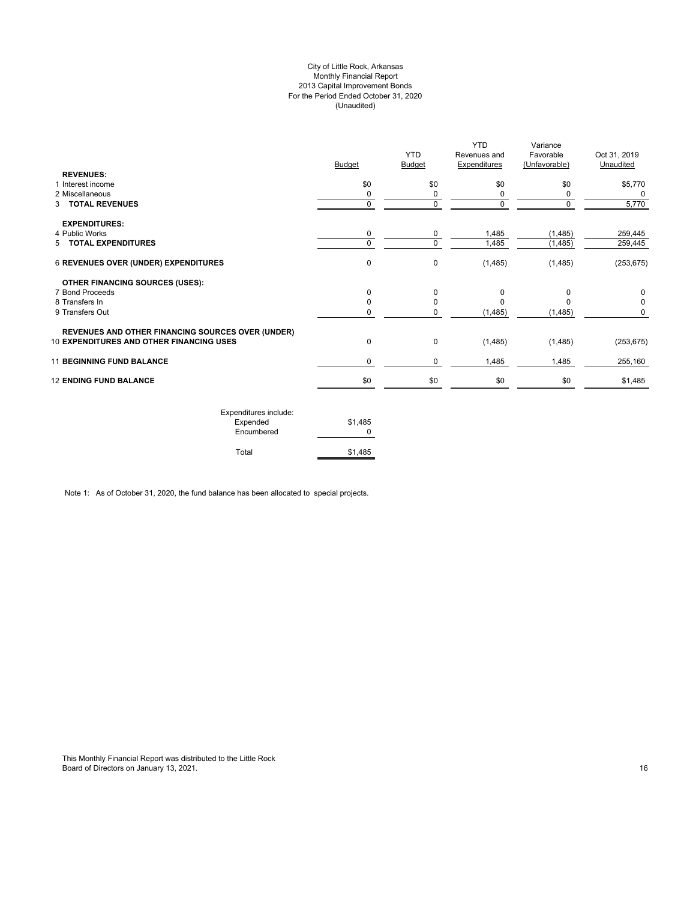# City of Little Rock, Arkansas
## Monthly Financial Report
## 2013 Capital Improvement Bonds
## For the Period Ended October 31, 2020
## (Unaudited)

| | Budget | YTD Budget | YTD Revenues and Expenditures | Variance Favorable (Unfavorable) | Oct 31, 2019 Unaudited |
|---|---|---|---|---|---|
| **REVENUES:** | | | | | |
| 1 Interest income | $0 | $0 | $0 | $0 | $5,770 |
| 2 Miscellaneous | 0 | 0 | 0 | 0 | 0 |
| 3 **TOTAL REVENUES** | 0 | 0 | 0 | 0 | 5,770 |
| **EXPENDITURES:** | | | | | |
| 4 Public Works | 0 | 0 | 1,485 | (1,485) | 259,445 |
| 5 **TOTAL EXPENDITURES** | 0 | 0 | 1,485 | (1,485) | 259,445 |
| 6 **REVENUES OVER (UNDER) EXPENDITURES** | 0 | 0 | (1,485) | (1,485) | (253,675) |
| **OTHER FINANCING SOURCES (USES):** | | | | | |
| 7 Bond Proceeds | 0 | 0 | 0 | 0 | 0 |
| 8 Transfers In | 0 | 0 | 0 | 0 | 0 |
| 9 Transfers Out | 0 | 0 | (1,485) | (1,485) | 0 |
| 10 **REVENUES AND OTHER FINANCING SOURCES OVER (UNDER) EXPENDITURES AND OTHER FINANCING USES** | 0 | 0 | (1,485) | (1,485) | (253,675) |
| 11 **BEGINNING FUND BALANCE** | 0 | 0 | 1,485 | 1,485 | 255,160 |
| 12 **ENDING FUND BALANCE** | $0 | $0 | $0 | $0 | $1,485 |

| Expenditures include: | |
|---|---|
| Expended | $1,485 |
| Encumbered | 0 |
| Total | $1,485 |

Note 1: As of October 31, 2020, the fund balance has been allocated to special projects.

This Monthly Financial Report was distributed to the Little Rock Board of Directors on January 13, 2021.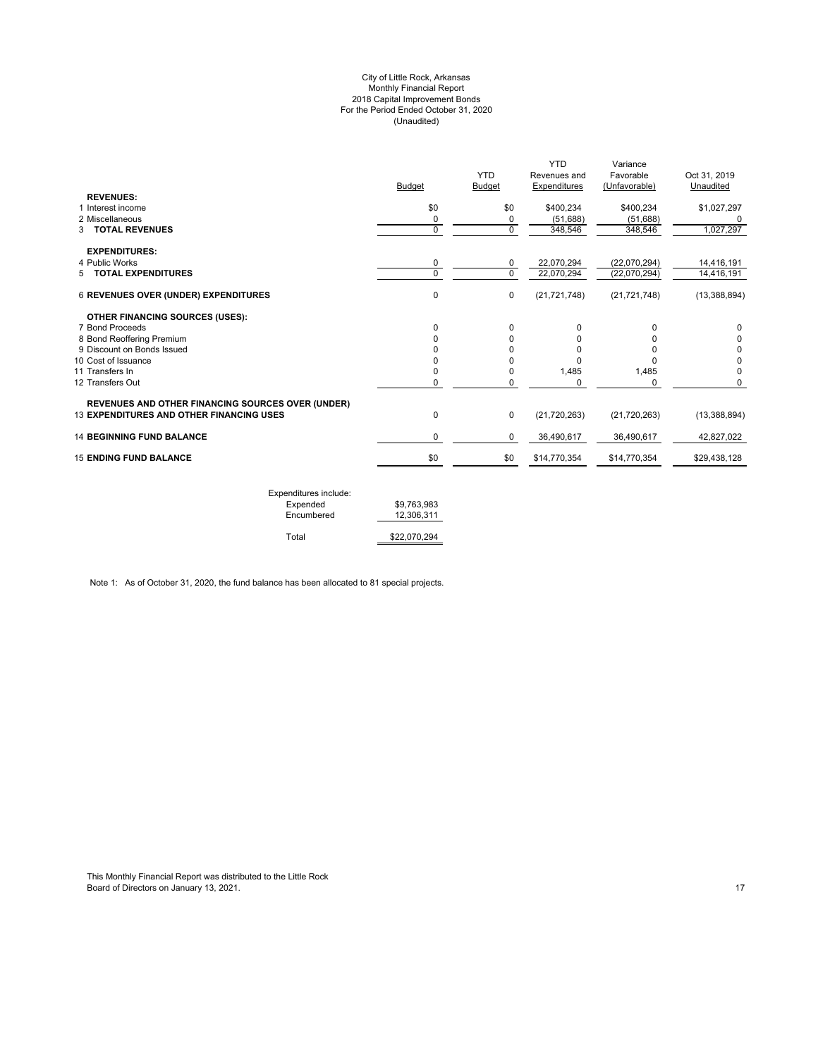# City of Little Rock, Arkansas
## Monthly Financial Report
## 2018 Capital Improvement Bonds
## For the Period Ended October 31, 2020
## (Unaudited)

| | Budget | YTD Budget | YTD Revenues and Expenditures | Variance Favorable (Unfavorable) | Oct 31, 2019 Unaudited |
|---|---|---|---|---|---|
| **REVENUES:** | | | | | |
| 1 Interest income | $0 | $0 | $400,234 | $400,234 | $1,027,297 |
| 2 Miscellaneous | 0 | 0 | (51,688) | (51,688) | 0 |
| 3 **TOTAL REVENUES** | 0 | 0 | 348,546 | 348,546 | 1,027,297 |
| **EXPENDITURES:** | | | | | |
| 4 Public Works | 0 | 0 | 22,070,294 | (22,070,294) | 14,416,191 |
| 5 **TOTAL EXPENDITURES** | 0 | 0 | 22,070,294 | (22,070,294) | 14,416,191 |
| 6 **REVENUES OVER (UNDER) EXPENDITURES** | 0 | 0 | (21,721,748) | (21,721,748) | (13,388,894) |
| **OTHER FINANCING SOURCES (USES):** | | | | | |
| 7 Bond Proceeds | 0 | 0 | 0 | 0 | 0 |
| 8 Bond Reoffering Premium | 0 | 0 | 0 | 0 | 0 |
| 9 Discount on Bonds Issued | 0 | 0 | 0 | 0 | 0 |
| 10 Cost of Issuance | 0 | 0 | 0 | 0 | 0 |
| 11 Transfers In | 0 | 0 | 1,485 | 1,485 | 0 |
| 12 Transfers Out | 0 | 0 | 0 | 0 | 0 |
| **REVENUES AND OTHER FINANCING SOURCES OVER (UNDER)** | | | | | |
| 13 **EXPENDITURES AND OTHER FINANCING USES** | 0 | 0 | (21,720,263) | (21,720,263) | (13,388,894) |
| 14 **BEGINNING FUND BALANCE** | 0 | 0 | 36,490,617 | 36,490,617 | 42,827,022 |
| 15 **ENDING FUND BALANCE** | $0 | $0 | $14,770,354 | $14,770,354 | $29,438,128 |

| Expenditures include: | |
|---|---|
| Expended | $9,763,983 |
| Encumbered | 12,306,311 |
| Total | $22,070,294 |

Note 1: As of October 31, 2020, the fund balance has been allocated to 81 special projects.

This Monthly Financial Report was distributed to the Little Rock Board of Directors on January 13, 2021.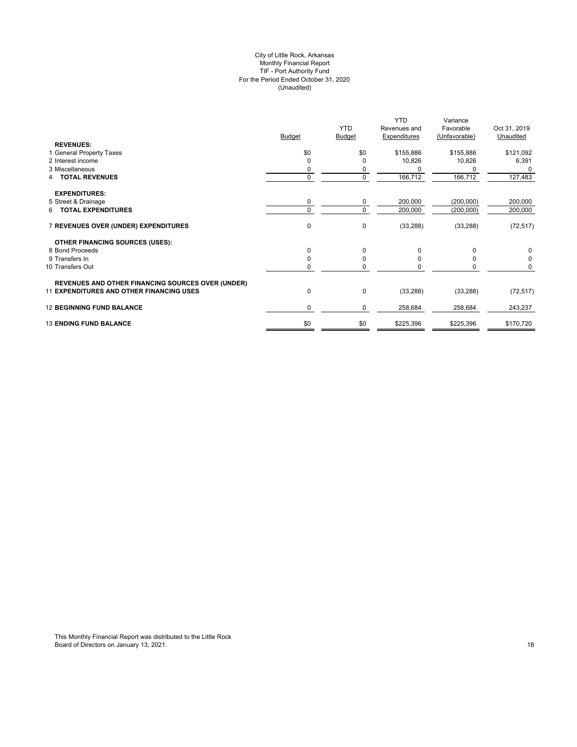City of Little Rock, Arkansas
Monthly Financial Report
TIF - Port Authority Fund
For the Period Ended October 31, 2020
(Unaudited)

| | Budget | YTD Budget | YTD Revenues and Expenditures | Variance Favorable (Unfavorable) | Oct 31, 2019 Unaudited |
|---|---|---|---|---|---|
| **REVENUES:** | | | | | |
| 1 General Property Taxes | $0 | $0 | $155,886 | $155,886 | $121,092 |
| 2 Interest income | 0 | 0 | 10,826 | 10,826 | 6,391 |
| 3 Miscellaneous | 0 | 0 | 0 | 0 | 0 |
| 4 **TOTAL REVENUES** | 0 | 0 | 166,712 | 166,712 | 127,483 |
| **EXPENDITURES:** | | | | | |
| 5 Street & Drainage | 0 | 0 | 200,000 | (200,000) | 200,000 |
| 6 **TOTAL EXPENDITURES** | 0 | 0 | 200,000 | (200,000) | 200,000 |
| 7 **REVENUES OVER (UNDER) EXPENDITURES** | 0 | 0 | (33,288) | (33,288) | (72,517) |
| **OTHER FINANCING SOURCES (USES):** | | | | | |
| 8 Bond Proceeds | 0 | 0 | 0 | 0 | 0 |
| 9 Transfers In | 0 | 0 | 0 | 0 | 0 |
| 10 Transfers Out | 0 | 0 | 0 | 0 | 0 |
| **REVENUES AND OTHER FINANCING SOURCES OVER (UNDER)** | | | | | |
| 11 **EXPENDITURES AND OTHER FINANCING USES** | 0 | 0 | (33,288) | (33,288) | (72,517) |
| 12 **BEGINNING FUND BALANCE** | 0 | 0 | 258,684 | 258,684 | 243,237 |
| 13 **ENDING FUND BALANCE** | $0 | $0 | $225,396 | $225,396 | $170,720 |

This Monthly Financial Report was distributed to the Little Rock Board of Directors on January 13, 2021.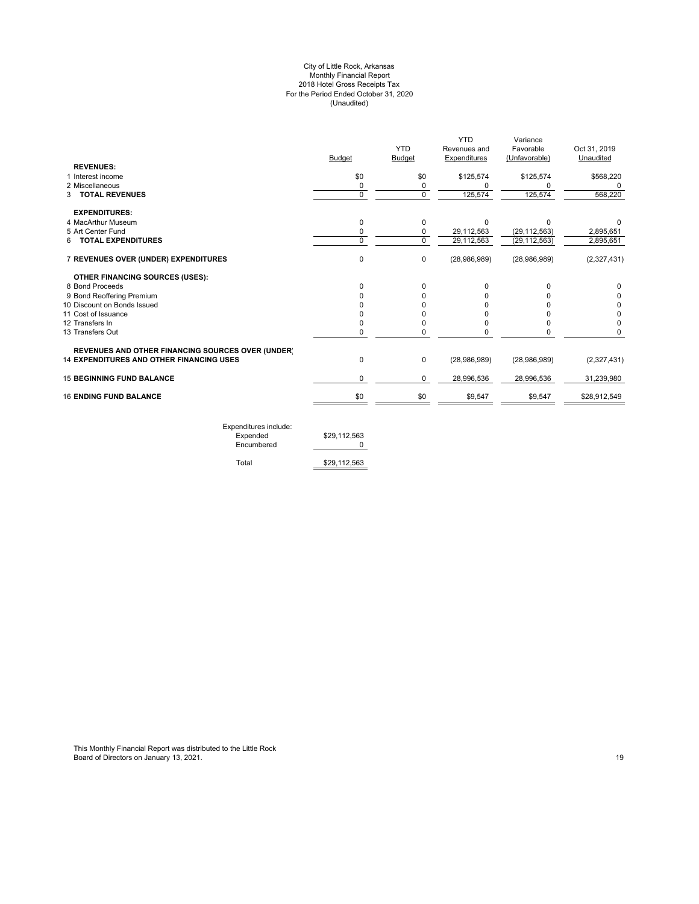City of Little Rock, Arkansas
Monthly Financial Report
2018 Hotel Gross Receipts Tax
For the Period Ended October 31, 2020
(Unaudited)

| | Budget | YTD Budget | YTD Revenues and Expenditures | Variance Favorable (Unfavorable) | Oct 31, 2019 Unaudited |
|---|---|---|---|---|---|
| **REVENUES:** | | | | | |
| 1 Interest income | $0 | $0 | $125,574 | $125,574 | $568,220 |
| 2 Miscellaneous | 0 | 0 | 0 | 0 | 0 |
| 3 **TOTAL REVENUES** | 0 | 0 | 125,574 | 125,574 | 568,220 |
| **EXPENDITURES:** | | | | | |
| 4 MacArthur Museum | 0 | 0 | 0 | 0 | 0 |
| 5 Art Center Fund | 0 | 0 | 29,112,563 | (29,112,563) | 2,895,651 |
| 6 **TOTAL EXPENDITURES** | 0 | 0 | 29,112,563 | (29,112,563) | 2,895,651 |
| 7 **REVENUES OVER (UNDER) EXPENDITURES** | 0 | 0 | (28,986,989) | (28,986,989) | (2,327,431) |
| **OTHER FINANCING SOURCES (USES):** | | | | | |
| 8 Bond Proceeds | 0 | 0 | 0 | 0 | 0 |
| 9 Bond Reoffering Premium | 0 | 0 | 0 | 0 | 0 |
| 10 Discount on Bonds Issued | 0 | 0 | 0 | 0 | 0 |
| 11 Cost of Issuance | 0 | 0 | 0 | 0 | 0 |
| 12 Transfers In | 0 | 0 | 0 | 0 | 0 |
| 13 Transfers Out | 0 | 0 | 0 | 0 | 0 |
| **REVENUES AND OTHER FINANCING SOURCES OVER (UNDER)** 14 **EXPENDITURES AND OTHER FINANCING USES** | 0 | 0 | (28,986,989) | (28,986,989) | (2,327,431) |
| 15 **BEGINNING FUND BALANCE** | 0 | 0 | 28,996,536 | 28,996,536 | 31,239,980 |
| 16 **ENDING FUND BALANCE** | $0 | $0 | $9,547 | $9,547 | $28,912,549 |

| Expenditures include: | |
|---|---|
| Expended | $29,112,563 |
| Encumbered | 0 |
| Total | $29,112,563 |

This Monthly Financial Report was distributed to the Little Rock Board of Directors on January 13, 2021.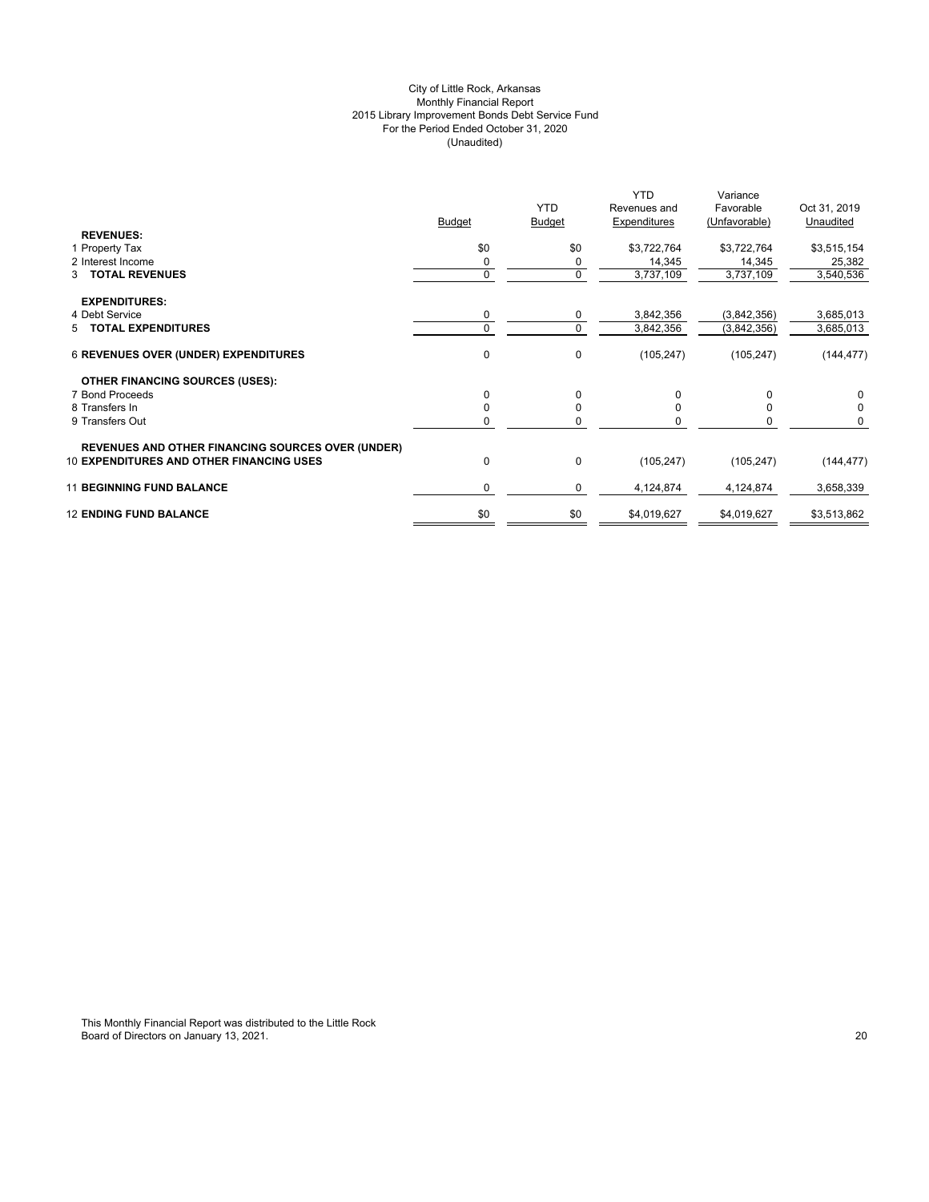City of Little Rock, Arkansas
Monthly Financial Report
2015 Library Improvement Bonds Debt Service Fund
For the Period Ended October 31, 2020
(Unaudited)

| | Budget | YTD Budget | YTD Revenues and Expenditures | Variance Favorable (Unfavorable) | Oct 31, 2019 Unaudited |
|---|---|---|---|---|---|
| **REVENUES:** | | | | | |
| 1 Property Tax | $0 | $0 | $3,722,764 | $3,722,764 | $3,515,154 |
| 2 Interest Income | 0 | 0 | 14,345 | 14,345 | 25,382 |
| 3 **TOTAL REVENUES** | 0 | 0 | 3,737,109 | 3,737,109 | 3,540,536 |
| **EXPENDITURES:** | | | | | |
| 4 Debt Service | 0 | 0 | 3,842,356 | (3,842,356) | 3,685,013 |
| 5 **TOTAL EXPENDITURES** | 0 | 0 | 3,842,356 | (3,842,356) | 3,685,013 |
| 6 **REVENUES OVER (UNDER) EXPENDITURES** | 0 | 0 | (105,247) | (105,247) | (144,477) |
| **OTHER FINANCING SOURCES (USES):** | | | | | |
| 7 Bond Proceeds | 0 | 0 | 0 | 0 | 0 |
| 8 Transfers In | 0 | 0 | 0 | 0 | 0 |
| 9 Transfers Out | 0 | 0 | 0 | 0 | 0 |
| **REVENUES AND OTHER FINANCING SOURCES OVER (UNDER)** | | | | | |
| 10 **EXPENDITURES AND OTHER FINANCING USES** | 0 | 0 | (105,247) | (105,247) | (144,477) |
| 11 **BEGINNING FUND BALANCE** | 0 | 0 | 4,124,874 | 4,124,874 | 3,658,339 |
| 12 **ENDING FUND BALANCE** | $0 | $0 | $4,019,627 | $4,019,627 | $3,513,862 |

This Monthly Financial Report was distributed to the Little Rock Board of Directors on January 13, 2021.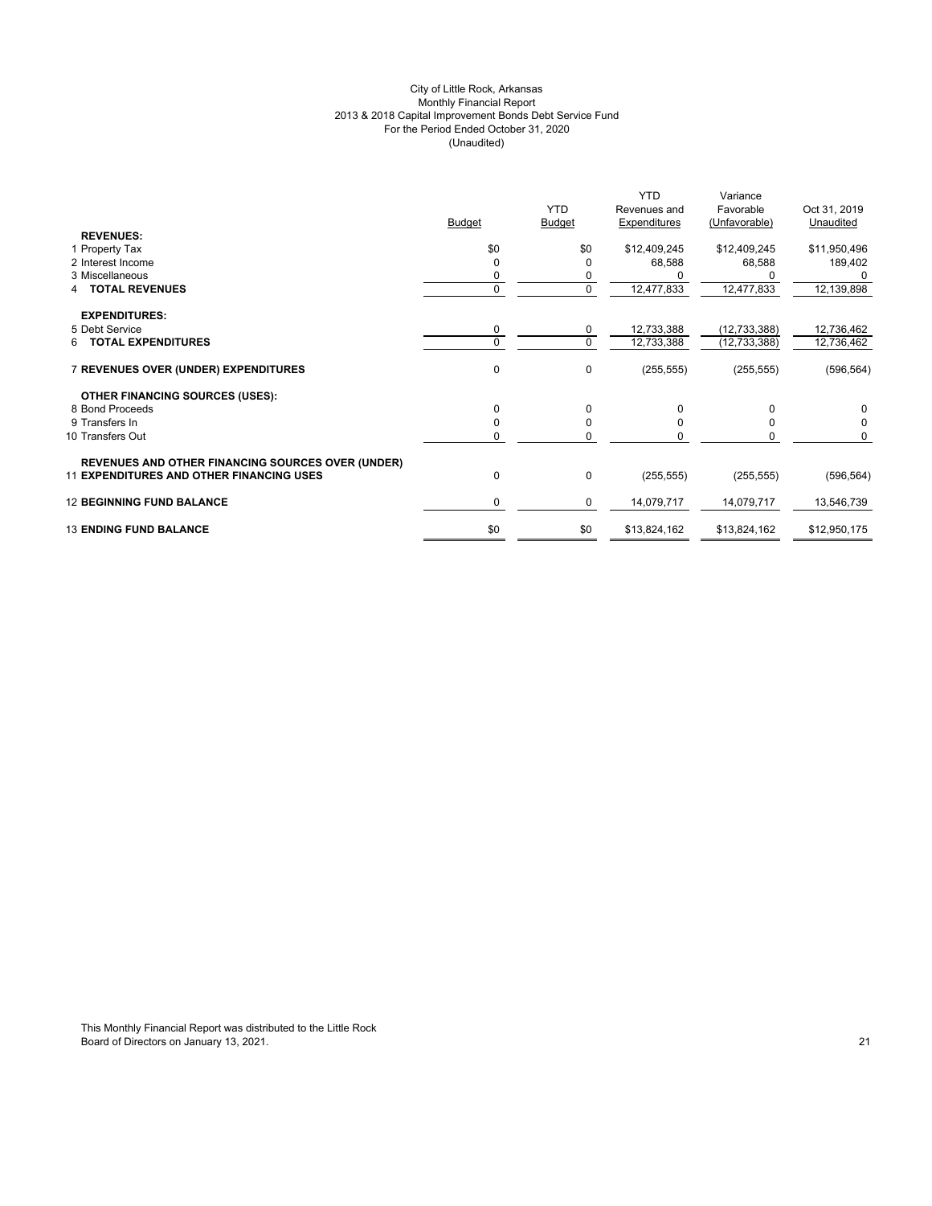City of Little Rock, Arkansas
Monthly Financial Report
2013 & 2018 Capital Improvement Bonds Debt Service Fund
For the Period Ended October 31, 2020
(Unaudited)

| | Budget | YTD Budget | YTD Revenues and Expenditures | Variance Favorable (Unfavorable) | Oct 31, 2019 Unaudited |
|---|---|---|---|---|---|
| **REVENUES:** | | | | | |
| 1 Property Tax | $0 | $0 | $12,409,245 | $12,409,245 | $11,950,496 |
| 2 Interest Income | 0 | 0 | 68,588 | 68,588 | 189,402 |
| 3 Miscellaneous | 0 | 0 | 0 | 0 | 0 |
| 4 **TOTAL REVENUES** | 0 | 0 | 12,477,833 | 12,477,833 | 12,139,898 |
| **EXPENDITURES:** | | | | | |
| 5 Debt Service | 0 | 0 | 12,733,388 | (12,733,388) | 12,736,462 |
| 6 **TOTAL EXPENDITURES** | 0 | 0 | 12,733,388 | (12,733,388) | 12,736,462 |
| 7 **REVENUES OVER (UNDER) EXPENDITURES** | 0 | 0 | (255,555) | (255,555) | (596,564) |
| **OTHER FINANCING SOURCES (USES):** | | | | | |
| 8 Bond Proceeds | 0 | 0 | 0 | 0 | 0 |
| 9 Transfers In | 0 | 0 | 0 | 0 | 0 |
| 10 Transfers Out | 0 | 0 | 0 | 0 | 0 |
| **REVENUES AND OTHER FINANCING SOURCES OVER (UNDER)** 11 **EXPENDITURES AND OTHER FINANCING USES** | 0 | 0 | (255,555) | (255,555) | (596,564) |
| 12 **BEGINNING FUND BALANCE** | 0 | 0 | 14,079,717 | 14,079,717 | 13,546,739 |
| 13 **ENDING FUND BALANCE** | $0 | $0 | $13,824,162 | $13,824,162 | $12,950,175 |

This Monthly Financial Report was distributed to the Little Rock Board of Directors on January 13, 2021.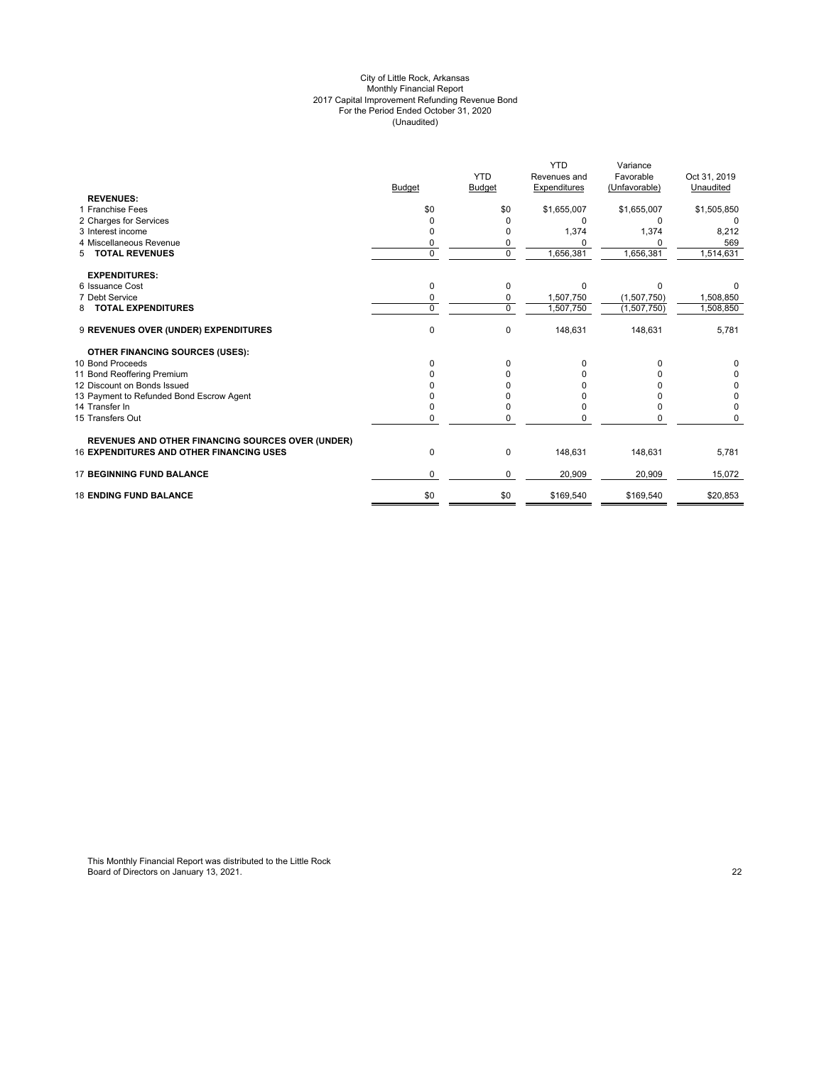City of Little Rock, Arkansas
Monthly Financial Report
2017 Capital Improvement Refunding Revenue Bond
For the Period Ended October 31, 2020
(Unaudited)

| | Budget | YTD Budget | YTD Revenues and Expenditures | Variance Favorable (Unfavorable) | Oct 31, 2019 Unaudited |
|---|---|---|---|---|---|
| **REVENUES:** | | | | | |
| 1 Franchise Fees | $0 | $0 | $1,655,007 | $1,655,007 | $1,505,850 |
| 2 Charges for Services | 0 | 0 | 0 | 0 | 0 |
| 3 Interest income | 0 | 0 | 1,374 | 1,374 | 8,212 |
| 4 Miscellaneous Revenue | 0 | 0 | 0 | 0 | 569 |
| 5 **TOTAL REVENUES** | 0 | 0 | 1,656,381 | 1,656,381 | 1,514,631 |
| **EXPENDITURES:** | | | | | |
| 6 Issuance Cost | 0 | 0 | 0 | 0 | 0 |
| 7 Debt Service | 0 | 0 | 1,507,750 | (1,507,750) | 1,508,850 |
| 8 **TOTAL EXPENDITURES** | 0 | 0 | 1,507,750 | (1,507,750) | 1,508,850 |
| 9 **REVENUES OVER (UNDER) EXPENDITURES** | 0 | 0 | 148,631 | 148,631 | 5,781 |
| **OTHER FINANCING SOURCES (USES):** | | | | | |
| 10 Bond Proceeds | 0 | 0 | 0 | 0 | 0 |
| 11 Bond Reoffering Premium | 0 | 0 | 0 | 0 | 0 |
| 12 Discount on Bonds Issued | 0 | 0 | 0 | 0 | 0 |
| 13 Payment to Refunded Bond Escrow Agent | 0 | 0 | 0 | 0 | 0 |
| 14 Transfer In | 0 | 0 | 0 | 0 | 0 |
| 15 Transfers Out | 0 | 0 | 0 | 0 | 0 |
| **REVENUES AND OTHER FINANCING SOURCES OVER (UNDER)** 16 **EXPENDITURES AND OTHER FINANCING USES** | 0 | 0 | 148,631 | 148,631 | 5,781 |
| 17 **BEGINNING FUND BALANCE** | 0 | 0 | 20,909 | 20,909 | 15,072 |
| 18 **ENDING FUND BALANCE** | $0 | $0 | $169,540 | $169,540 | $20,853 |

This Monthly Financial Report was distributed to the Little Rock Board of Directors on January 13, 2021.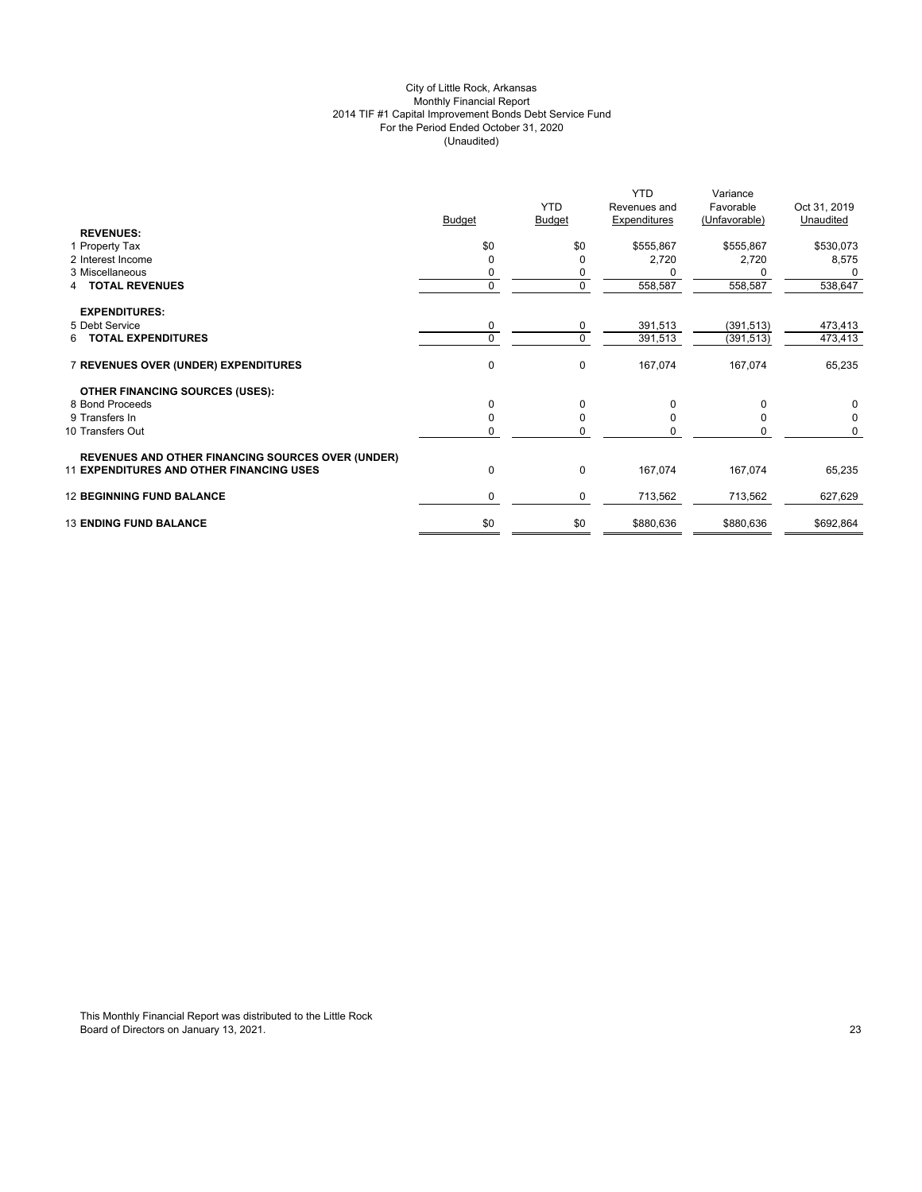City of Little Rock, Arkansas
Monthly Financial Report
2014 TIF #1 Capital Improvement Bonds Debt Service Fund
For the Period Ended October 31, 2020
(Unaudited)

| | Budget | YTD Budget | YTD Revenues and Expenditures | Variance Favorable (Unfavorable) | Oct 31, 2019 Unaudited |
|---|---|---|---|---|---|
| **REVENUES:** | | | | | |
| 1 Property Tax | $0 | $0 | $555,867 | $555,867 | $530,073 |
| 2 Interest Income | 0 | 0 | 2,720 | 2,720 | 8,575 |
| 3 Miscellaneous | 0 | 0 | 0 | 0 | 0 |
| 4 **TOTAL REVENUES** | 0 | 0 | 558,587 | 558,587 | 538,647 |
| **EXPENDITURES:** | | | | | |
| 5 Debt Service | 0 | 0 | 391,513 | (391,513) | 473,413 |
| 6 **TOTAL EXPENDITURES** | 0 | 0 | 391,513 | (391,513) | 473,413 |
| 7 **REVENUES OVER (UNDER) EXPENDITURES** | 0 | 0 | 167,074 | 167,074 | 65,235 |
| **OTHER FINANCING SOURCES (USES):** | | | | | |
| 8 Bond Proceeds | 0 | 0 | 0 | 0 | 0 |
| 9 Transfers In | 0 | 0 | 0 | 0 | 0 |
| 10 Transfers Out | 0 | 0 | 0 | 0 | 0 |
| **REVENUES AND OTHER FINANCING SOURCES OVER (UNDER)** 11 **EXPENDITURES AND OTHER FINANCING USES** | 0 | 0 | 167,074 | 167,074 | 65,235 |
| 12 **BEGINNING FUND BALANCE** | 0 | 0 | 713,562 | 713,562 | 627,629 |
| 13 **ENDING FUND BALANCE** | $0 | $0 | $880,636 | $880,636 | $692,864 |

This Monthly Financial Report was distributed to the Little Rock Board of Directors on January 13, 2021.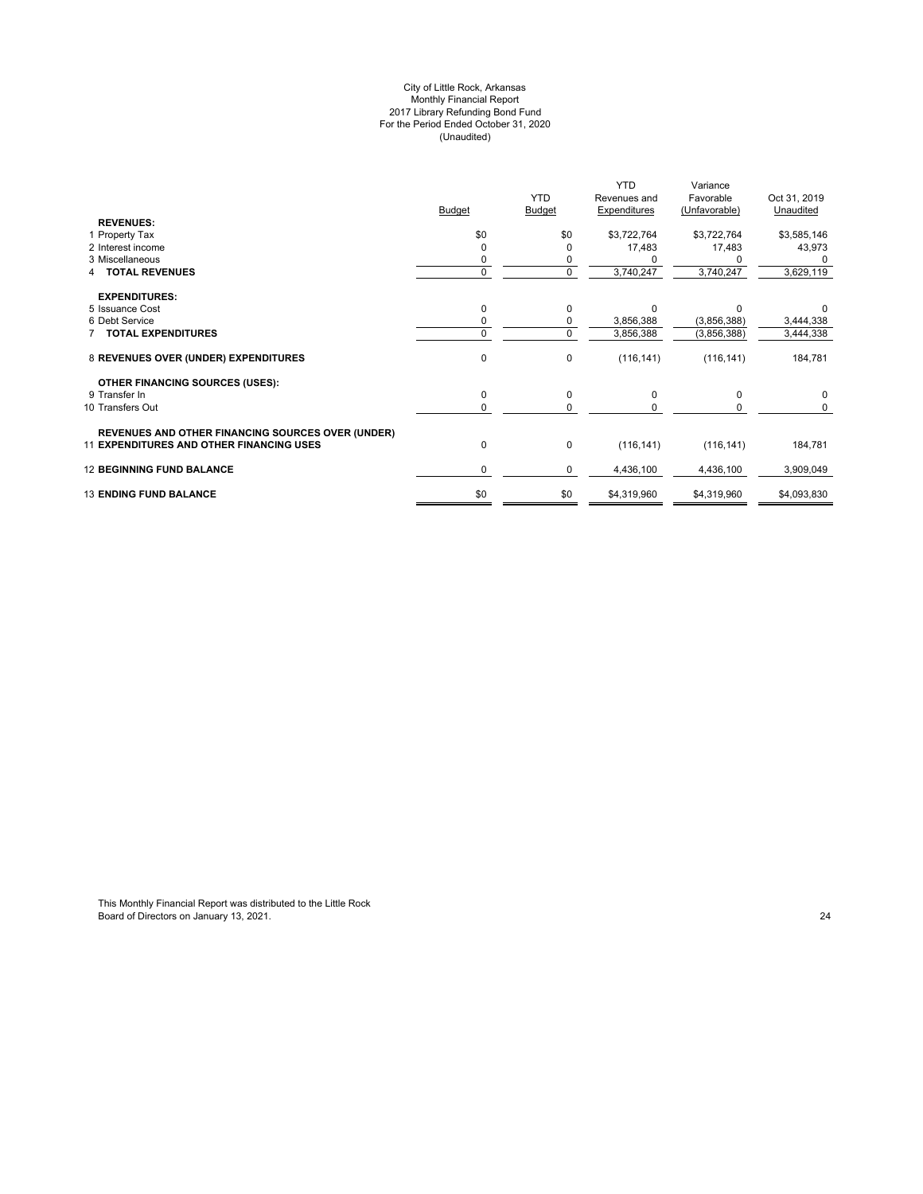City of Little Rock, Arkansas
Monthly Financial Report
2017 Library Refunding Bond Fund
For the Period Ended October 31, 2020
(Unaudited)

| | Budget | YTD Budget | YTD Revenues and Expenditures | Variance Favorable (Unfavorable) | Oct 31, 2019 Unaudited |
|---|---|---|---|---|---|
| **REVENUES:** | | | | | |
| 1 Property Tax | $0 | $0 | $3,722,764 | $3,722,764 | $3,585,146 |
| 2 Interest income | 0 | 0 | 17,483 | 17,483 | 43,973 |
| 3 Miscellaneous | 0 | 0 | 0 | 0 | 0 |
| 4 **TOTAL REVENUES** | 0 | 0 | 3,740,247 | 3,740,247 | 3,629,119 |
| **EXPENDITURES:** | | | | | |
| 5 Issuance Cost | 0 | 0 | 0 | 0 | 0 |
| 6 Debt Service | 0 | 0 | 3,856,388 | (3,856,388) | 3,444,338 |
| 7 **TOTAL EXPENDITURES** | 0 | 0 | 3,856,388 | (3,856,388) | 3,444,338 |
| 8 **REVENUES OVER (UNDER) EXPENDITURES** | 0 | 0 | (116,141) | (116,141) | 184,781 |
| **OTHER FINANCING SOURCES (USES):** | | | | | |
| 9 Transfer In | 0 | 0 | 0 | 0 | 0 |
| 10 Transfers Out | 0 | 0 | 0 | 0 | 0 |
| 11 **REVENUES AND OTHER FINANCING SOURCES OVER (UNDER) EXPENDITURES AND OTHER FINANCING USES** | 0 | 0 | (116,141) | (116,141) | 184,781 |
| 12 **BEGINNING FUND BALANCE** | 0 | 0 | 4,436,100 | 4,436,100 | 3,909,049 |
| 13 **ENDING FUND BALANCE** | $0 | $0 | $4,319,960 | $4,319,960 | $4,093,830 |

This Monthly Financial Report was distributed to the Little Rock Board of Directors on January 13, 2021.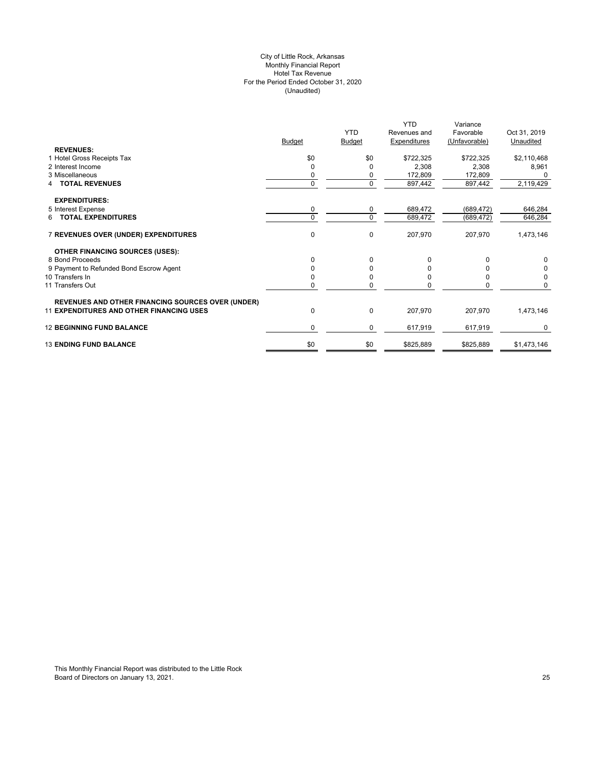City of Little Rock, Arkansas
Monthly Financial Report
Hotel Tax Revenue
For the Period Ended October 31, 2020
(Unaudited)

| | Budget | YTD Budget | YTD Revenues and Expenditures | Variance Favorable (Unfavorable) | Oct 31, 2019 Unaudited |
|---|---|---|---|---|---|
| **REVENUES:** | | | | | |
| 1 Hotel Gross Receipts Tax | $0 | $0 | $722,325 | $722,325 | $2,110,468 |
| 2 Interest Income | 0 | 0 | 2,308 | 2,308 | 8,961 |
| 3 Miscellaneous | 0 | 0 | 172,809 | 172,809 | 0 |
| 4 **TOTAL REVENUES** | 0 | 0 | 897,442 | 897,442 | 2,119,429 |
| **EXPENDITURES:** | | | | | |
| 5 Interest Expense | 0 | 0 | 689,472 | (689,472) | 646,284 |
| 6 **TOTAL EXPENDITURES** | 0 | 0 | 689,472 | (689,472) | 646,284 |
| 7 **REVENUES OVER (UNDER) EXPENDITURES** | 0 | 0 | 207,970 | 207,970 | 1,473,146 |
| **OTHER FINANCING SOURCES (USES):** | | | | | |
| 8 Bond Proceeds | 0 | 0 | 0 | 0 | 0 |
| 9 Payment to Refunded Bond Escrow Agent | 0 | 0 | 0 | 0 | 0 |
| 10 Transfers In | 0 | 0 | 0 | 0 | 0 |
| 11 Transfers Out | 0 | 0 | 0 | 0 | 0 |
| **REVENUES AND OTHER FINANCING SOURCES OVER (UNDER)** | | | | | |
| 11 **EXPENDITURES AND OTHER FINANCING USES** | 0 | 0 | 207,970 | 207,970 | 1,473,146 |
| 12 **BEGINNING FUND BALANCE** | 0 | 0 | 617,919 | 617,919 | 0 |
| 13 **ENDING FUND BALANCE** | $0 | $0 | $825,889 | $825,889 | $1,473,146 |

This Monthly Financial Report was distributed to the Little Rock Board of Directors on January 13, 2021.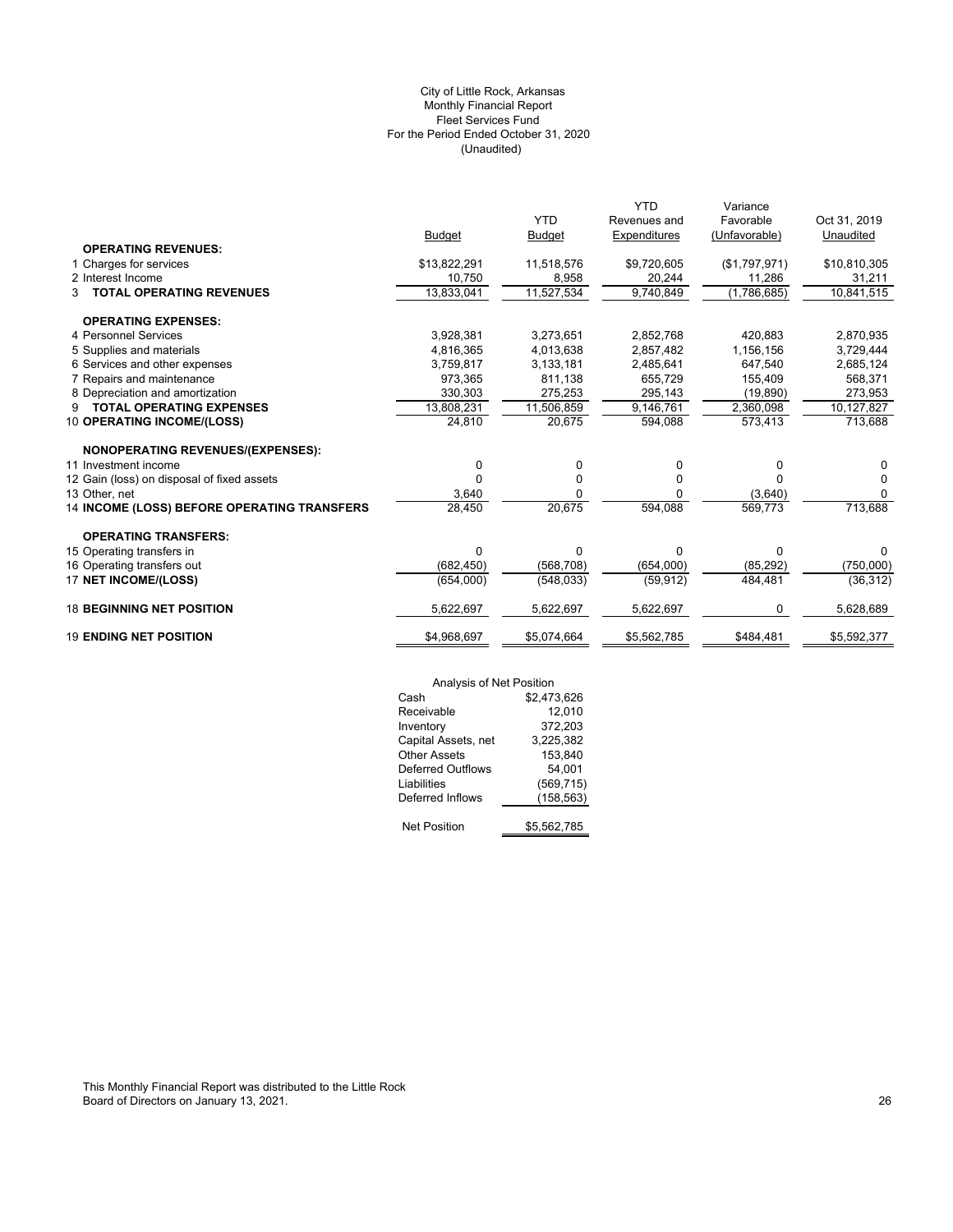City of Little Rock, Arkansas
Monthly Financial Report
Fleet Services Fund
For the Period Ended October 31, 2020
(Unaudited)

| | Budget | YTD Budget | YTD Revenues and Expenditures | Variance Favorable (Unfavorable) | Oct 31, 2019 Unaudited |
|---|---|---|---|---|---|
| **OPERATING REVENUES:** | | | | | |
| 1 Charges for services | $13,822,291 | 11,518,576 | $9,720,605 | ($1,797,971) | $10,810,305 |
| 2 Interest Income | 10,750 | 8,958 | 20,244 | 11,286 | 31,211 |
| 3 **TOTAL OPERATING REVENUES** | 13,833,041 | 11,527,534 | 9,740,849 | (1,786,685) | 10,841,515 |
| **OPERATING EXPENSES:** | | | | | |
| 4 Personnel Services | 3,928,381 | 3,273,651 | 2,852,768 | 420,883 | 2,870,935 |
| 5 Supplies and materials | 4,816,365 | 4,013,638 | 2,857,482 | 1,156,156 | 3,729,444 |
| 6 Services and other expenses | 3,759,817 | 3,133,181 | 2,485,641 | 647,540 | 2,685,124 |
| 7 Repairs and maintenance | 973,365 | 811,138 | 655,729 | 155,409 | 568,371 |
| 8 Depreciation and amortization | 330,303 | 275,253 | 295,143 | (19,890) | 273,953 |
| 9 **TOTAL OPERATING EXPENSES** | 13,808,231 | 11,506,859 | 9,146,761 | 2,360,098 | 10,127,827 |
| 10 **OPERATING INCOME/(LOSS)** | 24,810 | 20,675 | 594,088 | 573,413 | 713,688 |
| **NONOPERATING REVENUES/(EXPENSES):** | | | | | |
| 11 Investment income | 0 | 0 | 0 | 0 | 0 |
| 12 Gain (loss) on disposal of fixed assets | 0 | 0 | 0 | 0 | 0 |
| 13 Other, net | 3,640 | 0 | 0 | (3,640) | 0 |
| 14 **INCOME (LOSS) BEFORE OPERATING TRANSFERS** | 28,450 | 20,675 | 594,088 | 569,773 | 713,688 |
| **OPERATING TRANSFERS:** | | | | | |
| 15 Operating transfers in | 0 | 0 | 0 | 0 | 0 |
| 16 Operating transfers out | (682,450) | (568,708) | (654,000) | (85,292) | (750,000) |
| 17 **NET INCOME/(LOSS)** | (654,000) | (548,033) | (59,912) | 484,481 | (36,312) |
| 18 **BEGINNING NET POSITION** | 5,622,697 | 5,622,697 | 5,622,697 | 0 | 5,628,689 |
| 19 **ENDING NET POSITION** | $4,968,697 | $5,074,664 | $5,562,785 | $484,481 | $5,592,377 |

| Analysis of Net Position | |
|---|---|
| Cash | $2,473,626 |
| Receivable | 12,010 |
| Inventory | 372,203 |
| Capital Assets, net | 3,225,382 |
| Other Assets | 153,840 |
| Deferred Outflows | 54,001 |
| Liabilities | (569,715) |
| Deferred Inflows | (158,563) |
| Net Position | $5,562,785 |

This Monthly Financial Report was distributed to the Little Rock Board of Directors on January 13, 2021.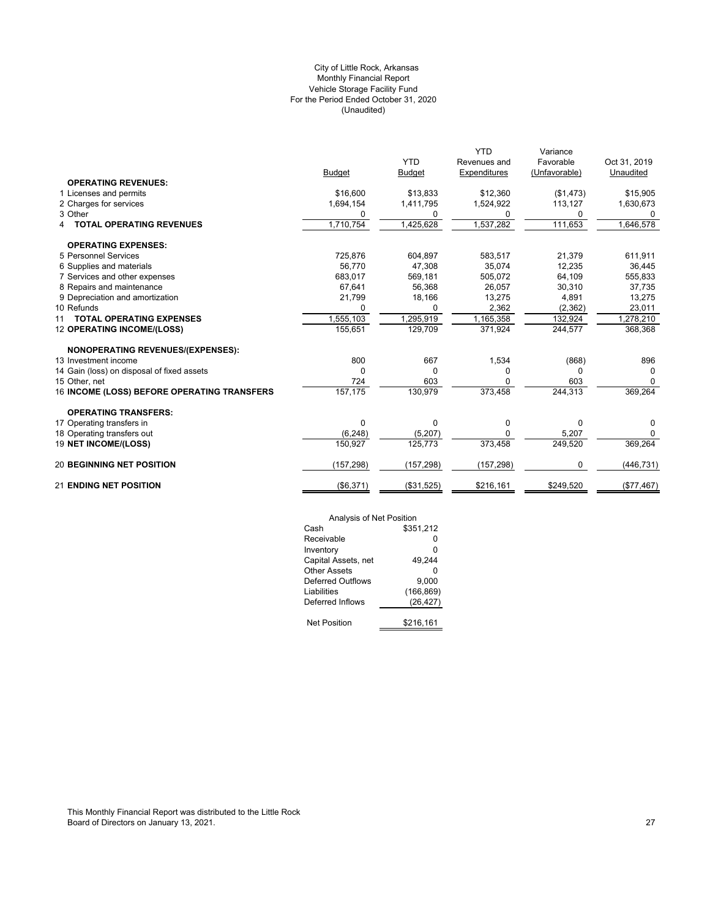City of Little Rock, Arkansas
Monthly Financial Report
Vehicle Storage Facility Fund
For the Period Ended October 31, 2020
(Unaudited)

| | Budget | YTD Budget | YTD Revenues and Expenditures | Variance Favorable (Unfavorable) | Oct 31, 2019 Unaudited |
|---|---|---|---|---|---|
| **OPERATING REVENUES:** | | | | | |
| 1 Licenses and permits | $16,600 | $13,833 | $12,360 | ($1,473) | $15,905 |
| 2 Charges for services | 1,694,154 | 1,411,795 | 1,524,922 | 113,127 | 1,630,673 |
| 3 Other | 0 | 0 | 0 | 0 | 0 |
| 4 **TOTAL OPERATING REVENUES** | 1,710,754 | 1,425,628 | 1,537,282 | 111,653 | 1,646,578 |
| **OPERATING EXPENSES:** | | | | | |
| 5 Personnel Services | 725,876 | 604,897 | 583,517 | 21,379 | 611,911 |
| 6 Supplies and materials | 56,770 | 47,308 | 35,074 | 12,235 | 36,445 |
| 7 Services and other expenses | 683,017 | 569,181 | 505,072 | 64,109 | 555,833 |
| 8 Repairs and maintenance | 67,641 | 56,368 | 26,057 | 30,310 | 37,735 |
| 9 Depreciation and amortization | 21,799 | 18,166 | 13,275 | 4,891 | 13,275 |
| 10 Refunds | 0 | 0 | 2,362 | (2,362) | 23,011 |
| 11 **TOTAL OPERATING EXPENSES** | 1,555,103 | 1,295,919 | 1,165,358 | 132,924 | 1,278,210 |
| 12 **OPERATING INCOME/(LOSS)** | 155,651 | 129,709 | 371,924 | 244,577 | 368,368 |
| **NONOPERATING REVENUES/(EXPENSES):** | | | | | |
| 13 Investment income | 800 | 667 | 1,534 | (868) | 896 |
| 14 Gain (loss) on disposal of fixed assets | 0 | 0 | 0 | 0 | 0 |
| 15 Other, net | 724 | 603 | 0 | 603 | 0 |
| 16 **INCOME (LOSS) BEFORE OPERATING TRANSFERS** | 157,175 | 130,979 | 373,458 | 244,313 | 369,264 |
| **OPERATING TRANSFERS:** | | | | | |
| 17 Operating transfers in | 0 | 0 | 0 | 0 | 0 |
| 18 Operating transfers out | (6,248) | (5,207) | 0 | 5,207 | 0 |
| 19 **NET INCOME/(LOSS)** | 150,927 | 125,773 | 373,458 | 249,520 | 369,264 |
| 20 **BEGINNING NET POSITION** | (157,298) | (157,298) | (157,298) | 0 | (446,731) |
| 21 **ENDING NET POSITION** | ($6,371) | ($31,525) | $216,161 | $249,520 | ($77,467) |

| Analysis of Net Position | |
|---|---|
| Cash | $351,212 |
| Receivable | 0 |
| Inventory | 0 |
| Capital Assets, net | 49,244 |
| Other Assets | 0 |
| Deferred Outflows | 9,000 |
| Liabilities | (166,869) |
| Deferred Inflows | (26,427) |
| Net Position | $216,161 |

This Monthly Financial Report was distributed to the Little Rock Board of Directors on January 13, 2021.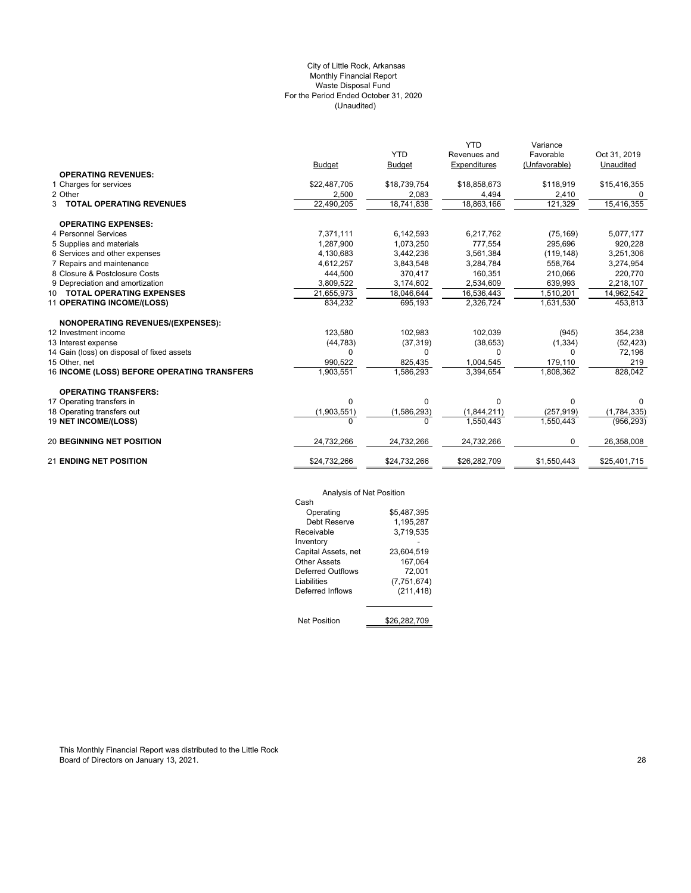City of Little Rock, Arkansas
Monthly Financial Report
Waste Disposal Fund
For the Period Ended October 31, 2020
(Unaudited)

| | Budget | YTD Budget | YTD Revenues and Expenditures | Variance Favorable (Unfavorable) | Oct 31, 2019 Unaudited |
|---|---|---|---|---|---|
| **OPERATING REVENUES:** | | | | | |
| 1 Charges for services | $22,487,705 | $18,739,754 | $18,858,673 | $118,919 | $15,416,355 |
| 2 Other | 2,500 | 2,083 | 4,494 | 2,410 | 0 |
| 3 **TOTAL OPERATING REVENUES** | 22,490,205 | 18,741,838 | 18,863,166 | 121,329 | 15,416,355 |
| **OPERATING EXPENSES:** | | | | | |
| 4 Personnel Services | 7,371,111 | 6,142,593 | 6,217,762 | (75,169) | 5,077,177 |
| 5 Supplies and materials | 1,287,900 | 1,073,250 | 777,554 | 295,696 | 920,228 |
| 6 Services and other expenses | 4,130,683 | 3,442,236 | 3,561,384 | (119,148) | 3,251,306 |
| 7 Repairs and maintenance | 4,612,257 | 3,843,548 | 3,284,784 | 558,764 | 3,274,954 |
| 8 Closure & Postclosure Costs | 444,500 | 370,417 | 160,351 | 210,066 | 220,770 |
| 9 Depreciation and amortization | 3,809,522 | 3,174,602 | 2,534,609 | 639,993 | 2,218,107 |
| 10 **TOTAL OPERATING EXPENSES** | 21,655,973 | 18,046,644 | 16,536,443 | 1,510,201 | 14,962,542 |
| 11 **OPERATING INCOME/(LOSS)** | 834,232 | 695,193 | 2,326,724 | 1,631,530 | 453,813 |
| **NONOPERATING REVENUES/(EXPENSES):** | | | | | |
| 12 Investment income | 123,580 | 102,983 | 102,039 | (945) | 354,238 |
| 13 Interest expense | (44,783) | (37,319) | (38,653) | (1,334) | (52,423) |
| 14 Gain (loss) on disposal of fixed assets | 0 | 0 | 0 | 0 | 72,196 |
| 15 Other, net | 990,522 | 825,435 | 1,004,545 | 179,110 | 219 |
| 16 **INCOME (LOSS) BEFORE OPERATING TRANSFERS** | 1,903,551 | 1,586,293 | 3,394,654 | 1,808,362 | 828,042 |
| **OPERATING TRANSFERS:** | | | | | |
| 17 Operating transfers in | 0 | 0 | 0 | 0 | 0 |
| 18 Operating transfers out | (1,903,551) | (1,586,293) | (1,844,211) | (257,919) | (1,784,335) |
| 19 **NET INCOME/(LOSS)** | 0 | 0 | 1,550,443 | 1,550,443 | (956,293) |
| 20 **BEGINNING NET POSITION** | 24,732,266 | 24,732,266 | 24,732,266 | 0 | 26,358,008 |
| 21 **ENDING NET POSITION** | $24,732,266 | $24,732,266 | $26,282,709 | $1,550,443 | $25,401,715 |

Analysis of Net Position

| | |
|---|---|
| Cash | |
| Operating | $5,487,395 |
| Debt Reserve | 1,195,287 |
| Receivable | 3,719,535 |
| Inventory | - |
| Capital Assets, net | 23,604,519 |
| Other Assets | 167,064 |
| Deferred Outflows | 72,001 |
| Liabilities | (7,751,674) |
| Deferred Inflows | (211,418) |
| Net Position | $26,282,709 |

This Monthly Financial Report was distributed to the Little Rock Board of Directors on January 13, 2021.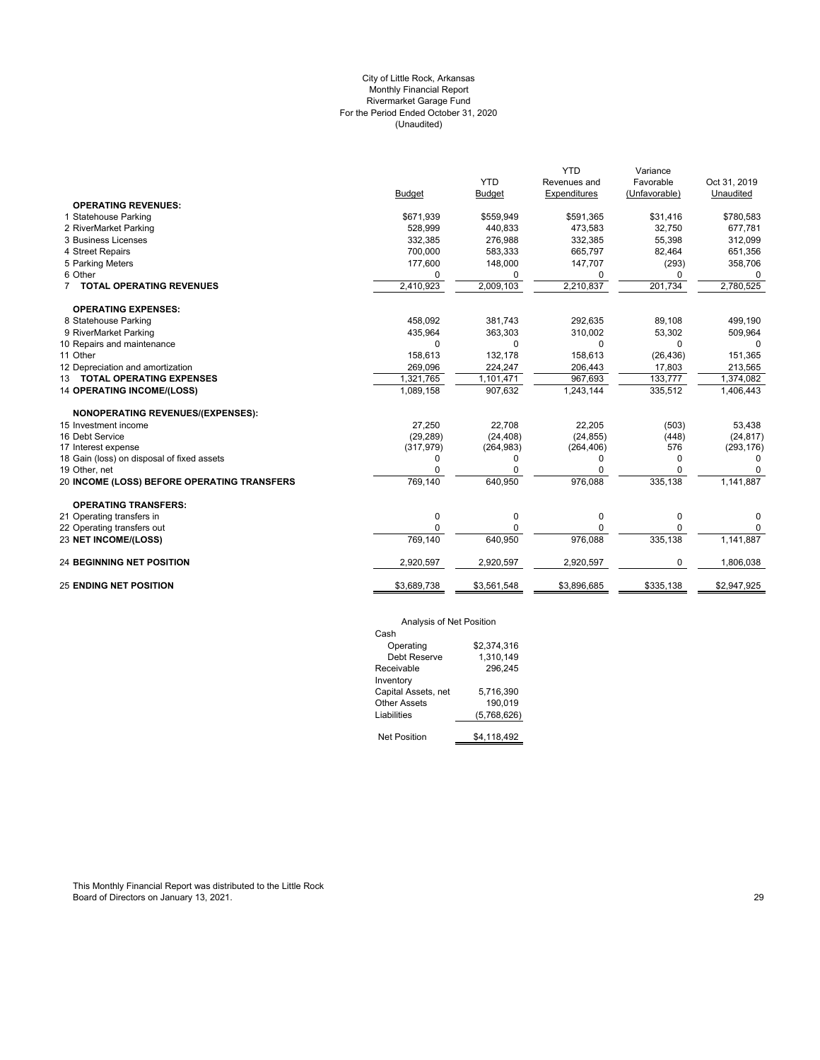# City of Little Rock, Arkansas
## Monthly Financial Report
## Rivermarket Garage Fund
## For the Period Ended October 31, 2020
## (Unaudited)

| | Budget | YTD Budget | YTD Revenues and Expenditures | Variance Favorable (Unfavorable) | Oct 31, 2019 Unaudited |
|---|---|---|---|---|---|
| **OPERATING REVENUES:** | | | | | |
| 1 Statehouse Parking | $671,939 | $559,949 | $591,365 | $31,416 | $780,583 |
| 2 RiverMarket Parking | 528,999 | 440,833 | 473,583 | 32,750 | 677,781 |
| 3 Business Licenses | 332,385 | 276,988 | 332,385 | 55,398 | 312,099 |
| 4 Street Repairs | 700,000 | 583,333 | 665,797 | 82,464 | 651,356 |
| 5 Parking Meters | 177,600 | 148,000 | 147,707 | (293) | 358,706 |
| 6 Other | 0 | 0 | 0 | 0 | 0 |
| 7 **TOTAL OPERATING REVENUES** | 2,410,923 | 2,009,103 | 2,210,837 | 201,734 | 2,780,525 |
| **OPERATING EXPENSES:** | | | | | |
| 8 Statehouse Parking | 458,092 | 381,743 | 292,635 | 89,108 | 499,190 |
| 9 RiverMarket Parking | 435,964 | 363,303 | 310,002 | 53,302 | 509,964 |
| 10 Repairs and maintenance | 0 | 0 | 0 | 0 | 0 |
| 11 Other | 158,613 | 132,178 | 158,613 | (26,436) | 151,365 |
| 12 Depreciation and amortization | 269,096 | 224,247 | 206,443 | 17,803 | 213,565 |
| 13 **TOTAL OPERATING EXPENSES** | 1,321,765 | 1,101,471 | 967,693 | 133,777 | 1,374,082 |
| 14 **OPERATING INCOME/(LOSS)** | 1,089,158 | 907,632 | 1,243,144 | 335,512 | 1,406,443 |
| **NONOPERATING REVENUES/(EXPENSES):** | | | | | |
| 15 Investment income | 27,250 | 22,708 | 22,205 | (503) | 53,438 |
| 16 Debt Service | (29,289) | (24,408) | (24,855) | (448) | (24,817) |
| 17 Interest expense | (317,979) | (264,983) | (264,406) | 576 | (293,176) |
| 18 Gain (loss) on disposal of fixed assets | 0 | 0 | 0 | 0 | 0 |
| 19 Other, net | 0 | 0 | 0 | 0 | 0 |
| 20 **INCOME (LOSS) BEFORE OPERATING TRANSFERS** | 769,140 | 640,950 | 976,088 | 335,138 | 1,141,887 |
| **OPERATING TRANSFERS:** | | | | | |
| 21 Operating transfers in | 0 | 0 | 0 | 0 | 0 |
| 22 Operating transfers out | 0 | 0 | 0 | 0 | 0 |
| 23 **NET INCOME/(LOSS)** | 769,140 | 640,950 | 976,088 | 335,138 | 1,141,887 |
| 24 **BEGINNING NET POSITION** | 2,920,597 | 2,920,597 | 2,920,597 | 0 | 1,806,038 |
| 25 **ENDING NET POSITION** | $3,689,738 | $3,561,548 | $3,896,685 | $335,138 | $2,947,925 |

**Analysis of Net Position**

| | |
|---|---|
| Cash | |
| Operating | $2,374,316 |
| Debt Reserve | 1,310,149 |
| Receivable | 296,245 |
| Inventory | |
| Capital Assets, net | 5,716,390 |
| Other Assets | 190,019 |
| Liabilities | (5,768,626) |
| Net Position | $4,118,492 |

This Monthly Financial Report was distributed to the Little Rock Board of Directors on January 13, 2021.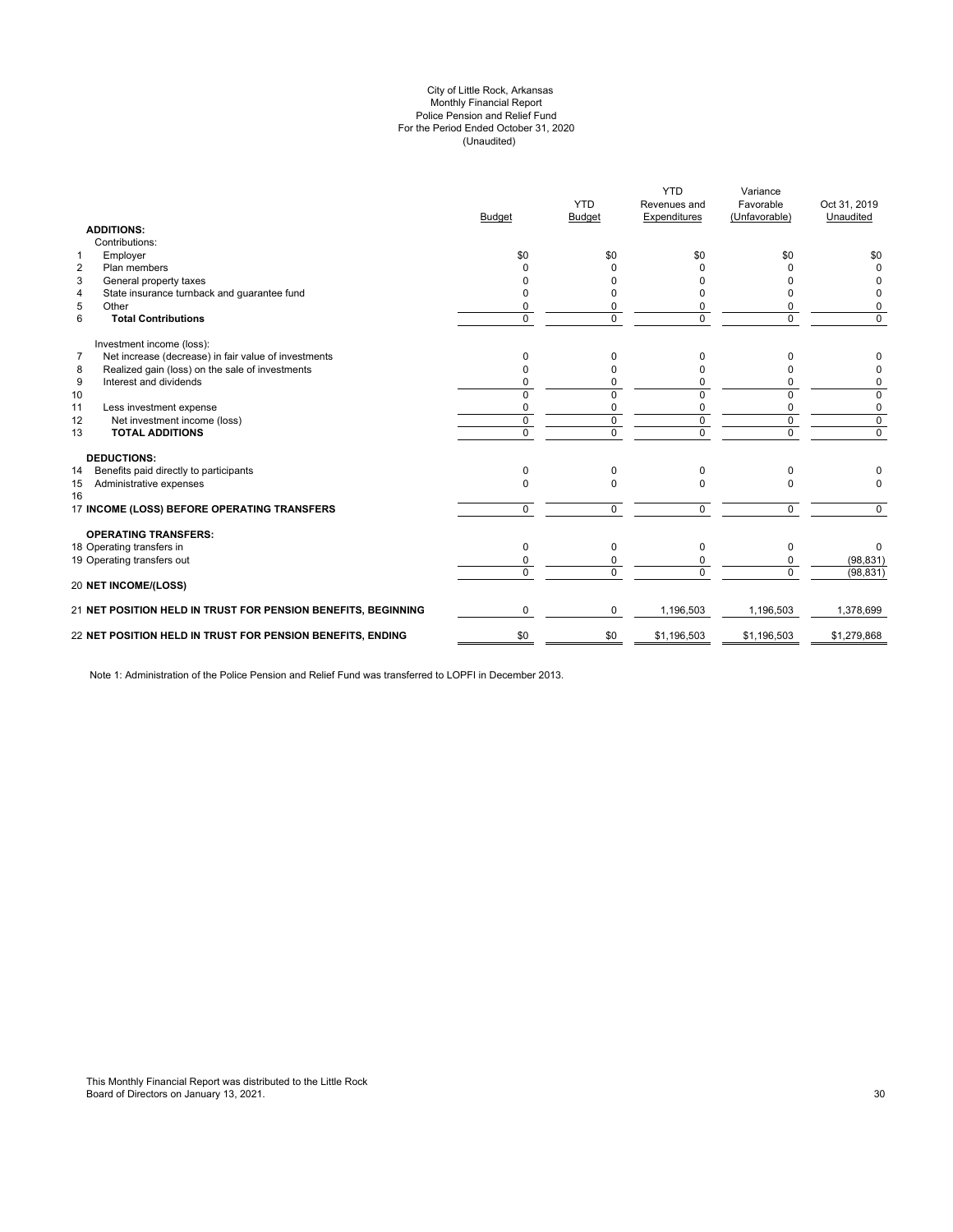City of Little Rock, Arkansas
Monthly Financial Report
Police Pension and Relief Fund
For the Period Ended October 31, 2020
(Unaudited)

| | | Budget | YTD Budget | YTD Revenues and Expenditures | Variance Favorable (Unfavorable) | Oct 31, 2019 Unaudited |
|---|---|---|---|---|---|---|
| | **ADDITIONS:** | | | | | |
| | Contributions: | | | | | |
| 1 | Employer | $0 | $0 | $0 | $0 | $0 |
| 2 | Plan members | 0 | 0 | 0 | 0 | 0 |
| 3 | General property taxes | 0 | 0 | 0 | 0 | 0 |
| 4 | State insurance turnback and guarantee fund | 0 | 0 | 0 | 0 | 0 |
| 5 | Other | 0 | 0 | 0 | 0 | 0 |
| 6 | **Total Contributions** | 0 | 0 | 0 | 0 | 0 |
| | Investment income (loss): | | | | | |
| 7 | Net increase (decrease) in fair value of investments | 0 | 0 | 0 | 0 | 0 |
| 8 | Realized gain (loss) on the sale of investments | 0 | 0 | 0 | 0 | 0 |
| 9 | Interest and dividends | 0 | 0 | 0 | 0 | 0 |
| 10 | | 0 | 0 | 0 | 0 | 0 |
| 11 | Less investment expense | 0 | 0 | 0 | 0 | 0 |
| 12 | Net investment income (loss) | 0 | 0 | 0 | 0 | 0 |
| 13 | **TOTAL ADDITIONS** | 0 | 0 | 0 | 0 | 0 |
| | **DEDUCTIONS:** | | | | | |
| 14 | Benefits paid directly to participants | 0 | 0 | 0 | 0 | 0 |
| 15 | Administrative expenses | 0 | 0 | 0 | 0 | 0 |
| 16 | | | | | | |
| 17 | **INCOME (LOSS) BEFORE OPERATING TRANSFERS** | 0 | 0 | 0 | 0 | 0 |
| | **OPERATING TRANSFERS:** | | | | | |
| 18 | Operating transfers in | 0 | 0 | 0 | 0 | 0 |
| 19 | Operating transfers out | 0 | 0 | 0 | 0 | (98,831) |
| | | 0 | 0 | 0 | 0 | (98,831) |
| 20 | **NET INCOME/(LOSS)** | | | | | |
| 21 | **NET POSITION HELD IN TRUST FOR PENSION BENEFITS, BEGINNING** | 0 | 0 | 1,196,503 | 1,196,503 | 1,378,699 |
| 22 | **NET POSITION HELD IN TRUST FOR PENSION BENEFITS, ENDING** | $0 | $0 | $1,196,503 | $1,196,503 | $1,279,868 |

Note 1: Administration of the Police Pension and Relief Fund was transferred to LOPFI in December 2013.

This Monthly Financial Report was distributed to the Little Rock Board of Directors on January 13, 2021.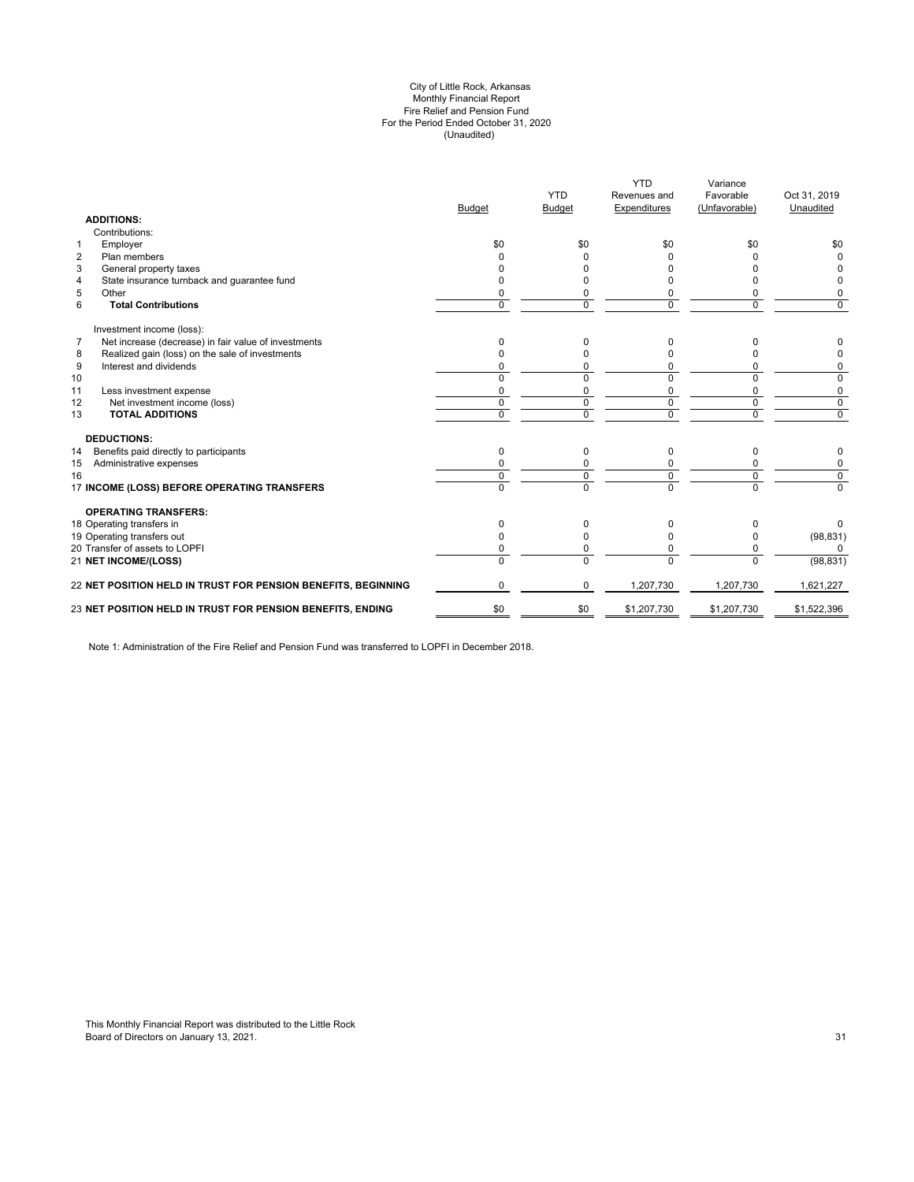City of Little Rock, Arkansas
Monthly Financial Report
Fire Relief and Pension Fund
For the Period Ended October 31, 2020
(Unaudited)

| | | Budget | YTD Budget | YTD Revenues and Expenditures | Variance Favorable (Unfavorable) | Oct 31, 2019 Unaudited |
|---|---|---|---|---|---|---|
| | **ADDITIONS:** | | | | | |
| | Contributions: | | | | | |
| 1 | Employer | $0 | $0 | $0 | $0 | $0 |
| 2 | Plan members | 0 | 0 | 0 | 0 | 0 |
| 3 | General property taxes | 0 | 0 | 0 | 0 | 0 |
| 4 | State insurance turnback and guarantee fund | 0 | 0 | 0 | 0 | 0 |
| 5 | Other | 0 | 0 | 0 | 0 | 0 |
| 6 | **Total Contributions** | 0 | 0 | 0 | 0 | 0 |
| | Investment income (loss): | | | | | |
| 7 | Net increase (decrease) in fair value of investments | 0 | 0 | 0 | 0 | 0 |
| 8 | Realized gain (loss) on the sale of investments | 0 | 0 | 0 | 0 | 0 |
| 9 | Interest and dividends | 0 | 0 | 0 | 0 | 0 |
| 10 | | 0 | 0 | 0 | 0 | 0 |
| 11 | Less investment expense | 0 | 0 | 0 | 0 | 0 |
| 12 | Net investment income (loss) | 0 | 0 | 0 | 0 | 0 |
| 13 | **TOTAL ADDITIONS** | 0 | 0 | 0 | 0 | 0 |
| | **DEDUCTIONS:** | | | | | |
| 14 | Benefits paid directly to participants | 0 | 0 | 0 | 0 | 0 |
| 15 | Administrative expenses | 0 | 0 | 0 | 0 | 0 |
| 16 | | 0 | 0 | 0 | 0 | 0 |
| 17 | **INCOME (LOSS) BEFORE OPERATING TRANSFERS** | 0 | 0 | 0 | 0 | 0 |
| | **OPERATING TRANSFERS:** | | | | | |
| 18 | Operating transfers in | 0 | 0 | 0 | 0 | 0 |
| 19 | Operating transfers out | 0 | 0 | 0 | 0 | (98,831) |
| 20 | Transfer of assets to LOPFI | 0 | 0 | 0 | 0 | 0 |
| 21 | **NET INCOME/(LOSS)** | 0 | 0 | 0 | 0 | (98,831) |
| 22 | **NET POSITION HELD IN TRUST FOR PENSION BENEFITS, BEGINNING** | 0 | 0 | 1,207,730 | 1,207,730 | 1,621,227 |
| 23 | **NET POSITION HELD IN TRUST FOR PENSION BENEFITS, ENDING** | $0 | $0 | $1,207,730 | $1,207,730 | $1,522,396 |

Note 1: Administration of the Fire Relief and Pension Fund was transferred to LOPFI in December 2018.

This Monthly Financial Report was distributed to the Little Rock Board of Directors on January 13, 2021.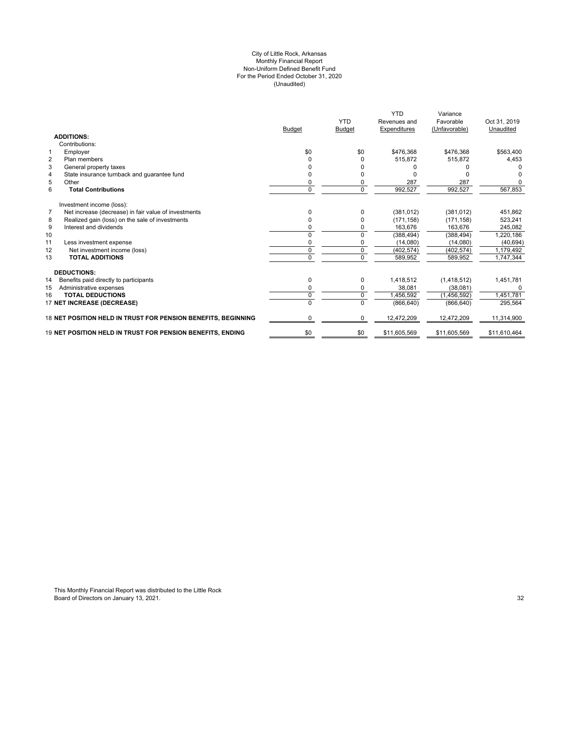# City of Little Rock, Arkansas
## Monthly Financial Report
## Non-Uniform Defined Benefit Fund
## For the Period Ended October 31, 2020
## (Unaudited)

| | | Budget | YTD Budget | YTD Revenues and Expenditures | Variance Favorable (Unfavorable) | Oct 31, 2019 Unaudited |
|---|---|---|---|---|---|---|
| | **ADDITIONS:** | | | | | |
| | Contributions: | | | | | |
| 1 | Employer | $0 | $0 | $476,368 | $476,368 | $563,400 |
| 2 | Plan members | 0 | 0 | 515,872 | 515,872 | 4,453 |
| 3 | General property taxes | 0 | 0 | 0 | 0 | 0 |
| 4 | State insurance turnback and guarantee fund | 0 | 0 | 0 | 0 | 0 |
| 5 | Other | 0 | 0 | 287 | 287 | 0 |
| 6 | **Total Contributions** | 0 | 0 | 992,527 | 992,527 | 567,853 |
| | Investment income (loss): | | | | | |
| 7 | Net increase (decrease) in fair value of investments | 0 | 0 | (381,012) | (381,012) | 451,862 |
| 8 | Realized gain (loss) on the sale of investments | 0 | 0 | (171,158) | (171,158) | 523,241 |
| 9 | Interest and dividends | 0 | 0 | 163,676 | 163,676 | 245,082 |
| 10 | | 0 | 0 | (388,494) | (388,494) | 1,220,186 |
| 11 | Less investment expense | 0 | 0 | (14,080) | (14,080) | (40,694) |
| 12 | Net investment income (loss) | 0 | 0 | (402,574) | (402,574) | 1,179,492 |
| 13 | **TOTAL ADDITIONS** | 0 | 0 | 589,952 | 589,952 | 1,747,344 |
| | **DEDUCTIONS:** | | | | | |
| 14 | Benefits paid directly to participants | 0 | 0 | 1,418,512 | (1,418,512) | 1,451,781 |
| 15 | Administrative expenses | 0 | 0 | 38,081 | (38,081) | 0 |
| 16 | **TOTAL DEDUCTIONS** | 0 | 0 | 1,456,592 | (1,456,592) | 1,451,781 |
| 17 | **NET INCREASE (DECREASE)** | 0 | 0 | (866,640) | (866,640) | 295,564 |
| 18 | **NET POSITION HELD IN TRUST FOR PENSION BENEFITS, BEGINNING** | 0 | 0 | 12,472,209 | 12,472,209 | 11,314,900 |
| 19 | **NET POSITION HELD IN TRUST FOR PENSION BENEFITS, ENDING** | $0 | $0 | $11,605,569 | $11,605,569 | $11,610,464 |

This Monthly Financial Report was distributed to the Little Rock Board of Directors on January 13, 2021.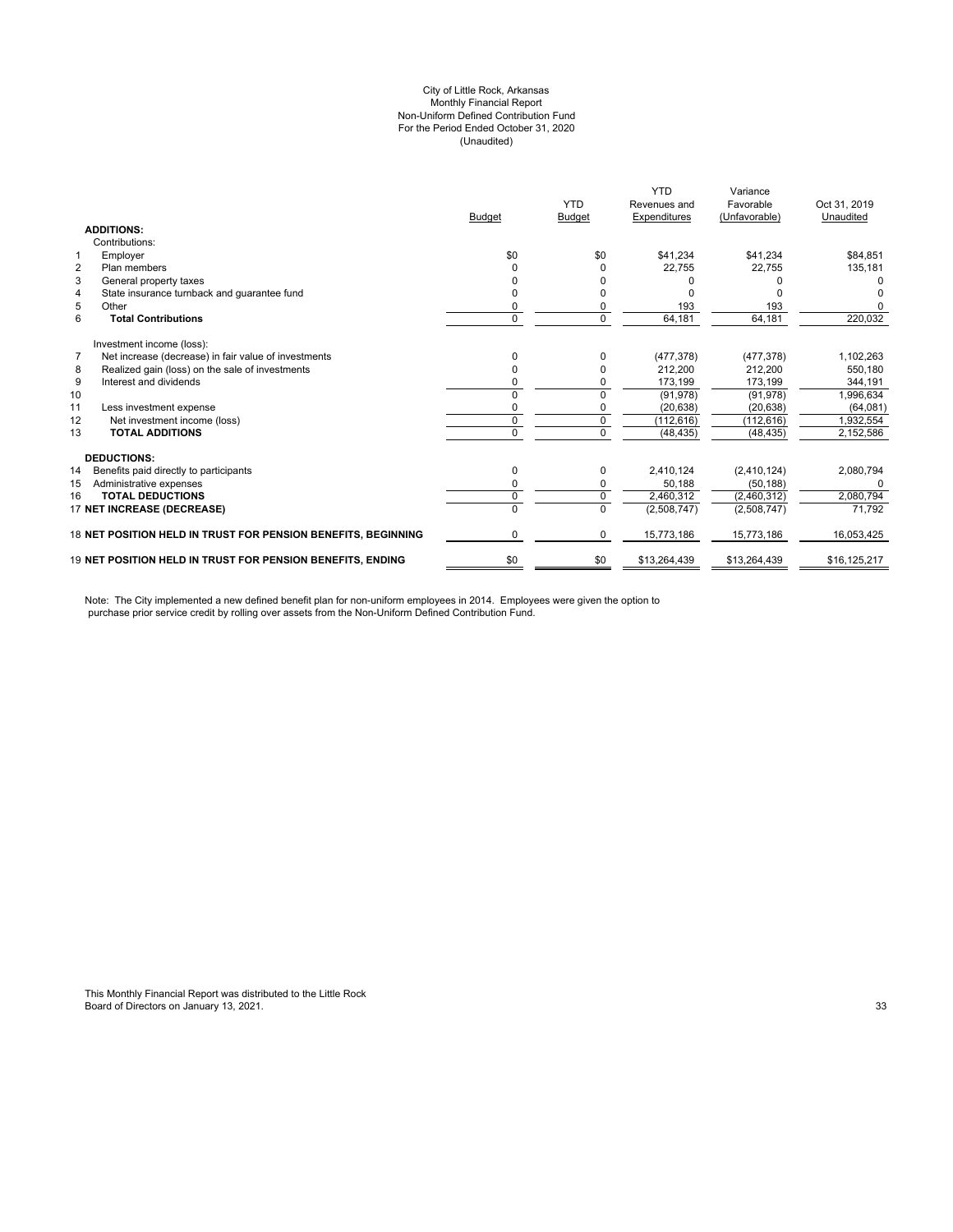# City of Little Rock, Arkansas
## Monthly Financial Report
## Non-Uniform Defined Contribution Fund
## For the Period Ended October 31, 2020
## (Unaudited)

| | | Budget | YTD Budget | YTD Revenues and Expenditures | Variance Favorable (Unfavorable) | Oct 31, 2019 Unaudited |
|---|---|---|---|---|---|---|
| | **ADDITIONS:** | | | | | |
| | Contributions: | | | | | |
| 1 | Employer | $0 | $0 | $41,234 | $41,234 | $84,851 |
| 2 | Plan members | 0 | 0 | 22,755 | 22,755 | 135,181 |
| 3 | General property taxes | 0 | 0 | 0 | 0 | 0 |
| 4 | State insurance turnback and guarantee fund | 0 | 0 | 0 | 0 | 0 |
| 5 | Other | 0 | 0 | 193 | 193 | 0 |
| 6 | **Total Contributions** | 0 | 0 | 64,181 | 64,181 | 220,032 |
| | Investment income (loss): | | | | | |
| 7 | Net increase (decrease) in fair value of investments | 0 | 0 | (477,378) | (477,378) | 1,102,263 |
| 8 | Realized gain (loss) on the sale of investments | 0 | 0 | 212,200 | 212,200 | 550,180 |
| 9 | Interest and dividends | 0 | 0 | 173,199 | 173,199 | 344,191 |
| 10 | | 0 | 0 | (91,978) | (91,978) | 1,996,634 |
| 11 | Less investment expense | 0 | 0 | (20,638) | (20,638) | (64,081) |
| 12 | Net investment income (loss) | 0 | 0 | (112,616) | (112,616) | 1,932,554 |
| 13 | **TOTAL ADDITIONS** | 0 | 0 | (48,435) | (48,435) | 2,152,586 |
| | **DEDUCTIONS:** | | | | | |
| 14 | Benefits paid directly to participants | 0 | 0 | 2,410,124 | (2,410,124) | 2,080,794 |
| 15 | Administrative expenses | 0 | 0 | 50,188 | (50,188) | 0 |
| 16 | **TOTAL DEDUCTIONS** | 0 | 0 | 2,460,312 | (2,460,312) | 2,080,794 |
| 17 | **NET INCREASE (DECREASE)** | 0 | 0 | (2,508,747) | (2,508,747) | 71,792 |
| 18 | **NET POSITION HELD IN TRUST FOR PENSION BENEFITS, BEGINNING** | 0 | 0 | 15,773,186 | 15,773,186 | 16,053,425 |
| 19 | **NET POSITION HELD IN TRUST FOR PENSION BENEFITS, ENDING** | $0 | $0 | $13,264,439 | $13,264,439 | $16,125,217 |

Note: The City implemented a new defined benefit plan for non-uniform employees in 2014. Employees were given the option to purchase prior service credit by rolling over assets from the Non-Uniform Defined Contribution Fund.

This Monthly Financial Report was distributed to the Little Rock Board of Directors on January 13, 2021.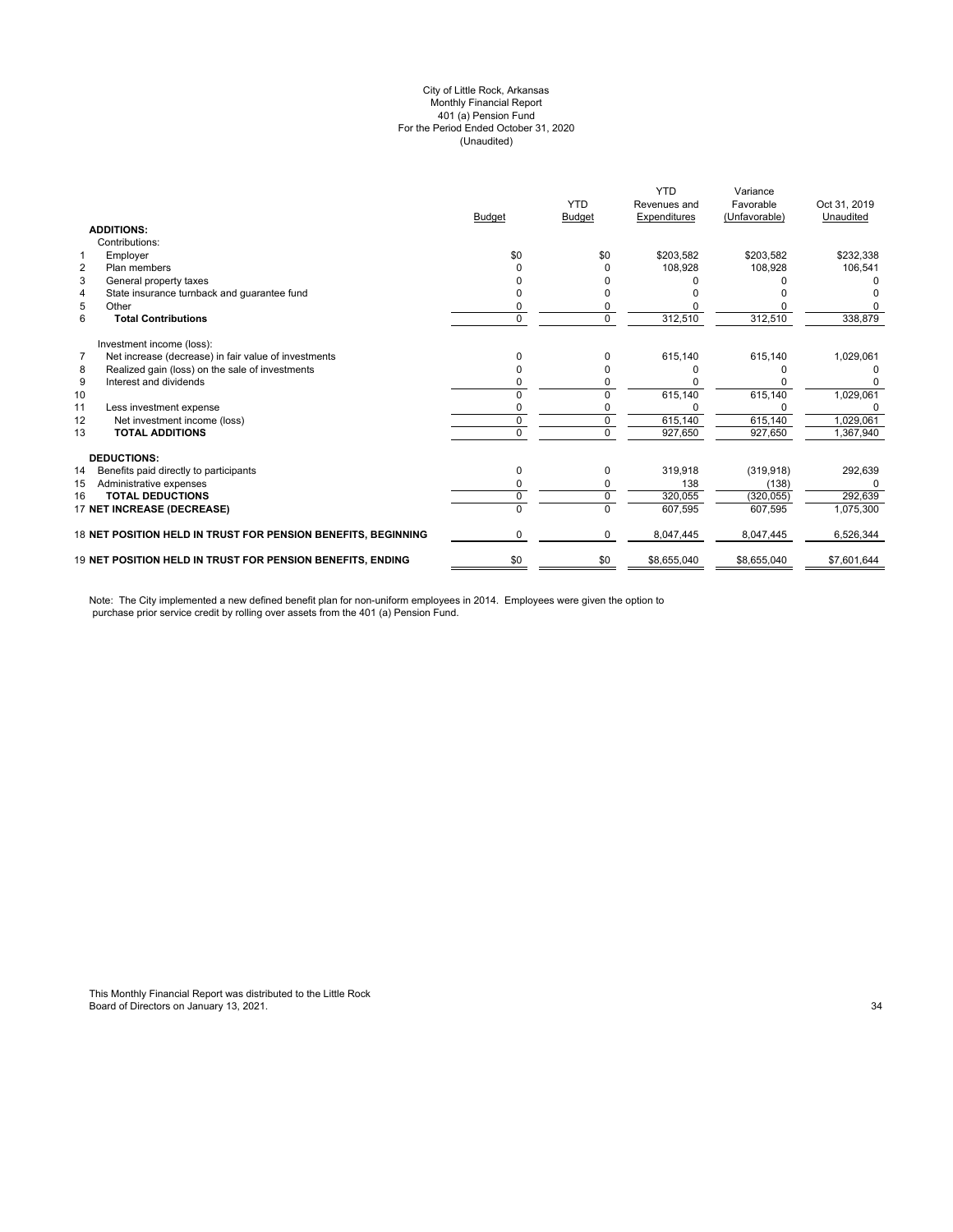City of Little Rock, Arkansas
Monthly Financial Report
401 (a) Pension Fund
For the Period Ended October 31, 2020
(Unaudited)

| | | Budget | YTD Budget | YTD Revenues and Expenditures | Variance Favorable (Unfavorable) | Oct 31, 2019 Unaudited |
|---|---|---|---|---|---|---|
| | **ADDITIONS:** | | | | | |
| | Contributions: | | | | | |
| 1 | Employer | $0 | $0 | $203,582 | $203,582 | $232,338 |
| 2 | Plan members | 0 | 0 | 108,928 | 108,928 | 106,541 |
| 3 | General property taxes | 0 | 0 | 0 | 0 | 0 |
| 4 | State insurance turnback and guarantee fund | 0 | 0 | 0 | 0 | 0 |
| 5 | Other | 0 | 0 | 0 | 0 | 0 |
| 6 | **Total Contributions** | 0 | 0 | 312,510 | 312,510 | 338,879 |
| | Investment income (loss): | | | | | |
| 7 | Net increase (decrease) in fair value of investments | 0 | 0 | 615,140 | 615,140 | 1,029,061 |
| 8 | Realized gain (loss) on the sale of investments | 0 | 0 | 0 | 0 | 0 |
| 9 | Interest and dividends | 0 | 0 | 0 | 0 | 0 |
| 10 | | 0 | 0 | 615,140 | 615,140 | 1,029,061 |
| 11 | Less investment expense | 0 | 0 | 0 | 0 | 0 |
| 12 | Net investment income (loss) | 0 | 0 | 615,140 | 615,140 | 1,029,061 |
| 13 | **TOTAL ADDITIONS** | 0 | 0 | 927,650 | 927,650 | 1,367,940 |
| | **DEDUCTIONS:** | | | | | |
| 14 | Benefits paid directly to participants | 0 | 0 | 319,918 | (319,918) | 292,639 |
| 15 | Administrative expenses | 0 | 0 | 138 | (138) | 0 |
| 16 | **TOTAL DEDUCTIONS** | 0 | 0 | 320,055 | (320,055) | 292,639 |
| 17 | **NET INCREASE (DECREASE)** | 0 | 0 | 607,595 | 607,595 | 1,075,300 |
| 18 | **NET POSITION HELD IN TRUST FOR PENSION BENEFITS, BEGINNING** | 0 | 0 | 8,047,445 | 8,047,445 | 6,526,344 |
| 19 | **NET POSITION HELD IN TRUST FOR PENSION BENEFITS, ENDING** | $0 | $0 | $8,655,040 | $8,655,040 | $7,601,644 |

Note: The City implemented a new defined benefit plan for non-uniform employees in 2014. Employees were given the option to purchase prior service credit by rolling over assets from the 401 (a) Pension Fund.

This Monthly Financial Report was distributed to the Little Rock Board of Directors on January 13, 2021.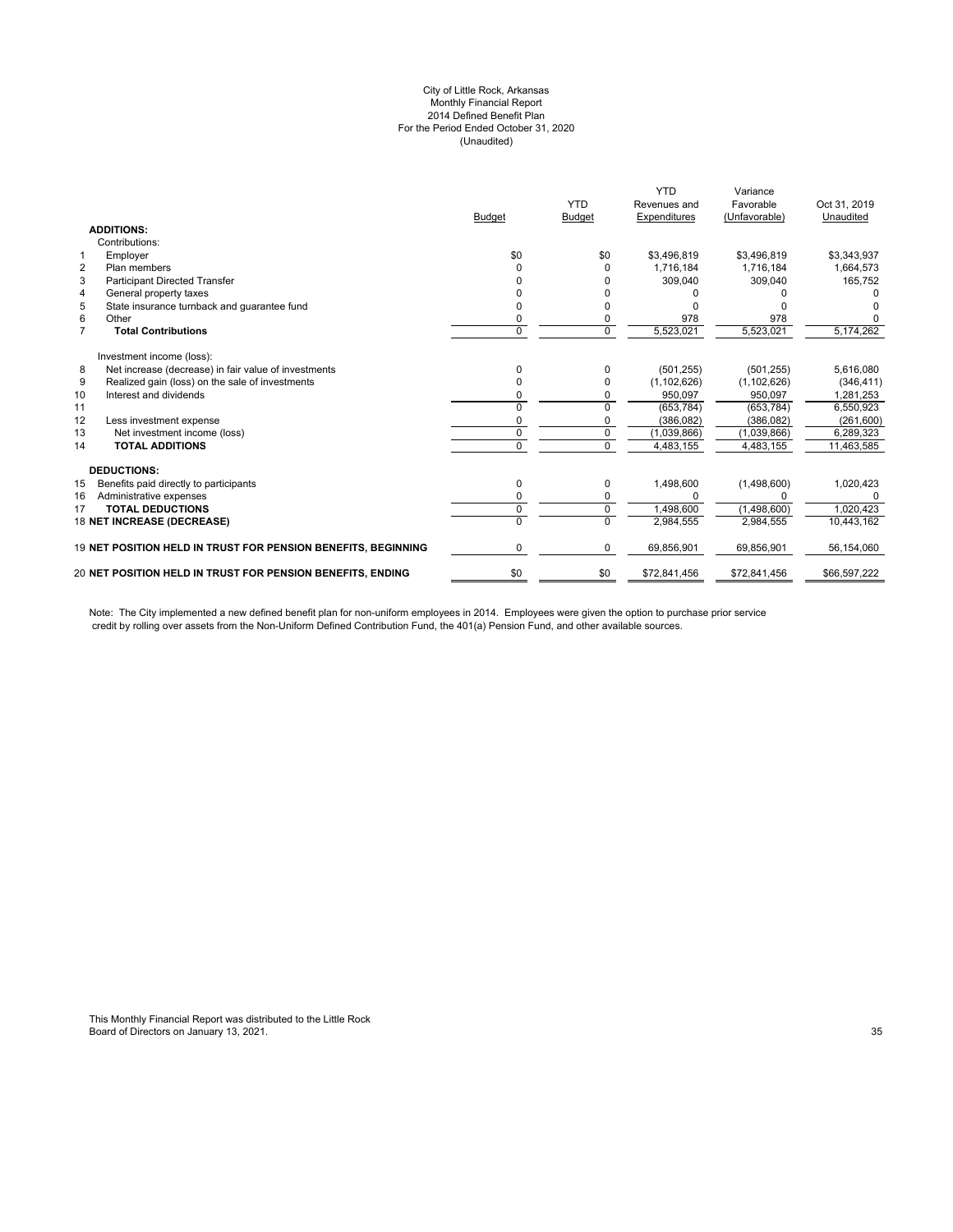City of Little Rock, Arkansas
Monthly Financial Report
2014 Defined Benefit Plan
For the Period Ended October 31, 2020
(Unaudited)

| | | Budget | YTD Budget | YTD Revenues and Expenditures | Variance Favorable (Unfavorable) | Oct 31, 2019 Unaudited |
|---|---|---|---|---|---|---|
| | **ADDITIONS:** | | | | | |
| | Contributions: | | | | | |
| 1 | Employer | $0 | $0 | $3,496,819 | $3,496,819 | $3,343,937 |
| 2 | Plan members | 0 | 0 | 1,716,184 | 1,716,184 | 1,664,573 |
| 3 | Participant Directed Transfer | 0 | 0 | 309,040 | 309,040 | 165,752 |
| 4 | General property taxes | 0 | 0 | 0 | 0 | 0 |
| 5 | State insurance turnback and guarantee fund | 0 | 0 | 0 | 0 | 0 |
| 6 | Other | 0 | 0 | 978 | 978 | 0 |
| 7 | **Total Contributions** | 0 | 0 | 5,523,021 | 5,523,021 | 5,174,262 |
| | Investment income (loss): | | | | | |
| 8 | Net increase (decrease) in fair value of investments | 0 | 0 | (501,255) | (501,255) | 5,616,080 |
| 9 | Realized gain (loss) on the sale of investments | 0 | 0 | (1,102,626) | (1,102,626) | (346,411) |
| 10 | Interest and dividends | 0 | 0 | 950,097 | 950,097 | 1,281,253 |
| 11 | | 0 | 0 | (653,784) | (653,784) | 6,550,923 |
| 12 | Less investment expense | 0 | 0 | (386,082) | (386,082) | (261,600) |
| 13 | Net investment income (loss) | 0 | 0 | (1,039,866) | (1,039,866) | 6,289,323 |
| 14 | **TOTAL ADDITIONS** | 0 | 0 | 4,483,155 | 4,483,155 | 11,463,585 |
| | **DEDUCTIONS:** | | | | | |
| 15 | Benefits paid directly to participants | 0 | 0 | 1,498,600 | (1,498,600) | 1,020,423 |
| 16 | Administrative expenses | 0 | 0 | 0 | 0 | 0 |
| 17 | **TOTAL DEDUCTIONS** | 0 | 0 | 1,498,600 | (1,498,600) | 1,020,423 |
| 18 | **NET INCREASE (DECREASE)** | 0 | 0 | 2,984,555 | 2,984,555 | 10,443,162 |
| 19 | **NET POSITION HELD IN TRUST FOR PENSION BENEFITS, BEGINNING** | 0 | 0 | 69,856,901 | 69,856,901 | 56,154,060 |
| 20 | **NET POSITION HELD IN TRUST FOR PENSION BENEFITS, ENDING** | $0 | $0 | $72,841,456 | $72,841,456 | $66,597,222 |

Note: The City implemented a new defined benefit plan for non-uniform employees in 2014. Employees were given the option to purchase prior service credit by rolling over assets from the Non-Uniform Defined Contribution Fund, the 401(a) Pension Fund, and other available sources.

This Monthly Financial Report was distributed to the Little Rock Board of Directors on January 13, 2021.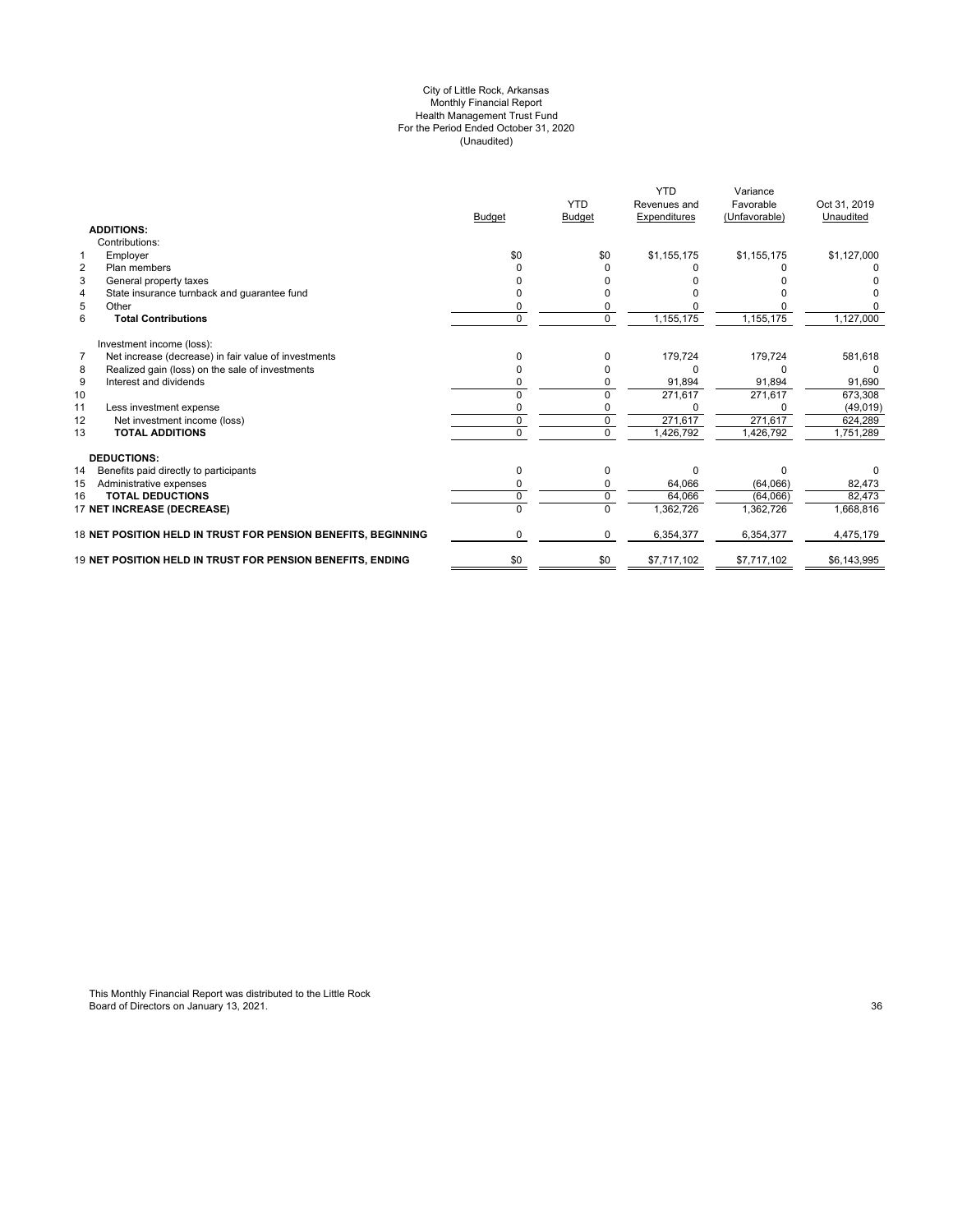# City of Little Rock, Arkansas
## Monthly Financial Report
## Health Management Trust Fund
## For the Period Ended October 31, 2020
## (Unaudited)

| | | Budget | YTD Budget | YTD Revenues and Expenditures | Variance Favorable (Unfavorable) | Oct 31, 2019 Unaudited |
|---|---|---|---|---|---|---|
| | **ADDITIONS:** | | | | | |
| | Contributions: | | | | | |
| 1 | Employer | $0 | $0 | $1,155,175 | $1,155,175 | $1,127,000 |
| 2 | Plan members | 0 | 0 | 0 | 0 | 0 |
| 3 | General property taxes | 0 | 0 | 0 | 0 | 0 |
| 4 | State insurance turnback and guarantee fund | 0 | 0 | 0 | 0 | 0 |
| 5 | Other | 0 | 0 | 0 | 0 | 0 |
| 6 | **Total Contributions** | 0 | 0 | 1,155,175 | 1,155,175 | 1,127,000 |
| | Investment income (loss): | | | | | |
| 7 | Net increase (decrease) in fair value of investments | 0 | 0 | 179,724 | 179,724 | 581,618 |
| 8 | Realized gain (loss) on the sale of investments | 0 | 0 | 0 | 0 | 0 |
| 9 | Interest and dividends | 0 | 0 | 91,894 | 91,894 | 91,690 |
| 10 | | 0 | 0 | 271,617 | 271,617 | 673,308 |
| 11 | Less investment expense | 0 | 0 | 0 | 0 | (49,019) |
| 12 | Net investment income (loss) | 0 | 0 | 271,617 | 271,617 | 624,289 |
| 13 | **TOTAL ADDITIONS** | 0 | 0 | 1,426,792 | 1,426,792 | 1,751,289 |
| | **DEDUCTIONS:** | | | | | |
| 14 | Benefits paid directly to participants | 0 | 0 | 0 | 0 | 0 |
| 15 | Administrative expenses | 0 | 0 | 64,066 | (64,066) | 82,473 |
| 16 | **TOTAL DEDUCTIONS** | 0 | 0 | 64,066 | (64,066) | 82,473 |
| 17 | **NET INCREASE (DECREASE)** | 0 | 0 | 1,362,726 | 1,362,726 | 1,668,816 |
| 18 | **NET POSITION HELD IN TRUST FOR PENSION BENEFITS, BEGINNING** | 0 | 0 | 6,354,377 | 6,354,377 | 4,475,179 |
| 19 | **NET POSITION HELD IN TRUST FOR PENSION BENEFITS, ENDING** | $0 | $0 | $7,717,102 | $7,717,102 | $6,143,995 |

This Monthly Financial Report was distributed to the Little Rock Board of Directors on January 13, 2021.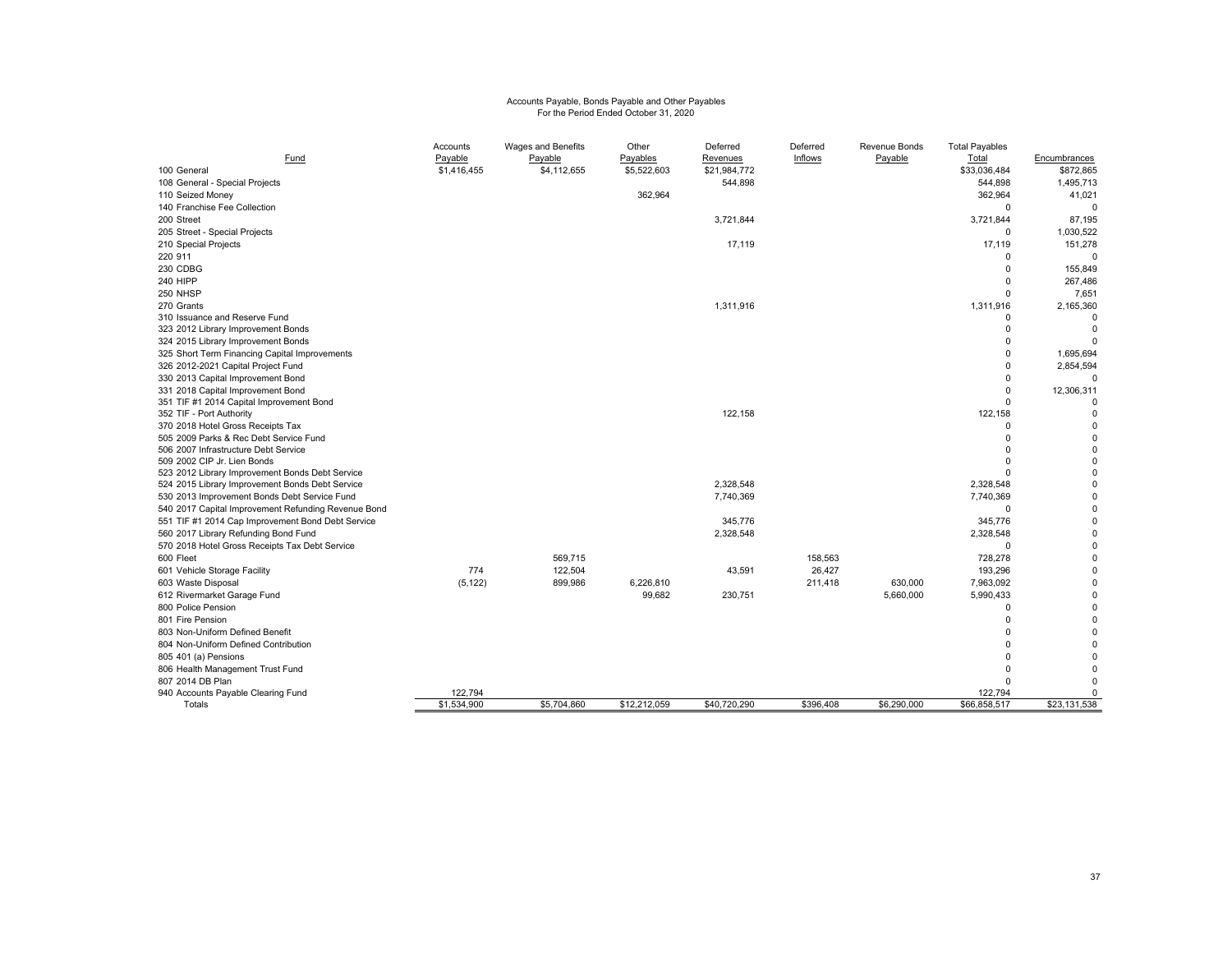Accounts Payable, Bonds Payable and Other Payables
For the Period Ended October 31, 2020

| Fund | Accounts Payable | Wages and Benefits Payable | Other Payables | Deferred Revenues | Deferred Inflows | Revenue Bonds Payable | Total Payables Total | Encumbrances |
|---|---|---|---|---|---|---|---|---|
| 100 General | $1,416,455 | $4,112,655 | $5,522,603 | $21,984,772 | | | $33,036,484 | $872,865 |
| 108 General - Special Projects | | | | 544,898 | | | 544,898 | 1,495,713 |
| 110 Seized Money | | | 362,964 | | | | 362,964 | 41,021 |
| 140 Franchise Fee Collection | | | | | | | 0 | 0 |
| 200 Street | | | | 3,721,844 | | | 3,721,844 | 87,195 |
| 205 Street - Special Projects | | | | | | | 0 | 1,030,522 |
| 210 Special Projects | | | | 17,119 | | | 17,119 | 151,278 |
| 220 911 | | | | | | | 0 | 0 |
| 230 CDBG | | | | | | | 0 | 155,849 |
| 240 HIPP | | | | | | | 0 | 267,486 |
| 250 NHSP | | | | | | | 0 | 7,651 |
| 270 Grants | | | | 1,311,916 | | | 1,311,916 | 2,165,360 |
| 310 Issuance and Reserve Fund | | | | | | | 0 | 0 |
| 323 2012 Library Improvement Bonds | | | | | | | 0 | 0 |
| 324 2015 Library Improvement Bonds | | | | | | | 0 | 0 |
| 325 Short Term Financing Capital Improvements | | | | | | | 0 | 1,695,694 |
| 326 2012-2021 Capital Project Fund | | | | | | | 0 | 2,854,594 |
| 330 2013 Capital Improvement Bond | | | | | | | 0 | 0 |
| 331 2018 Capital Improvement Bond | | | | | | | 0 | 12,306,311 |
| 351 TIF #1 2014 Capital Improvement Bond | | | | | | | 0 | 0 |
| 352 TIF - Port Authority | | | | 122,158 | | | 122,158 | 0 |
| 370 2018 Hotel Gross Receipts Tax | | | | | | | 0 | 0 |
| 505 2009 Parks & Rec Debt Service Fund | | | | | | | 0 | 0 |
| 506 2007 Infrastructure Debt Service | | | | | | | 0 | 0 |
| 509 2002 CIP Jr. Lien Bonds | | | | | | | 0 | 0 |
| 523 2012 Library Improvement Bonds Debt Service | | | | | | | 0 | 0 |
| 524 2015 Library Improvement Bonds Debt Service | | | | 2,328,548 | | | 2,328,548 | 0 |
| 530 2013 Improvement Bonds Debt Service Fund | | | | 7,740,369 | | | 7,740,369 | 0 |
| 540 2017 Capital Improvement Refunding Revenue Bond | | | | | | | 0 | 0 |
| 551 TIF #1 2014 Cap Improvement Bond Debt Service | | | | 345,776 | | | 345,776 | 0 |
| 560 2017 Library Refunding Bond Fund | | | | 2,328,548 | | | 2,328,548 | 0 |
| 570 2018 Hotel Gross Receipts Tax Debt Service | | | | | | | 0 | 0 |
| 600 Fleet | | 569,715 | | | 158,563 | | 728,278 | 0 |
| 601 Vehicle Storage Facility | 774 | 122,504 | | 43,591 | 26,427 | | 193,296 | 0 |
| 603 Waste Disposal | (5,122) | 899,986 | 6,226,810 | | 211,418 | 630,000 | 7,963,092 | 0 |
| 612 Rivermarket Garage Fund | | | 99,682 | 230,751 | | 5,660,000 | 5,990,433 | 0 |
| 800 Police Pension | | | | | | | 0 | 0 |
| 801 Fire Pension | | | | | | | 0 | 0 |
| 803 Non-Uniform Defined Benefit | | | | | | | 0 | 0 |
| 804 Non-Uniform Defined Contribution | | | | | | | 0 | 0 |
| 805 401 (a) Pensions | | | | | | | 0 | 0 |
| 806 Health Management Trust Fund | | | | | | | 0 | 0 |
| 807 2014 DB Plan | | | | | | | 0 | 0 |
| 940 Accounts Payable Clearing Fund | 122,794 | | | | | | 122,794 | 0 |
| Totals | $1,534,900 | $5,704,860 | $12,212,059 | $40,720,290 | $396,408 | $6,290,000 | $66,858,517 | $23,131,538 |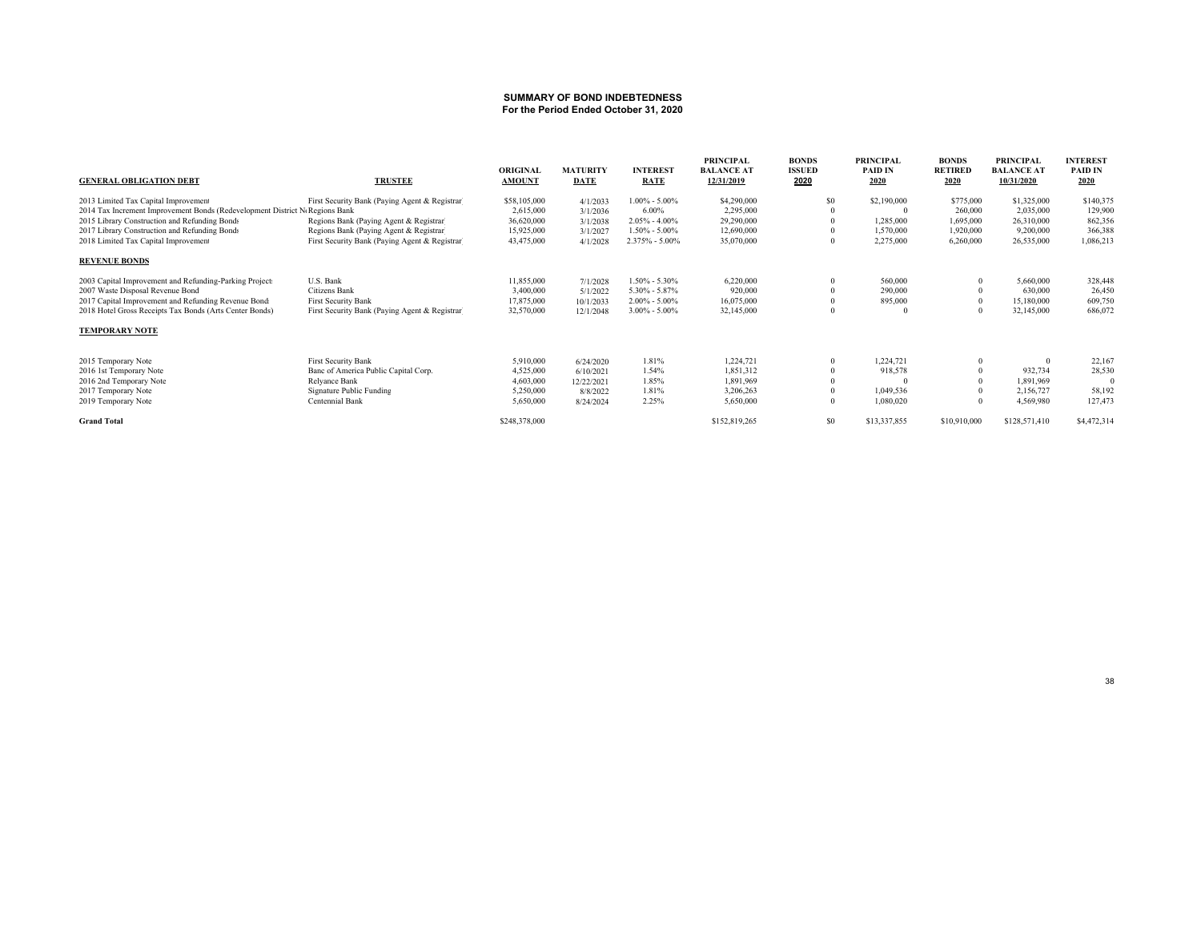# SUMMARY OF BOND INDEBTEDNESS
## For the Period Ended October 31, 2020

| GENERAL OBLIGATION DEBT | TRUSTEE | ORIGINAL AMOUNT | MATURITY DATE | INTEREST RATE | PRINCIPAL BALANCE AT 12/31/2019 | BONDS ISSUED 2020 | PRINCIPAL PAID IN 2020 | BONDS RETIRED 2020 | PRINCIPAL BALANCE AT 10/31/2020 | INTEREST PAID IN 2020 |
|---|---|---|---|---|---|---|---|---|---|---|
| 2013 Limited Tax Capital Improvement | First Security Bank (Paying Agent & Registrar | $58,105,000 | 4/1/2033 | 1.00% - 5.00% | $4,290,000 | $0 | $2,190,000 | $775,000 | $1,325,000 | $140,375 |
| 2014 Tax Increment Improvement Bonds (Redevelopment District N | Regions Bank | 2,615,000 | 3/1/2036 | 6.00% | 2,295,000 | 0 | 0 | 260,000 | 2,035,000 | 129,900 |
| 2015 Library Construction and Refunding Bonds | Regions Bank (Paying Agent & Registrar | 36,620,000 | 3/1/2038 | 2.05% - 4.00% | 29,290,000 | 0 | 1,285,000 | 1,695,000 | 26,310,000 | 862,356 |
| 2017 Library Construction and Refunding Bonds | Regions Bank (Paying Agent & Registrar | 15,925,000 | 3/1/2027 | 1.50% - 5.00% | 12,690,000 | 0 | 1,570,000 | 1,920,000 | 9,200,000 | 366,388 |
| 2018 Limited Tax Capital Improvement | First Security Bank (Paying Agent & Registrar | 43,475,000 | 4/1/2028 | 2.375% - 5.00% | 35,070,000 | 0 | 2,275,000 | 6,260,000 | 26,535,000 | 1,086,213 |
| **REVENUE BONDS** | | | | | | | | | | |
| 2003 Capital Improvement and Refunding-Parking Projects | U.S. Bank | 11,855,000 | 7/1/2028 | 1.50% - 5.30% | 6,220,000 | 0 | 560,000 | 0 | 5,660,000 | 328,448 |
| 2007 Waste Disposal Revenue Bond | Citizens Bank | 3,400,000 | 5/1/2022 | 5.30% - 5.87% | 920,000 | 0 | 290,000 | 0 | 630,000 | 26,450 |
| 2017 Capital Improvement and Refunding Revenue Bonds | First Security Bank | 17,875,000 | 10/1/2033 | 2.00% - 5.00% | 16,075,000 | 0 | 895,000 | 0 | 15,180,000 | 609,750 |
| 2018 Hotel Gross Receipts Tax Bonds (Arts Center Bonds) | First Security Bank (Paying Agent & Registrar | 32,570,000 | 12/1/2048 | 3.00% - 5.00% | 32,145,000 | 0 | 0 | 0 | 32,145,000 | 686,072 |
| **TEMPORARY NOTE** | | | | | | | | | | |
| 2015 Temporary Note | First Security Bank | 5,910,000 | 6/24/2020 | 1.81% | 1,224,721 | 0 | 1,224,721 | 0 | 0 | 22,167 |
| 2016 1st Temporary Note | Banc of America Public Capital Corp. | 4,525,000 | 6/10/2021 | 1.54% | 1,851,312 | 0 | 918,578 | 0 | 932,734 | 28,530 |
| 2016 2nd Temporary Note | Relyance Bank | 4,603,000 | 12/22/2021 | 1.85% | 1,891,969 | 0 | 0 | 0 | 1,891,969 | 0 |
| 2017 Temporary Note | Signature Public Funding | 5,250,000 | 8/8/2022 | 1.81% | 3,206,263 | 0 | 1,049,536 | 0 | 2,156,727 | 58,192 |
| 2019 Temporary Note | Centennial Bank | 5,650,000 | 8/24/2024 | 2.25% | 5,650,000 | 0 | 1,080,020 | 0 | 4,569,980 | 127,473 |
| **Grand Total** | | $248,378,000 | | | $152,819,265 | $0 | $13,337,855 | $10,910,000 | $128,571,410 | $4,472,314 |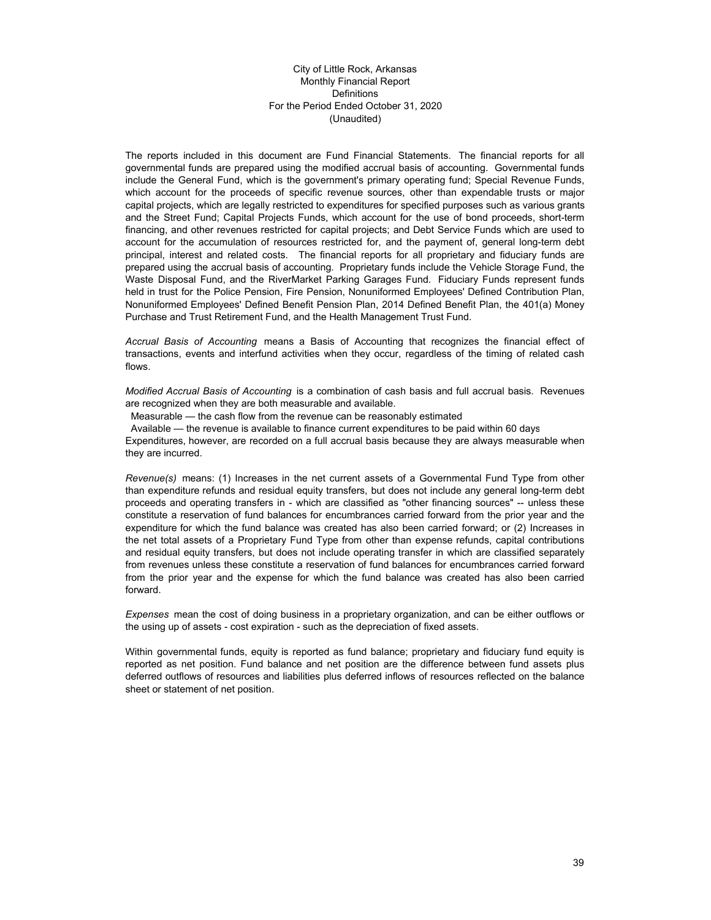City of Little Rock, Arkansas
Monthly Financial Report
Definitions
For the Period Ended October 31, 2020
(Unaudited)

The reports included in this document are Fund Financial Statements. The financial reports for all governmental funds are prepared using the modified accrual basis of accounting. Governmental funds include the General Fund, which is the government's primary operating fund; Special Revenue Funds, which account for the proceeds of specific revenue sources, other than expendable trusts or major capital projects, which are legally restricted to expenditures for specified purposes such as various grants and the Street Fund; Capital Projects Funds, which account for the use of bond proceeds, short-term financing, and other revenues restricted for capital projects; and Debt Service Funds which are used to account for the accumulation of resources restricted for, and the payment of, general long-term debt principal, interest and related costs. The financial reports for all proprietary and fiduciary funds are prepared using the accrual basis of accounting. Proprietary funds include the Vehicle Storage Fund, the Waste Disposal Fund, and the RiverMarket Parking Garages Fund. Fiduciary Funds represent funds held in trust for the Police Pension, Fire Pension, Nonuniformed Employees' Defined Contribution Plan, Nonuniformed Employees' Defined Benefit Pension Plan, 2014 Defined Benefit Plan, the 401(a) Money Purchase and Trust Retirement Fund, and the Health Management Trust Fund.

*Accrual Basis of Accounting* means a Basis of Accounting that recognizes the financial effect of transactions, events and interfund activities when they occur, regardless of the timing of related cash flows.

*Modified Accrual Basis of Accounting* is a combination of cash basis and full accrual basis. Revenues are recognized when they are both measurable and available.
Measurable — the cash flow from the revenue can be reasonably estimated
Available — the revenue is available to finance current expenditures to be paid within 60 days
Expenditures, however, are recorded on a full accrual basis because they are always measurable when they are incurred.

*Revenue(s)* means: (1) Increases in the net current assets of a Governmental Fund Type from other than expenditure refunds and residual equity transfers, but does not include any general long-term debt proceeds and operating transfers in - which are classified as "other financing sources" -- unless these constitute a reservation of fund balances for encumbrances carried forward from the prior year and the expenditure for which the fund balance was created has also been carried forward; or (2) Increases in the net total assets of a Proprietary Fund Type from other than expense refunds, capital contributions and residual equity transfers, but does not include operating transfer in which are classified separately from revenues unless these constitute a reservation of fund balances for encumbrances carried forward from the prior year and the expense for which the fund balance was created has also been carried forward.

*Expenses* mean the cost of doing business in a proprietary organization, and can be either outflows or the using up of assets - cost expiration - such as the depreciation of fixed assets.

Within governmental funds, equity is reported as fund balance; proprietary and fiduciary fund equity is reported as net position. Fund balance and net position are the difference between fund assets plus deferred outflows of resources and liabilities plus deferred inflows of resources reflected on the balance sheet or statement of net position.